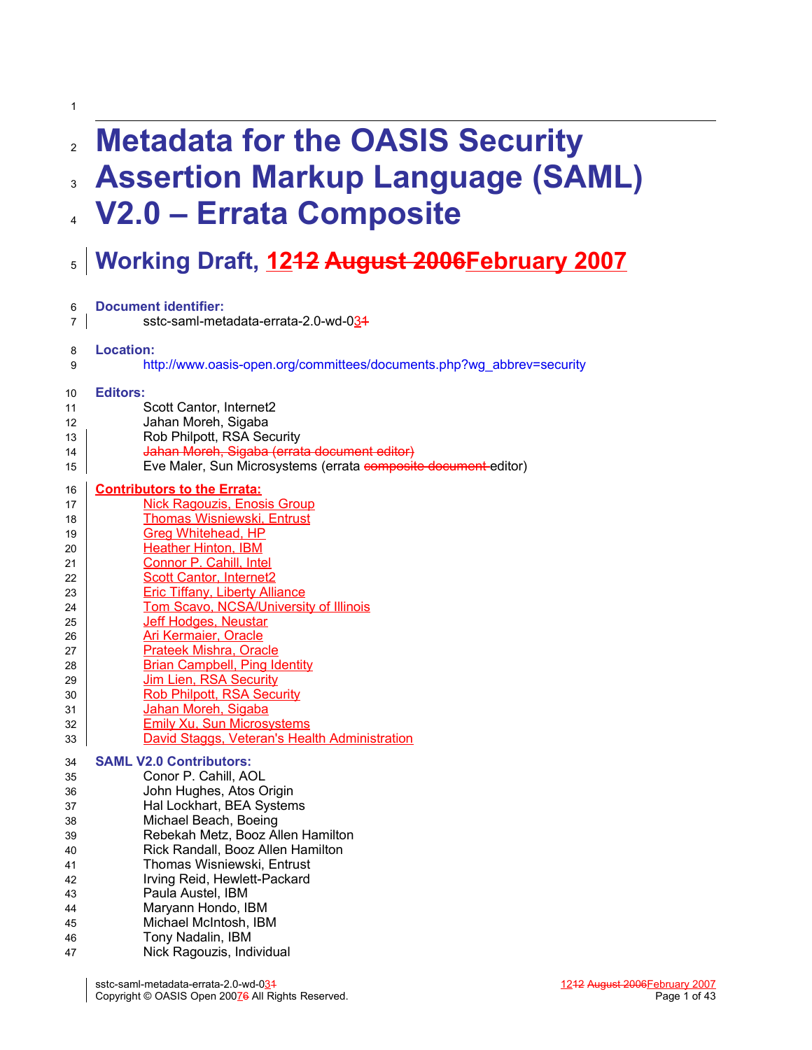# Metadata for the OASIS Security Assertion Markup Language (SAML) V2.0 – Errata Composite

## Working Draft, 1212 August 2006February 2007

**Document identifier:**

sstc-saml-metadata-errata-2.0-wd-031

**Location:**

http://www.oasis-open.org/committees/documents.php?wg_abbrev=security

**Editors:**

Scott Cantor, Internet2
Jahan Moreh, Sigaba
Rob Philpott, RSA Security
~~Jahan Moreh, Sigaba (errata document editor)~~
Eve Maler, Sun Microsystems (errata ~~composite document~~ editor)

**Contributors to the Errata:**

Nick Ragouzis, Enosis Group
Thomas Wisniewski, Entrust
Greg Whitehead, HP
Heather Hinton, IBM
Connor P. Cahill, Intel
Scott Cantor, Internet2
Eric Tiffany, Liberty Alliance
Tom Scavo, NCSA/University of Illinois
Jeff Hodges, Neustar
Ari Kermaier, Oracle
Prateek Mishra, Oracle
Brian Campbell, Ping Identity
Jim Lien, RSA Security
Rob Philpott, RSA Security
Jahan Moreh, Sigaba
Emily Xu, Sun Microsystems
David Staggs, Veteran's Health Administration

**SAML V2.0 Contributors:**

Conor P. Cahill, AOL
John Hughes, Atos Origin
Hal Lockhart, BEA Systems
Michael Beach, Boeing
Rebekah Metz, Booz Allen Hamilton
Rick Randall, Booz Allen Hamilton
Thomas Wisniewski, Entrust
Irving Reid, Hewlett-Packard
Paula Austel, IBM
Maryann Hondo, IBM
Michael McIntosh, IBM
Tony Nadalin, IBM
Nick Ragouzis, Individual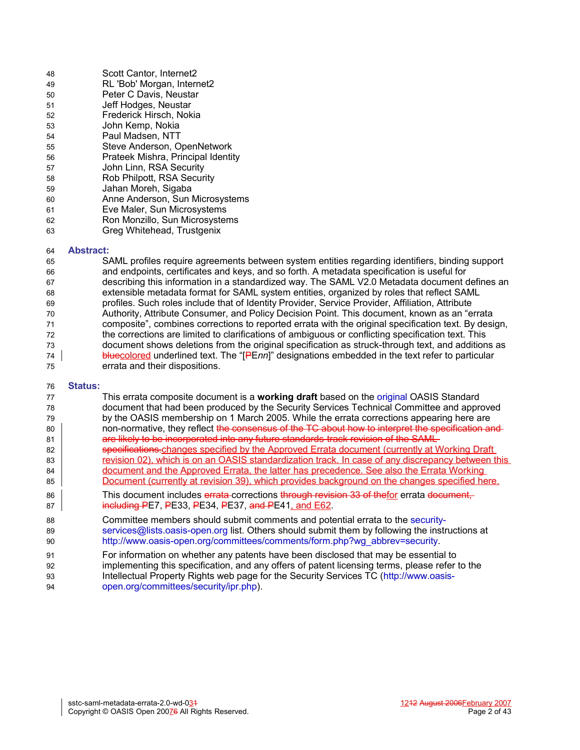Scott Cantor, Internet2
RL 'Bob' Morgan, Internet2
Peter C Davis, Neustar
Jeff Hodges, Neustar
Frederick Hirsch, Nokia
John Kemp, Nokia
Paul Madsen, NTT
Steve Anderson, OpenNetwork
Prateek Mishra, Principal Identity
John Linn, RSA Security
Rob Philpott, RSA Security
Jahan Moreh, Sigaba
Anne Anderson, Sun Microsystems
Eve Maler, Sun Microsystems
Ron Monzillo, Sun Microsystems
Greg Whitehead, Trustgenix

**Abstract:**

SAML profiles require agreements between system entities regarding identifiers, binding support and endpoints, certificates and keys, and so forth. A metadata specification is useful for describing this information in a standardized way. The SAML V2.0 Metadata document defines an extensible metadata format for SAML system entities, organized by roles that reflect SAML profiles. Such roles include that of Identity Provider, Service Provider, Affiliation, Attribute Authority, Attribute Consumer, and Policy Decision Point. This document, known as an "errata composite", combines corrections to reported errata with the original specification text. By design, the corrections are limited to clarifications of ambiguous or conflicting specification text. This document shows deletions from the original specification as struck-through text, and additions as ~~blue~~colored underlined text. The "[~~P~~E*nn*]" designations embedded in the text refer to particular errata and their dispositions.

**Status:**

This errata composite document is a **working draft** based on the original OASIS Standard document that had been produced by the Security Services Technical Committee and approved by the OASIS membership on 1 March 2005. While the errata corrections appearing here are non-normative, they reflect ~~the consensus of the TC about how to interpret the specification and are likely to be incorporated into any future standards-track revision of the SAML specifications.~~changes specified by the Approved Errata document (currently at Working Draft revision 02), which is on an OASIS standardization track. In case of any discrepancy between this document and the Approved Errata, the latter has precedence. See also the Errata Working Document (currently at revision 39), which provides background on the changes specified here.

This document includes ~~errata~~ corrections ~~through revision 33 of the~~for errata ~~document, including P~~E7, ~~P~~E33, ~~P~~E34, ~~P~~E37, ~~and P~~E41, and E62.

Committee members should submit comments and potential errata to the security-services@lists.oasis-open.org list. Others should submit them by following the instructions at http://www.oasis-open.org/committees/comments/form.php?wg_abbrev=security.

For information on whether any patents have been disclosed that may be essential to implementing this specification, and any offers of patent licensing terms, please refer to the Intellectual Property Rights web page for the Security Services TC (http://www.oasis-open.org/committees/security/ipr.php).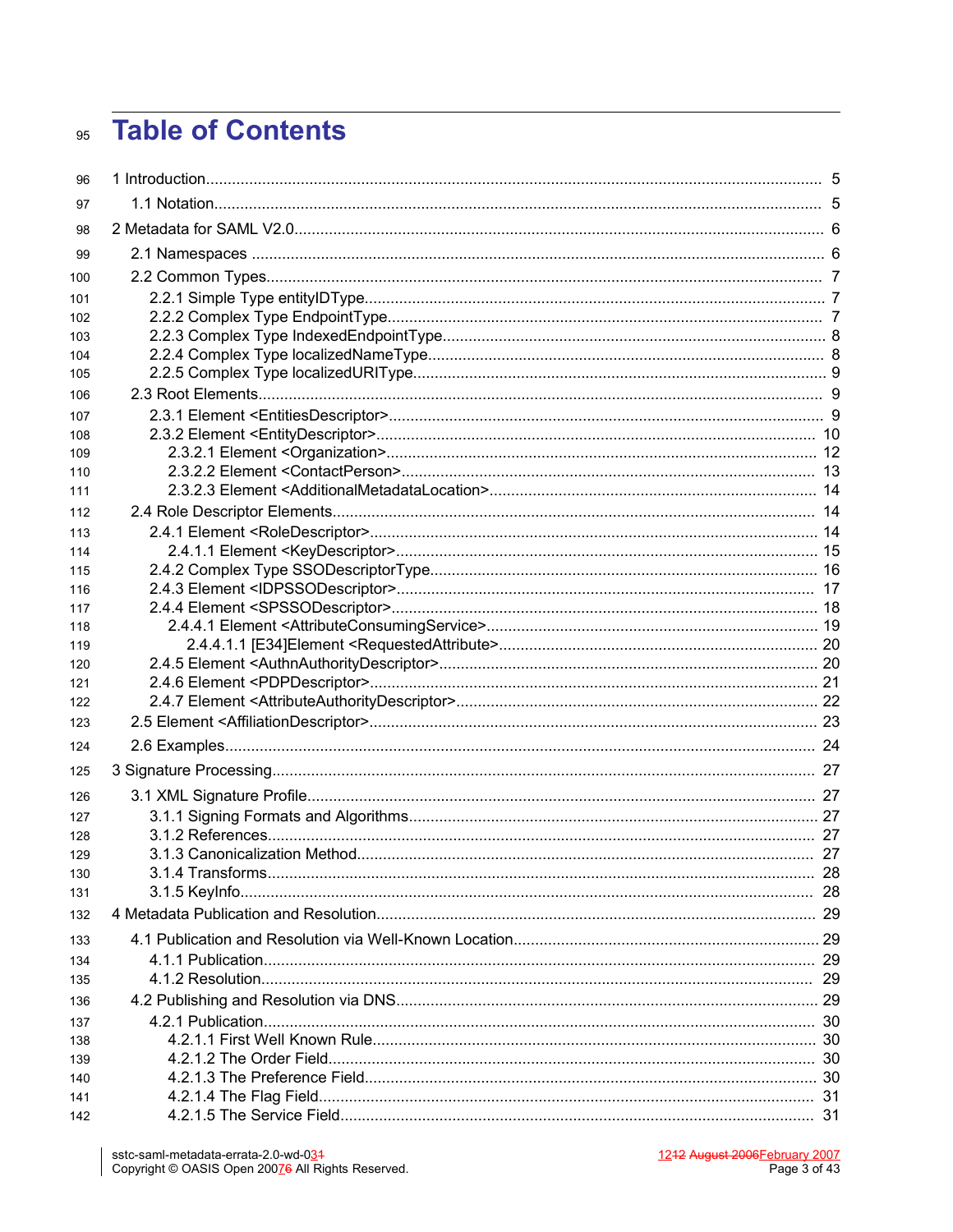# Table of Contents

- 1 Introduction ..... 5
  - 1.1 Notation ..... 5
- 2 Metadata for SAML V2.0 ..... 6
  - 2.1 Namespaces ..... 6
  - 2.2 Common Types ..... 7
    - 2.2.1 Simple Type entityIDType ..... 7
    - 2.2.2 Complex Type EndpointType ..... 7
    - 2.2.3 Complex Type IndexedEndpointType ..... 8
    - 2.2.4 Complex Type localizedNameType ..... 8
    - 2.2.5 Complex Type localizedURIType ..... 9
  - 2.3 Root Elements ..... 9
    - 2.3.1 Element <EntitiesDescriptor> ..... 9
    - 2.3.2 Element <EntityDescriptor> ..... 10
      - 2.3.2.1 Element <Organization> ..... 12
      - 2.3.2.2 Element <ContactPerson> ..... 13
      - 2.3.2.3 Element <AdditionalMetadataLocation> ..... 14
  - 2.4 Role Descriptor Elements ..... 14
    - 2.4.1 Element <RoleDescriptor> ..... 14
      - 2.4.1.1 Element <KeyDescriptor> ..... 15
    - 2.4.2 Complex Type SSODescriptorType ..... 16
    - 2.4.3 Element <IDPSSODescriptor> ..... 17
    - 2.4.4 Element <SPSSODescriptor> ..... 18
      - 2.4.4.1 Element <AttributeConsumingService> ..... 19
        - 2.4.4.1.1 [E34]Element <RequestedAttribute> ..... 20
    - 2.4.5 Element <AuthnAuthorityDescriptor> ..... 20
    - 2.4.6 Element <PDPDescriptor> ..... 21
    - 2.4.7 Element <AttributeAuthorityDescriptor> ..... 22
  - 2.5 Element <AffiliationDescriptor> ..... 23
  - 2.6 Examples ..... 24
- 3 Signature Processing ..... 27
  - 3.1 XML Signature Profile ..... 27
    - 3.1.1 Signing Formats and Algorithms ..... 27
    - 3.1.2 References ..... 27
    - 3.1.3 Canonicalization Method ..... 27
    - 3.1.4 Transforms ..... 28
    - 3.1.5 KeyInfo ..... 28
- 4 Metadata Publication and Resolution ..... 29
  - 4.1 Publication and Resolution via Well-Known Location ..... 29
    - 4.1.1 Publication ..... 29
    - 4.1.2 Resolution ..... 29
  - 4.2 Publishing and Resolution via DNS ..... 29
    - 4.2.1 Publication ..... 30
      - 4.2.1.1 First Well Known Rule ..... 30
      - 4.2.1.2 The Order Field ..... 30
      - 4.2.1.3 The Preference Field ..... 30
      - 4.2.1.4 The Flag Field ..... 31
      - 4.2.1.5 The Service Field ..... 31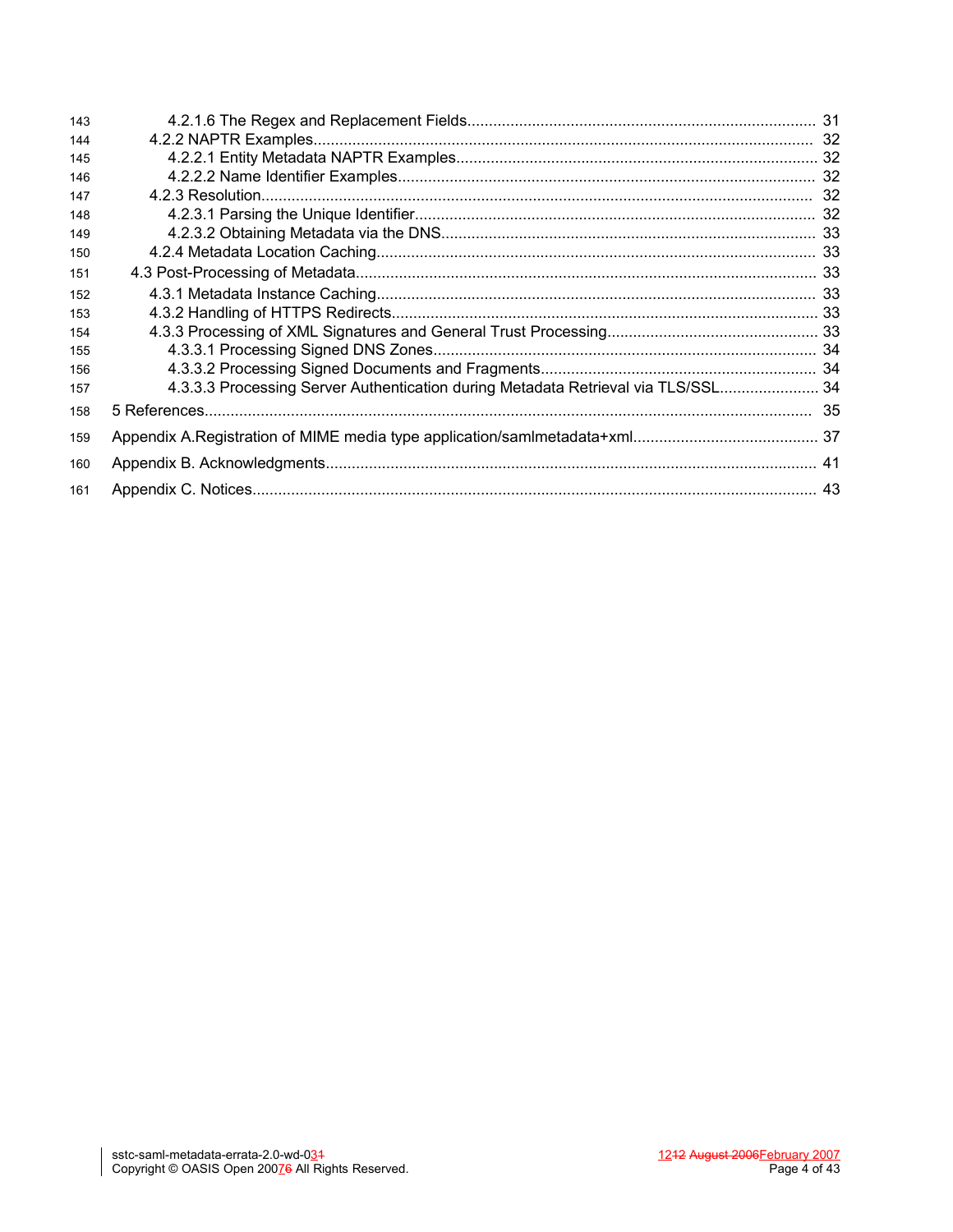4.2.1.6 The Regex and Replacement Fields ... 31
4.2.2 NAPTR Examples ... 32
4.2.2.1 Entity Metadata NAPTR Examples ... 32
4.2.2.2 Name Identifier Examples ... 32
4.2.3 Resolution ... 32
4.2.3.1 Parsing the Unique Identifier ... 32
4.2.3.2 Obtaining Metadata via the DNS ... 33
4.2.4 Metadata Location Caching ... 33
4.3 Post-Processing of Metadata ... 33
4.3.1 Metadata Instance Caching ... 33
4.3.2 Handling of HTTPS Redirects ... 33
4.3.3 Processing of XML Signatures and General Trust Processing ... 33
4.3.3.1 Processing Signed DNS Zones ... 34
4.3.3.2 Processing Signed Documents and Fragments ... 34
4.3.3.3 Processing Server Authentication during Metadata Retrieval via TLS/SSL ... 34
5 References ... 35
Appendix A.Registration of MIME media type application/samlmetadata+xml ... 37
Appendix B. Acknowledgments ... 41
Appendix C. Notices ... 43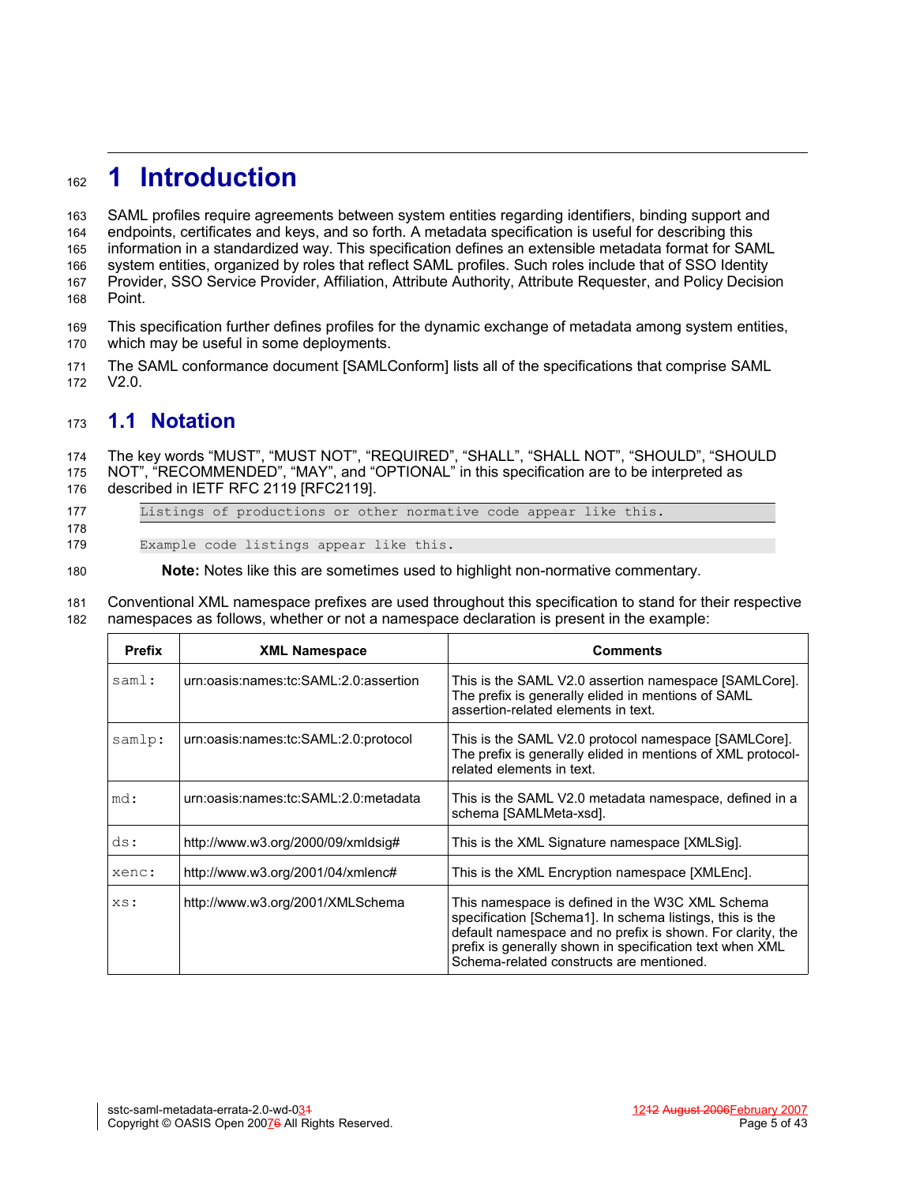# 1 Introduction

SAML profiles require agreements between system entities regarding identifiers, binding support and endpoints, certificates and keys, and so forth. A metadata specification is useful for describing this information in a standardized way. This specification defines an extensible metadata format for SAML system entities, organized by roles that reflect SAML profiles. Such roles include that of SSO Identity Provider, SSO Service Provider, Affiliation, Attribute Authority, Attribute Requester, and Policy Decision Point.

This specification further defines profiles for the dynamic exchange of metadata among system entities, which may be useful in some deployments.

The SAML conformance document [SAMLConform] lists all of the specifications that comprise SAML V2.0.

## 1.1 Notation

The key words “MUST”, “MUST NOT”, “REQUIRED”, “SHALL”, “SHALL NOT”, “SHOULD”, “SHOULD NOT”, “RECOMMENDED”, “MAY”, and “OPTIONAL” in this specification are to be interpreted as described in IETF RFC 2119 [RFC2119].

```
Listings of productions or other normative code appear like this.
```

```
Example code listings appear like this.
```

> **Note:** Notes like this are sometimes used to highlight non-normative commentary.

Conventional XML namespace prefixes are used throughout this specification to stand for their respective namespaces as follows, whether or not a namespace declaration is present in the example:

| Prefix | XML Namespace | Comments |
|---|---|---|
| `saml:` | urn:oasis:names:tc:SAML:2.0:assertion | This is the SAML V2.0 assertion namespace [SAMLCore]. The prefix is generally elided in mentions of SAML assertion-related elements in text. |
| `samlp:` | urn:oasis:names:tc:SAML:2.0:protocol | This is the SAML V2.0 protocol namespace [SAMLCore]. The prefix is generally elided in mentions of XML protocol-related elements in text. |
| `md:` | urn:oasis:names:tc:SAML:2.0:metadata | This is the SAML V2.0 metadata namespace, defined in a schema [SAMLMeta-xsd]. |
| `ds:` | http://www.w3.org/2000/09/xmldsig# | This is the XML Signature namespace [XMLSig]. |
| `xenc:` | http://www.w3.org/2001/04/xmlenc# | This is the XML Encryption namespace [XMLEnc]. |
| `xs:` | http://www.w3.org/2001/XMLSchema | This namespace is defined in the W3C XML Schema specification [Schema1]. In schema listings, this is the default namespace and no prefix is shown. For clarity, the prefix is generally shown in specification text when XML Schema-related constructs are mentioned. |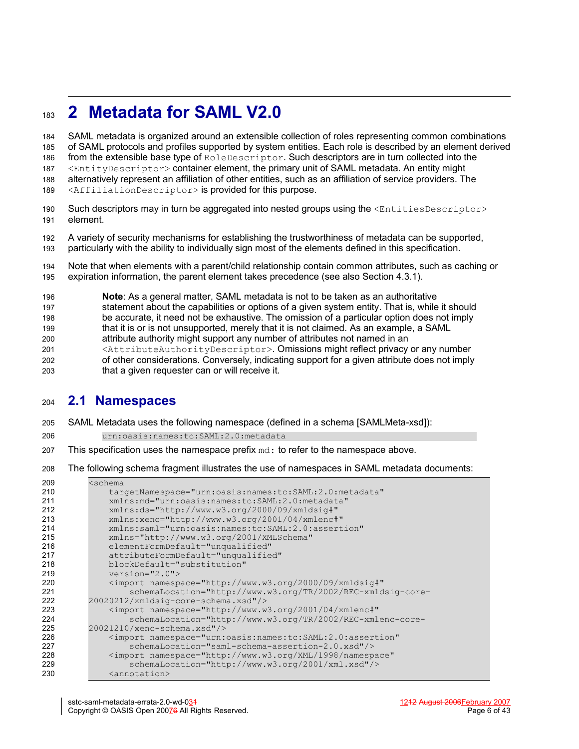# 2 Metadata for SAML V2.0

SAML metadata is organized around an extensible collection of roles representing common combinations of SAML protocols and profiles supported by system entities. Each role is described by an element derived from the extensible base type of `RoleDescriptor`. Such descriptors are in turn collected into the `<EntityDescriptor>` container element, the primary unit of SAML metadata. An entity might alternatively represent an affiliation of other entities, such as an affiliation of service providers. The `<AffiliationDescriptor>` is provided for this purpose.

Such descriptors may in turn be aggregated into nested groups using the `<EntitiesDescriptor>` element.

A variety of security mechanisms for establishing the trustworthiness of metadata can be supported, particularly with the ability to individually sign most of the elements defined in this specification.

Note that when elements with a parent/child relationship contain common attributes, such as caching or expiration information, the parent element takes precedence (see also Section 4.3.1).

> **Note**: As a general matter, SAML metadata is not to be taken as an authoritative statement about the capabilities or options of a given system entity. That is, while it should be accurate, it need not be exhaustive. The omission of a particular option does not imply that it is or is not unsupported, merely that it is not claimed. As an example, a SAML attribute authority might support any number of attributes not named in an `<AttributeAuthorityDescriptor>`. Omissions might reflect privacy or any number of other considerations. Conversely, indicating support for a given attribute does not imply that a given requester can or will receive it.

## 2.1 Namespaces

SAML Metadata uses the following namespace (defined in a schema [SAMLMeta-xsd]):

```
urn:oasis:names:tc:SAML:2.0:metadata
```

This specification uses the namespace prefix `md:` to refer to the namespace above.

The following schema fragment illustrates the use of namespaces in SAML metadata documents:

```
<schema
    targetNamespace="urn:oasis:names:tc:SAML:2.0:metadata"
    xmlns:md="urn:oasis:names:tc:SAML:2.0:metadata"
    xmlns:ds="http://www.w3.org/2000/09/xmldsig#"
    xmlns:xenc="http://www.w3.org/2001/04/xmlenc#"
    xmlns:saml="urn:oasis:names:tc:SAML:2.0:assertion"
    xmlns="http://www.w3.org/2001/XMLSchema"
    elementFormDefault="unqualified"
    attributeFormDefault="unqualified"
    blockDefault="substitution"
    version="2.0">
    <import namespace="http://www.w3.org/2000/09/xmldsig#"
        schemaLocation="http://www.w3.org/TR/2002/REC-xmldsig-core-
20020212/xmldsig-core-schema.xsd"/>
    <import namespace="http://www.w3.org/2001/04/xmlenc#"
        schemaLocation="http://www.w3.org/TR/2002/REC-xmlenc-core-
20021210/xenc-schema.xsd"/>
    <import namespace="urn:oasis:names:tc:SAML:2.0:assertion"
        schemaLocation="saml-schema-assertion-2.0.xsd"/>
    <import namespace="http://www.w3.org/XML/1998/namespace"
        schemaLocation="http://www.w3.org/2001/xml.xsd"/>
    <annotation>
```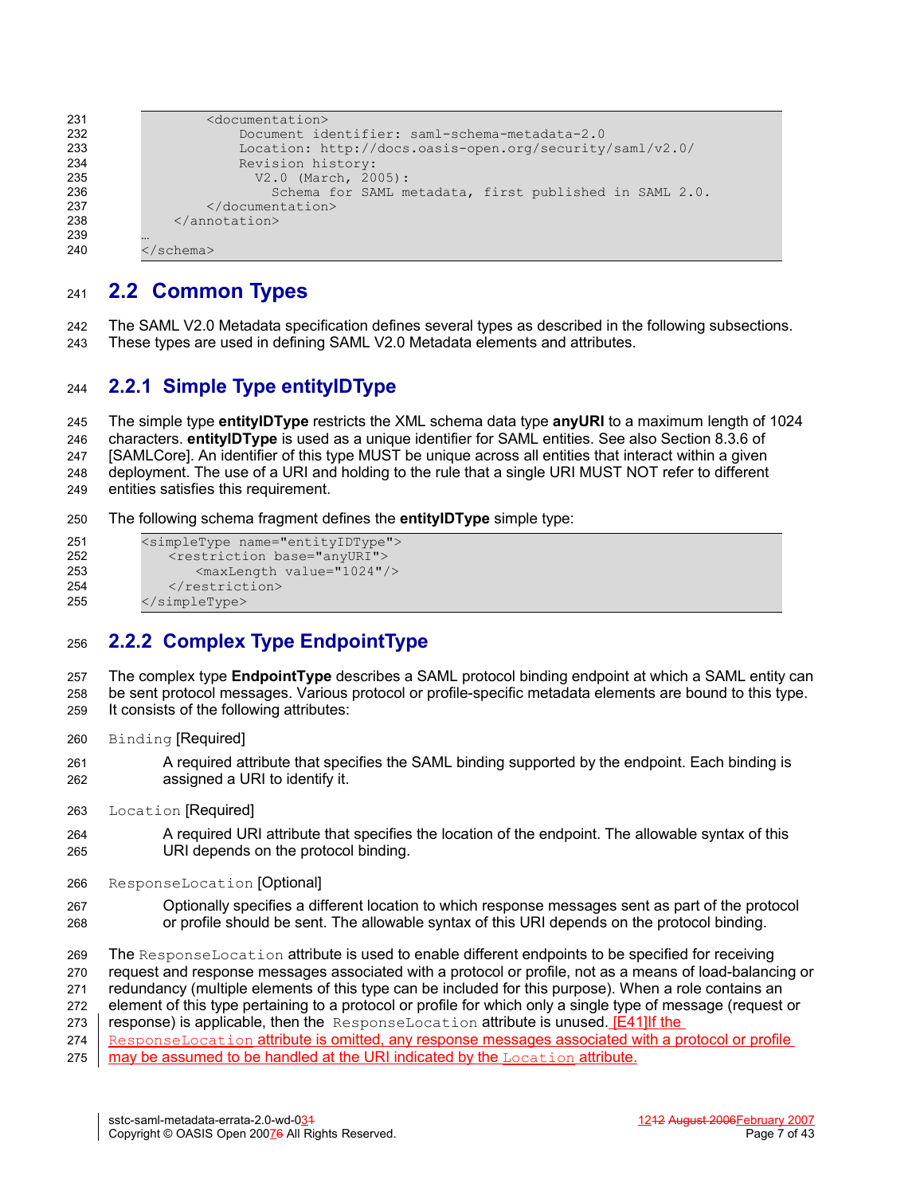```
        <documentation>
            Document identifier: saml-schema-metadata-2.0
            Location: http://docs.oasis-open.org/security/saml/v2.0/
            Revision history:
              V2.0 (March, 2005):
                Schema for SAML metadata, first published in SAML 2.0.
        </documentation>
    </annotation>
…
</schema>
```

## 2.2 Common Types

The SAML V2.0 Metadata specification defines several types as described in the following subsections. These types are used in defining SAML V2.0 Metadata elements and attributes.

### 2.2.1 Simple Type entityIDType

The simple type **entityIDType** restricts the XML schema data type **anyURI** to a maximum length of 1024 characters. **entityIDType** is used as a unique identifier for SAML entities. See also Section 8.3.6 of [SAMLCore]. An identifier of this type MUST be unique across all entities that interact within a given deployment. The use of a URI and holding to the rule that a single URI MUST NOT refer to different entities satisfies this requirement.

The following schema fragment defines the **entityIDType** simple type:

```
<simpleType name="entityIDType">
   <restriction base="anyURI">
      <maxLength value="1024"/>
   </restriction>
</simpleType>
```

### 2.2.2 Complex Type EndpointType

The complex type **EndpointType** describes a SAML protocol binding endpoint at which a SAML entity can be sent protocol messages. Various protocol or profile-specific metadata elements are bound to this type. It consists of the following attributes:

`Binding` [Required]

> A required attribute that specifies the SAML binding supported by the endpoint. Each binding is assigned a URI to identify it.

`Location` [Required]

> A required URI attribute that specifies the location of the endpoint. The allowable syntax of this URI depends on the protocol binding.

`ResponseLocation` [Optional]

> Optionally specifies a different location to which response messages sent as part of the protocol or profile should be sent. The allowable syntax of this URI depends on the protocol binding.

The `ResponseLocation` attribute is used to enable different endpoints to be specified for receiving request and response messages associated with a protocol or profile, not as a means of load-balancing or redundancy (multiple elements of this type can be included for this purpose). When a role contains an element of this type pertaining to a protocol or profile for which only a single type of message (request or response) is applicable, then the `ResponseLocation` attribute is unused. [E41]If the `ResponseLocation` attribute is omitted, any response messages associated with a protocol or profile may be assumed to be handled at the URI indicated by the `Location` attribute.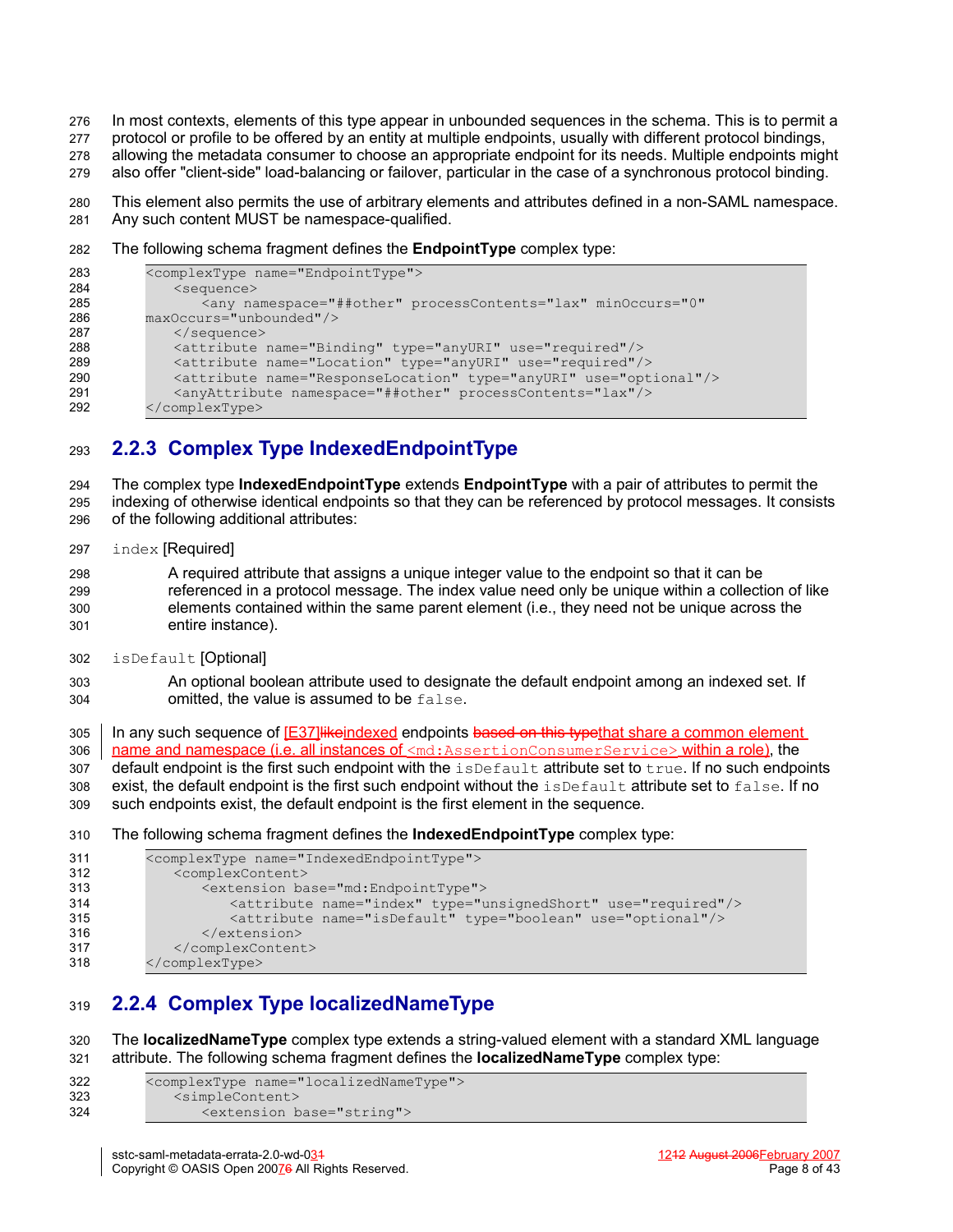In most contexts, elements of this type appear in unbounded sequences in the schema. This is to permit a protocol or profile to be offered by an entity at multiple endpoints, usually with different protocol bindings, allowing the metadata consumer to choose an appropriate endpoint for its needs. Multiple endpoints might also offer "client-side" load-balancing or failover, particular in the case of a synchronous protocol binding.

This element also permits the use of arbitrary elements and attributes defined in a non-SAML namespace. Any such content MUST be namespace-qualified.

The following schema fragment defines the **EndpointType** complex type:

```
<complexType name="EndpointType">
    <sequence>
        <any namespace="##other" processContents="lax" minOccurs="0"
maxOccurs="unbounded"/>
    </sequence>
    <attribute name="Binding" type="anyURI" use="required"/>
    <attribute name="Location" type="anyURI" use="required"/>
    <attribute name="ResponseLocation" type="anyURI" use="optional"/>
    <anyAttribute namespace="##other" processContents="lax"/>
</complexType>
```

## 2.2.3 Complex Type IndexedEndpointType

The complex type **IndexedEndpointType** extends **EndpointType** with a pair of attributes to permit the indexing of otherwise identical endpoints so that they can be referenced by protocol messages. It consists of the following additional attributes:

`index` [Required]

A required attribute that assigns a unique integer value to the endpoint so that it can be referenced in a protocol message. The index value need only be unique within a collection of like elements contained within the same parent element (i.e., they need not be unique across the entire instance).

`isDefault` [Optional]

An optional boolean attribute used to designate the default endpoint among an indexed set. If omitted, the value is assumed to be `false`.

In any such sequence of [E37]~~like~~indexed endpoints ~~based on this type~~that share a common element name and namespace (i.e. all instances of `<md:AssertionConsumerService>` within a role), the default endpoint is the first such endpoint with the `isDefault` attribute set to `true`. If no such endpoints exist, the default endpoint is the first such endpoint without the `isDefault` attribute set to `false`. If no such endpoints exist, the default endpoint is the first element in the sequence.

The following schema fragment defines the **IndexedEndpointType** complex type:

```
<complexType name="IndexedEndpointType">
    <complexContent>
        <extension base="md:EndpointType">
            <attribute name="index" type="unsignedShort" use="required"/>
            <attribute name="isDefault" type="boolean" use="optional"/>
        </extension>
    </complexContent>
</complexType>
```

## 2.2.4 Complex Type localizedNameType

The **localizedNameType** complex type extends a string-valued element with a standard XML language attribute. The following schema fragment defines the **localizedNameType** complex type:

```
<complexType name="localizedNameType">
    <simpleContent>
        <extension base="string">
```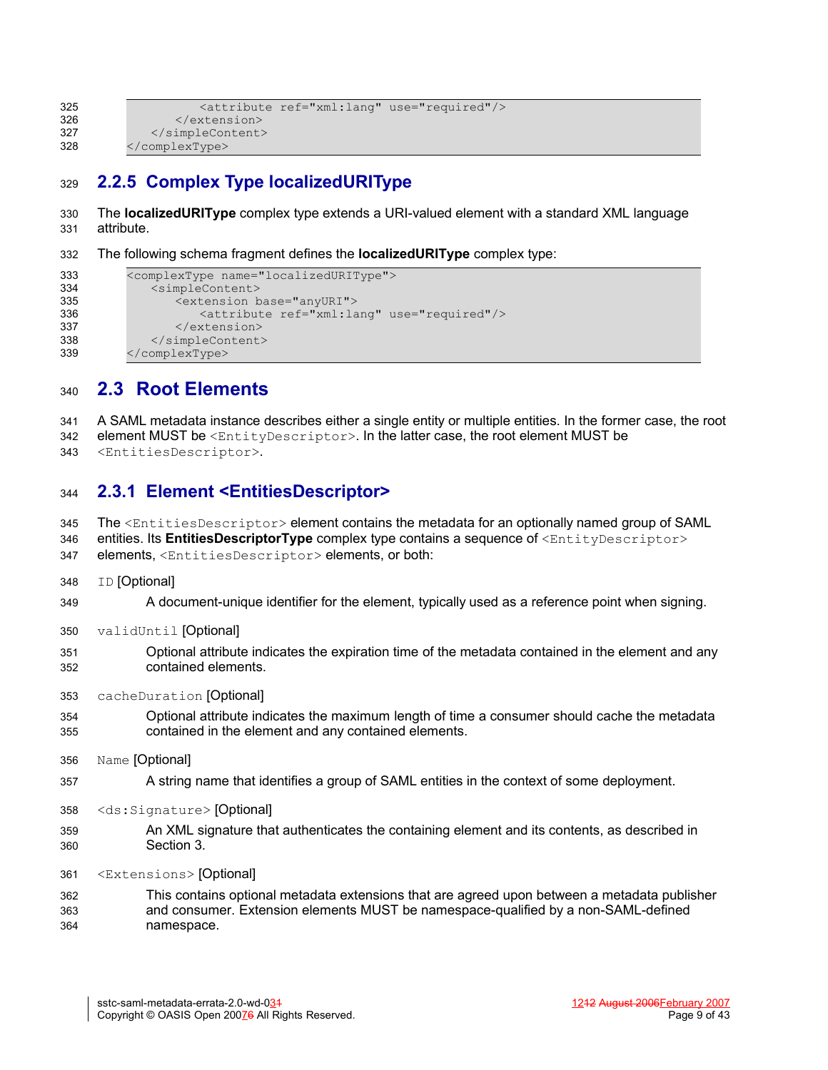```
            <attribute ref="xml:lang" use="required"/>
        </extension>
    </simpleContent>
</complexType>
```

### 2.2.5 Complex Type localizedURIType

The **localizedURIType** complex type extends a URI-valued element with a standard XML language attribute.

The following schema fragment defines the **localizedURIType** complex type:

```
<complexType name="localizedURIType">
    <simpleContent>
        <extension base="anyURI">
            <attribute ref="xml:lang" use="required"/>
        </extension>
    </simpleContent>
</complexType>
```

## 2.3 Root Elements

A SAML metadata instance describes either a single entity or multiple entities. In the former case, the root element MUST be `<EntityDescriptor>`. In the latter case, the root element MUST be `<EntitiesDescriptor>`.

### 2.3.1 Element <EntitiesDescriptor>

The `<EntitiesDescriptor>` element contains the metadata for an optionally named group of SAML entities. Its **EntitiesDescriptorType** complex type contains a sequence of `<EntityDescriptor>` elements, `<EntitiesDescriptor>` elements, or both:

`ID` [Optional]

A document-unique identifier for the element, typically used as a reference point when signing.

`validUntil` [Optional]

Optional attribute indicates the expiration time of the metadata contained in the element and any contained elements.

`cacheDuration` [Optional]

Optional attribute indicates the maximum length of time a consumer should cache the metadata contained in the element and any contained elements.

`Name` [Optional]

A string name that identifies a group of SAML entities in the context of some deployment.

`<ds:Signature>` [Optional]

An XML signature that authenticates the containing element and its contents, as described in Section 3.

`<Extensions>` [Optional]

This contains optional metadata extensions that are agreed upon between a metadata publisher and consumer. Extension elements MUST be namespace-qualified by a non-SAML-defined namespace.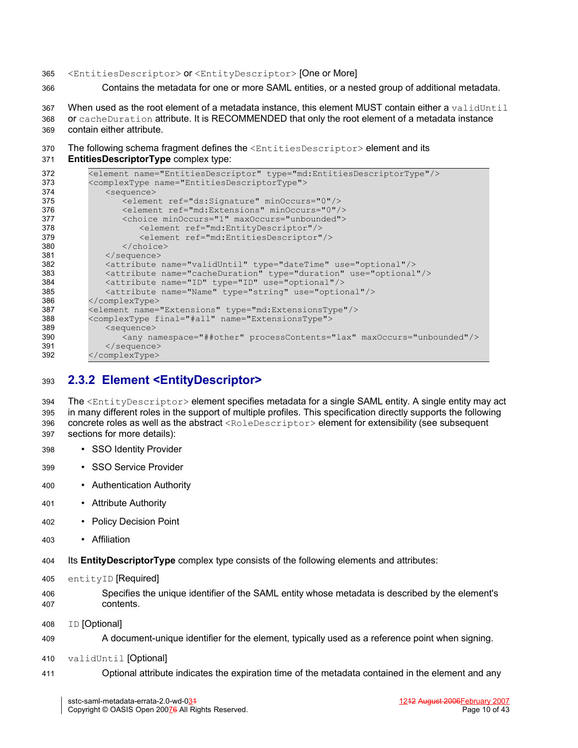`<EntitiesDescriptor>` or `<EntityDescriptor>` [One or More]

Contains the metadata for one or more SAML entities, or a nested group of additional metadata.

When used as the root element of a metadata instance, this element MUST contain either a `validUntil` or `cacheDuration` attribute. It is RECOMMENDED that only the root element of a metadata instance contain either attribute.

The following schema fragment defines the `<EntitiesDescriptor>` element and its **EntitiesDescriptorType** complex type:

```
<element name="EntitiesDescriptor" type="md:EntitiesDescriptorType"/>
<complexType name="EntitiesDescriptorType">
    <sequence>
        <element ref="ds:Signature" minOccurs="0"/>
        <element ref="md:Extensions" minOccurs="0"/>
        <choice minOccurs="1" maxOccurs="unbounded">
            <element ref="md:EntityDescriptor"/>
            <element ref="md:EntitiesDescriptor"/>
        </choice>
    </sequence>
    <attribute name="validUntil" type="dateTime" use="optional"/>
    <attribute name="cacheDuration" type="duration" use="optional"/>
    <attribute name="ID" type="ID" use="optional"/>
    <attribute name="Name" type="string" use="optional"/>
</complexType>
<element name="Extensions" type="md:ExtensionsType"/>
<complexType final="#all" name="ExtensionsType">
    <sequence>
        <any namespace="##other" processContents="lax" maxOccurs="unbounded"/>
    </sequence>
</complexType>
```

### 2.3.2 Element <EntityDescriptor>

The `<EntityDescriptor>` element specifies metadata for a single SAML entity. A single entity may act in many different roles in the support of multiple profiles. This specification directly supports the following concrete roles as well as the abstract `<RoleDescriptor>` element for extensibility (see subsequent sections for more details):

- SSO Identity Provider
- SSO Service Provider
- Authentication Authority
- Attribute Authority
- Policy Decision Point
- Affiliation

Its **EntityDescriptorType** complex type consists of the following elements and attributes:

`entityID` [Required]

Specifies the unique identifier of the SAML entity whose metadata is described by the element's contents.

`ID` [Optional]

A document-unique identifier for the element, typically used as a reference point when signing.

`validUntil` [Optional]

Optional attribute indicates the expiration time of the metadata contained in the element and any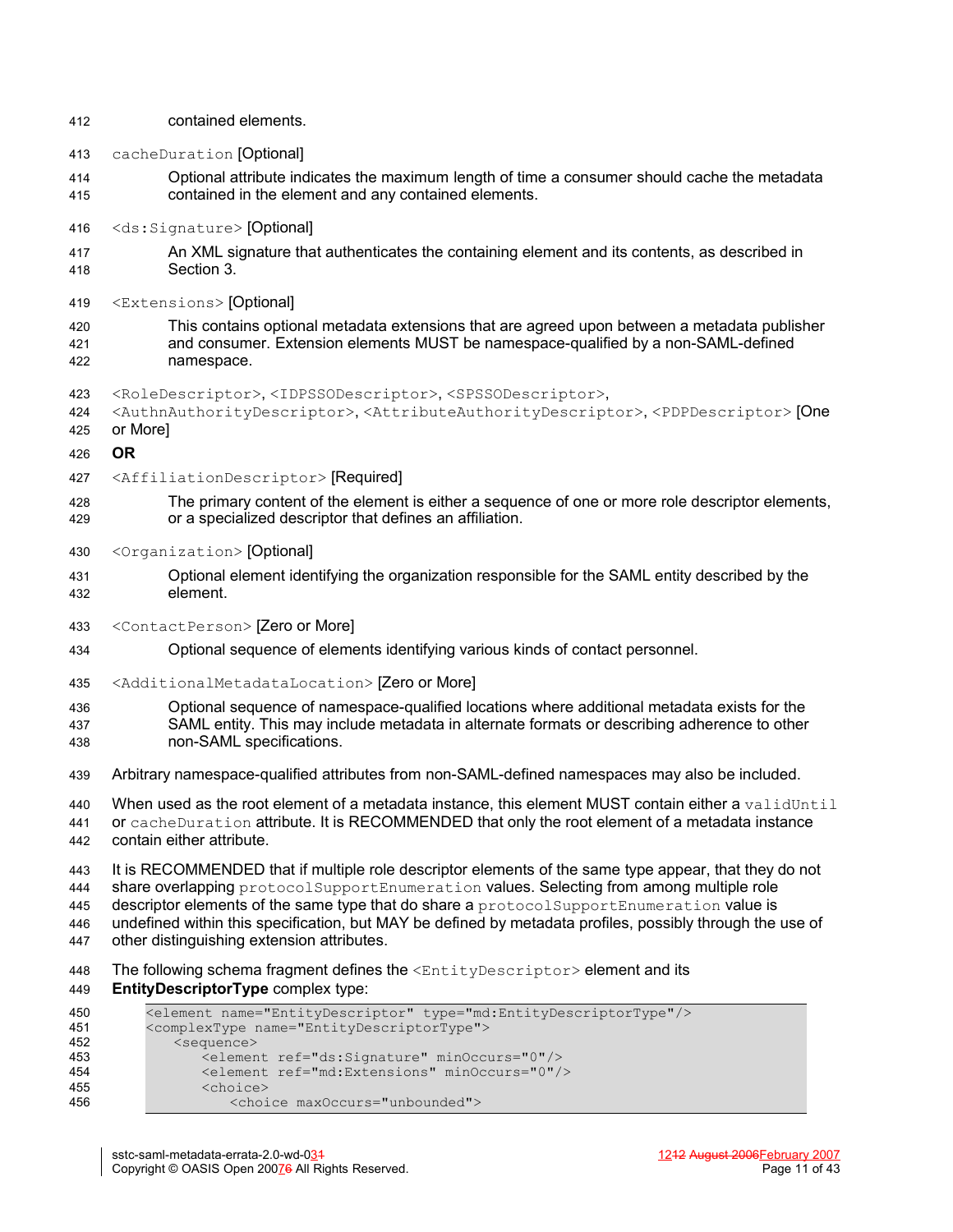contained elements.

`cacheDuration` [Optional]

Optional attribute indicates the maximum length of time a consumer should cache the metadata contained in the element and any contained elements.

`<ds:Signature>` [Optional]

An XML signature that authenticates the containing element and its contents, as described in Section 3.

`<Extensions>` [Optional]

This contains optional metadata extensions that are agreed upon between a metadata publisher and consumer. Extension elements MUST be namespace-qualified by a non-SAML-defined namespace.

`<RoleDescriptor>`, `<IDPSSODescriptor>`, `<SPSSODescriptor>`, `<AuthnAuthorityDescriptor>`, `<AttributeAuthorityDescriptor>`, `<PDPDescriptor>` [One or More]

**OR**

`<AffiliationDescriptor>` [Required]

The primary content of the element is either a sequence of one or more role descriptor elements, or a specialized descriptor that defines an affiliation.

`<Organization>` [Optional]

Optional element identifying the organization responsible for the SAML entity described by the element.

`<ContactPerson>` [Zero or More]

Optional sequence of elements identifying various kinds of contact personnel.

`<AdditionalMetadataLocation>` [Zero or More]

Optional sequence of namespace-qualified locations where additional metadata exists for the SAML entity. This may include metadata in alternate formats or describing adherence to other non-SAML specifications.

Arbitrary namespace-qualified attributes from non-SAML-defined namespaces may also be included.

When used as the root element of a metadata instance, this element MUST contain either a `validUntil` or `cacheDuration` attribute. It is RECOMMENDED that only the root element of a metadata instance contain either attribute.

It is RECOMMENDED that if multiple role descriptor elements of the same type appear, that they do not share overlapping `protocolSupportEnumeration` values. Selecting from among multiple role descriptor elements of the same type that do share a `protocolSupportEnumeration` value is undefined within this specification, but MAY be defined by metadata profiles, possibly through the use of other distinguishing extension attributes.

The following schema fragment defines the `<EntityDescriptor>` element and its **EntityDescriptorType** complex type:

```
<element name="EntityDescriptor" type="md:EntityDescriptorType"/>
<complexType name="EntityDescriptorType">
    <sequence>
        <element ref="ds:Signature" minOccurs="0"/>
        <element ref="md:Extensions" minOccurs="0"/>
        <choice>
            <choice maxOccurs="unbounded">
```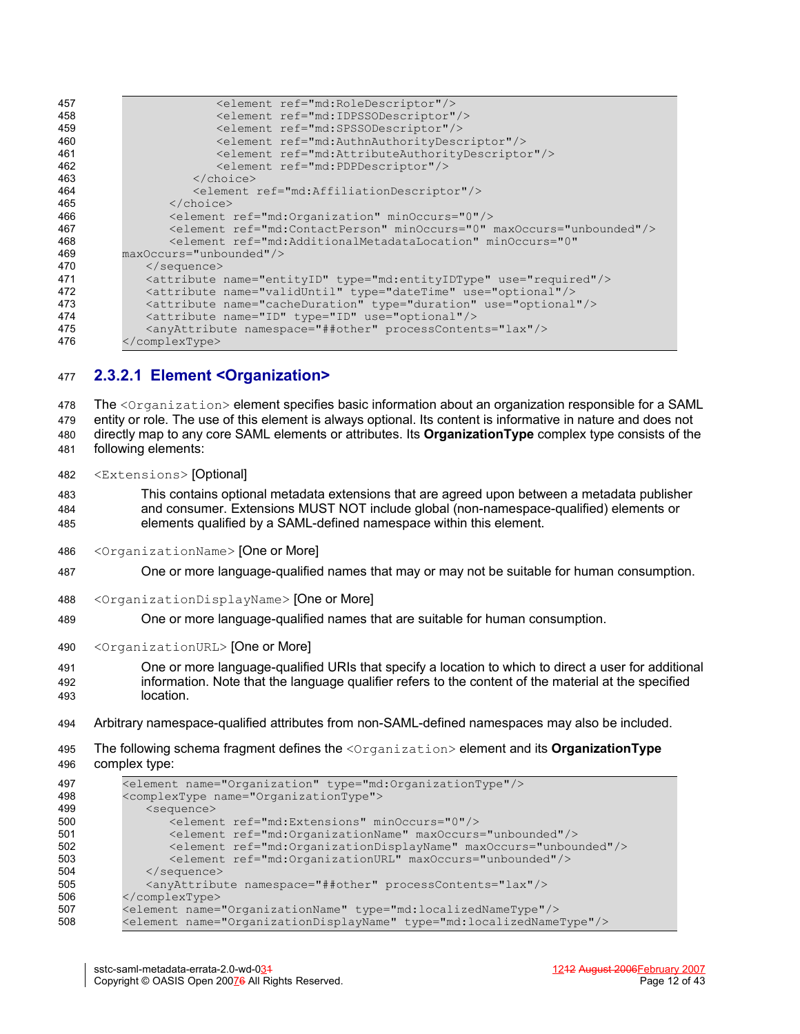```
                <element ref="md:RoleDescriptor"/>
                <element ref="md:IDPSSODescriptor"/>
                <element ref="md:SPSSODescriptor"/>
                <element ref="md:AuthnAuthorityDescriptor"/>
                <element ref="md:AttributeAuthorityDescriptor"/>
                <element ref="md:PDPDescriptor"/>
            </choice>
            <element ref="md:AffiliationDescriptor"/>
        </choice>
        <element ref="md:Organization" minOccurs="0"/>
        <element ref="md:ContactPerson" minOccurs="0" maxOccurs="unbounded"/>
        <element ref="md:AdditionalMetadataLocation" minOccurs="0"
maxOccurs="unbounded"/>
    </sequence>
    <attribute name="entityID" type="md:entityIDType" use="required"/>
    <attribute name="validUntil" type="dateTime" use="optional"/>
    <attribute name="cacheDuration" type="duration" use="optional"/>
    <attribute name="ID" type="ID" use="optional"/>
    <anyAttribute namespace="##other" processContents="lax"/>
</complexType>
```

#### 2.3.2.1 Element <Organization>

The `<Organization>` element specifies basic information about an organization responsible for a SAML entity or role. The use of this element is always optional. Its content is informative in nature and does not directly map to any core SAML elements or attributes. Its **OrganizationType** complex type consists of the following elements:

`<Extensions>` [Optional]

> This contains optional metadata extensions that are agreed upon between a metadata publisher and consumer. Extensions MUST NOT include global (non-namespace-qualified) elements or elements qualified by a SAML-defined namespace within this element.

`<OrganizationName>` [One or More]

> One or more language-qualified names that may or may not be suitable for human consumption.

`<OrganizationDisplayName>` [One or More]

> One or more language-qualified names that are suitable for human consumption.

`<OrganizationURL>` [One or More]

> One or more language-qualified URIs that specify a location to which to direct a user for additional information. Note that the language qualifier refers to the content of the material at the specified location.

Arbitrary namespace-qualified attributes from non-SAML-defined namespaces may also be included.

The following schema fragment defines the `<Organization>` element and its **OrganizationType** complex type:

```
<element name="Organization" type="md:OrganizationType"/>
<complexType name="OrganizationType">
    <sequence>
        <element ref="md:Extensions" minOccurs="0"/>
        <element ref="md:OrganizationName" maxOccurs="unbounded"/>
        <element ref="md:OrganizationDisplayName" maxOccurs="unbounded"/>
        <element ref="md:OrganizationURL" maxOccurs="unbounded"/>
    </sequence>
    <anyAttribute namespace="##other" processContents="lax"/>
</complexType>
<element name="OrganizationName" type="md:localizedNameType"/>
<element name="OrganizationDisplayName" type="md:localizedNameType"/>
```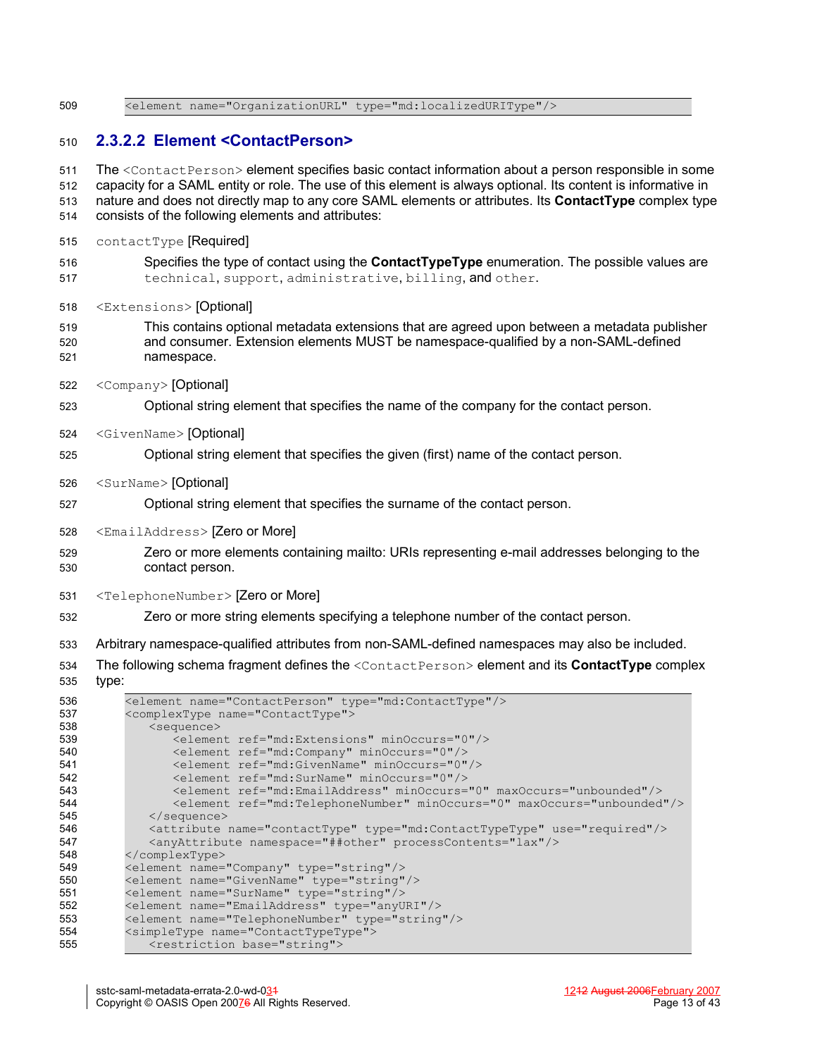```
<element name="OrganizationURL" type="md:localizedURIType"/>
```

### 2.3.2.2 Element <ContactPerson>

The `<ContactPerson>` element specifies basic contact information about a person responsible in some capacity for a SAML entity or role. The use of this element is always optional. Its content is informative in nature and does not directly map to any core SAML elements or attributes. Its **ContactType** complex type consists of the following elements and attributes:

`contactType` [Required]

Specifies the type of contact using the **ContactTypeType** enumeration. The possible values are `technical`, `support`, `administrative`, `billing`, and `other`.

`<Extensions>` [Optional]

This contains optional metadata extensions that are agreed upon between a metadata publisher and consumer. Extension elements MUST be namespace-qualified by a non-SAML-defined namespace.

`<Company>` [Optional]

Optional string element that specifies the name of the company for the contact person.

`<GivenName>` [Optional]

Optional string element that specifies the given (first) name of the contact person.

`<SurName>` [Optional]

Optional string element that specifies the surname of the contact person.

`<EmailAddress>` [Zero or More]

Zero or more elements containing mailto: URIs representing e-mail addresses belonging to the contact person.

`<TelephoneNumber>` [Zero or More]

Zero or more string elements specifying a telephone number of the contact person.

Arbitrary namespace-qualified attributes from non-SAML-defined namespaces may also be included.

The following schema fragment defines the `<ContactPerson>` element and its **ContactType** complex type:

```
<element name="ContactPerson" type="md:ContactType"/>
<complexType name="ContactType">
   <sequence>
      <element ref="md:Extensions" minOccurs="0"/>
      <element ref="md:Company" minOccurs="0"/>
      <element ref="md:GivenName" minOccurs="0"/>
      <element ref="md:SurName" minOccurs="0"/>
      <element ref="md:EmailAddress" minOccurs="0" maxOccurs="unbounded"/>
      <element ref="md:TelephoneNumber" minOccurs="0" maxOccurs="unbounded"/>
   </sequence>
   <attribute name="contactType" type="md:ContactTypeType" use="required"/>
   <anyAttribute namespace="##other" processContents="lax"/>
</complexType>
<element name="Company" type="string"/>
<element name="GivenName" type="string"/>
<element name="SurName" type="string"/>
<element name="EmailAddress" type="anyURI"/>
<element name="TelephoneNumber" type="string"/>
<simpleType name="ContactTypeType">
   <restriction base="string">
```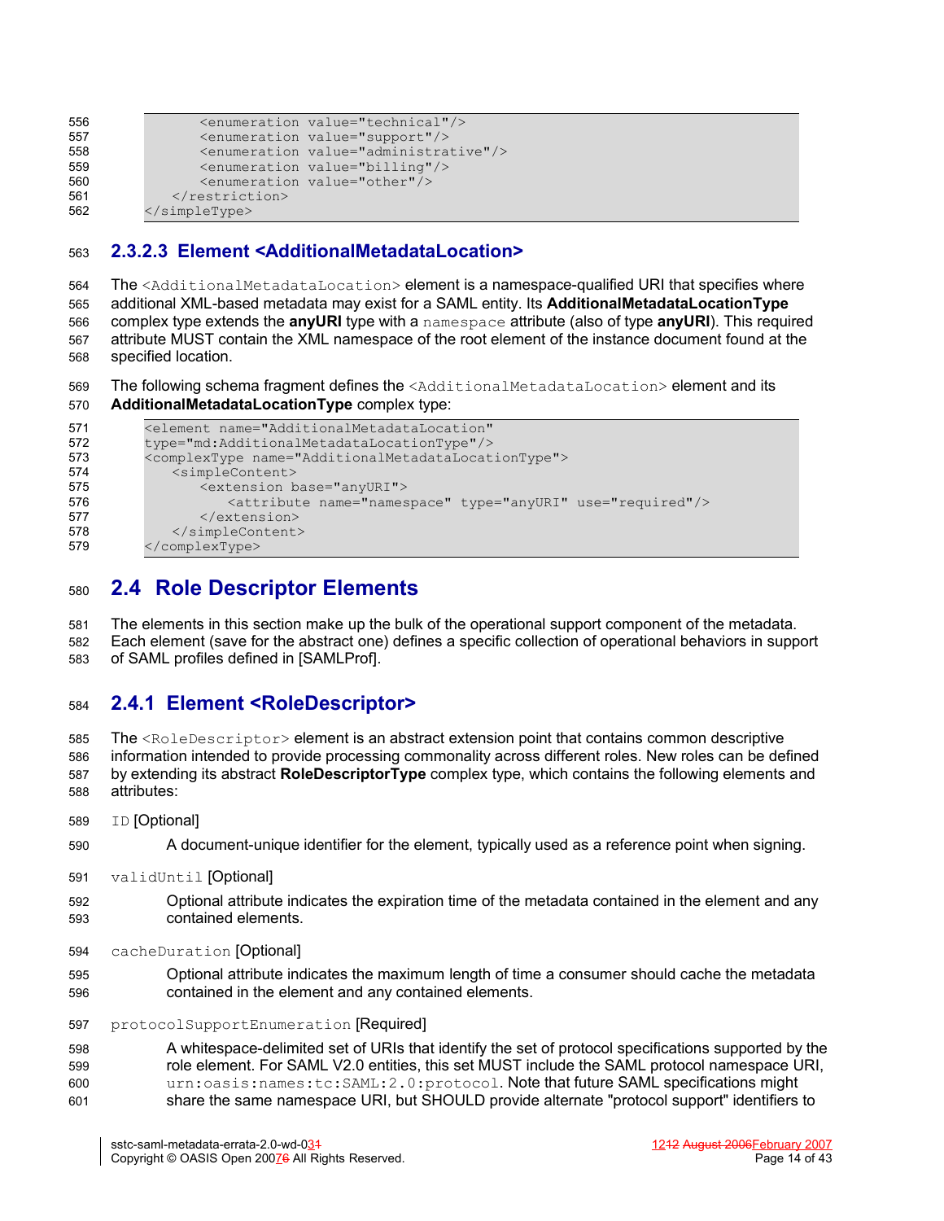```
            <enumeration value="technical"/>
            <enumeration value="support"/>
            <enumeration value="administrative"/>
            <enumeration value="billing"/>
            <enumeration value="other"/>
        </restriction>
    </simpleType>
```

#### 2.3.2.3 Element <AdditionalMetadataLocation>

The `<AdditionalMetadataLocation>` element is a namespace-qualified URI that specifies where additional XML-based metadata may exist for a SAML entity. Its **AdditionalMetadataLocationType** complex type extends the **anyURI** type with a `namespace` attribute (also of type **anyURI**). This required attribute MUST contain the XML namespace of the root element of the instance document found at the specified location.

The following schema fragment defines the `<AdditionalMetadataLocation>` element and its **AdditionalMetadataLocationType** complex type:

```
<element name="AdditionalMetadataLocation"
type="md:AdditionalMetadataLocationType"/>
<complexType name="AdditionalMetadataLocationType">
    <simpleContent>
        <extension base="anyURI">
            <attribute name="namespace" type="anyURI" use="required"/>
        </extension>
    </simpleContent>
</complexType>
```

## 2.4 Role Descriptor Elements

The elements in this section make up the bulk of the operational support component of the metadata. Each element (save for the abstract one) defines a specific collection of operational behaviors in support of SAML profiles defined in [SAMLProf].

### 2.4.1 Element <RoleDescriptor>

The `<RoleDescriptor>` element is an abstract extension point that contains common descriptive information intended to provide processing commonality across different roles. New roles can be defined by extending its abstract **RoleDescriptorType** complex type, which contains the following elements and attributes:

`ID` [Optional]

A document-unique identifier for the element, typically used as a reference point when signing.

`validUntil` [Optional]

Optional attribute indicates the expiration time of the metadata contained in the element and any contained elements.

`cacheDuration` [Optional]

Optional attribute indicates the maximum length of time a consumer should cache the metadata contained in the element and any contained elements.

`protocolSupportEnumeration` [Required]

A whitespace-delimited set of URIs that identify the set of protocol specifications supported by the role element. For SAML V2.0 entities, this set MUST include the SAML protocol namespace URI, `urn:oasis:names:tc:SAML:2.0:protocol`. Note that future SAML specifications might share the same namespace URI, but SHOULD provide alternate "protocol support" identifiers to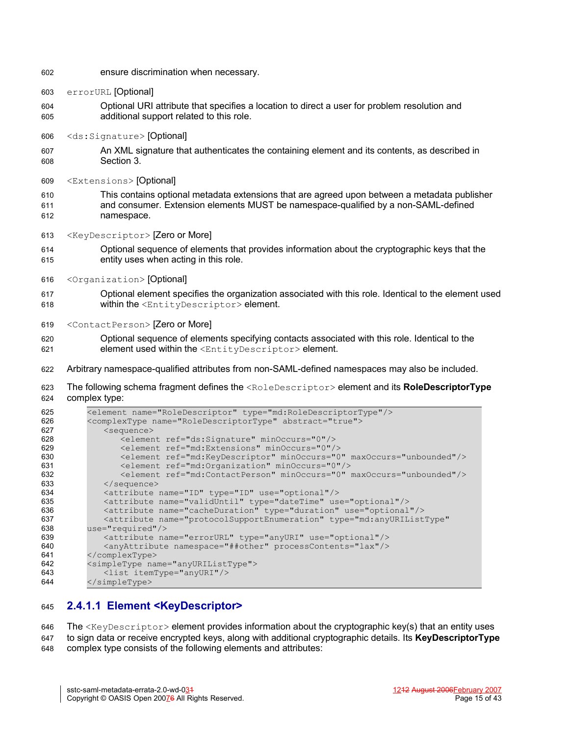ensure discrimination when necessary.

`errorURL` [Optional]

Optional URI attribute that specifies a location to direct a user for problem resolution and additional support related to this role.

`<ds:Signature>` [Optional]

An XML signature that authenticates the containing element and its contents, as described in Section 3.

`<Extensions>` [Optional]

This contains optional metadata extensions that are agreed upon between a metadata publisher and consumer. Extension elements MUST be namespace-qualified by a non-SAML-defined namespace.

`<KeyDescriptor>` [Zero or More]

Optional sequence of elements that provides information about the cryptographic keys that the entity uses when acting in this role.

`<Organization>` [Optional]

Optional element specifies the organization associated with this role. Identical to the element used within the `<EntityDescriptor>` element.

`<ContactPerson>` [Zero or More]

Optional sequence of elements specifying contacts associated with this role. Identical to the element used within the `<EntityDescriptor>` element.

Arbitrary namespace-qualified attributes from non-SAML-defined namespaces may also be included.

The following schema fragment defines the `<RoleDescriptor>` element and its **RoleDescriptorType** complex type:

```
<element name="RoleDescriptor" type="md:RoleDescriptorType"/>
<complexType name="RoleDescriptorType" abstract="true">
    <sequence>
        <element ref="ds:Signature" minOccurs="0"/>
        <element ref="md:Extensions" minOccurs="0"/>
        <element ref="md:KeyDescriptor" minOccurs="0" maxOccurs="unbounded"/>
        <element ref="md:Organization" minOccurs="0"/>
        <element ref="md:ContactPerson" minOccurs="0" maxOccurs="unbounded"/>
    </sequence>
    <attribute name="ID" type="ID" use="optional"/>
    <attribute name="validUntil" type="dateTime" use="optional"/>
    <attribute name="cacheDuration" type="duration" use="optional"/>
    <attribute name="protocolSupportEnumeration" type="md:anyURIListType"
use="required"/>
    <attribute name="errorURL" type="anyURI" use="optional"/>
    <anyAttribute namespace="##other" processContents="lax"/>
</complexType>
<simpleType name="anyURIListType">
    <list itemType="anyURI"/>
</simpleType>
```

#### 2.4.1.1 Element <KeyDescriptor>

The `<KeyDescriptor>` element provides information about the cryptographic key(s) that an entity uses to sign data or receive encrypted keys, along with additional cryptographic details. Its **KeyDescriptorType** complex type consists of the following elements and attributes: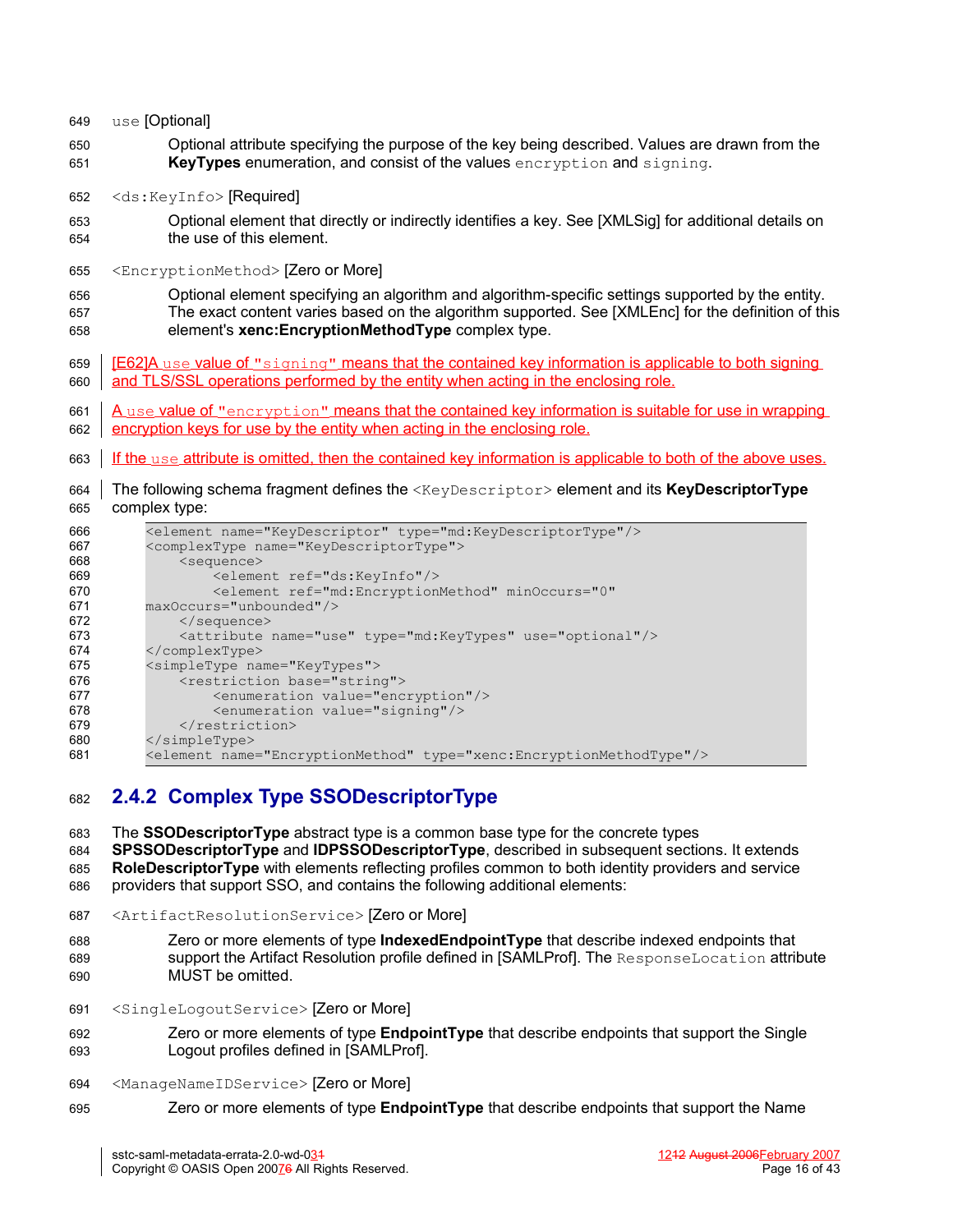`use` [Optional]

Optional attribute specifying the purpose of the key being described. Values are drawn from the **KeyTypes** enumeration, and consist of the values `encryption` and `signing`.

`<ds:KeyInfo>` [Required]

Optional element that directly or indirectly identifies a key. See [XMLSig] for additional details on the use of this element.

`<EncryptionMethod>` [Zero or More]

Optional element specifying an algorithm and algorithm-specific settings supported by the entity. The exact content varies based on the algorithm supported. See [XMLEnc] for the definition of this element's **xenc:EncryptionMethodType** complex type.

[E62]A `use` value of `"signing"` means that the contained key information is applicable to both signing and TLS/SSL operations performed by the entity when acting in the enclosing role.

A `use` value of `"encryption"` means that the contained key information is suitable for use in wrapping encryption keys for use by the entity when acting in the enclosing role.

If the `use` attribute is omitted, then the contained key information is applicable to both of the above uses.

The following schema fragment defines the `<KeyDescriptor>` element and its **KeyDescriptorType** complex type:

```
<element name="KeyDescriptor" type="md:KeyDescriptorType"/>
<complexType name="KeyDescriptorType">
    <sequence>
        <element ref="ds:KeyInfo"/>
        <element ref="md:EncryptionMethod" minOccurs="0"
maxOccurs="unbounded"/>
    </sequence>
    <attribute name="use" type="md:KeyTypes" use="optional"/>
</complexType>
<simpleType name="KeyTypes">
    <restriction base="string">
        <enumeration value="encryption"/>
        <enumeration value="signing"/>
    </restriction>
</simpleType>
<element name="EncryptionMethod" type="xenc:EncryptionMethodType"/>
```

## 2.4.2 Complex Type SSODescriptorType

The **SSODescriptorType** abstract type is a common base type for the concrete types **SPSSODescriptorType** and **IDPSSODescriptorType**, described in subsequent sections. It extends **RoleDescriptorType** with elements reflecting profiles common to both identity providers and service providers that support SSO, and contains the following additional elements:

`<ArtifactResolutionService>` [Zero or More]

Zero or more elements of type **IndexedEndpointType** that describe indexed endpoints that support the Artifact Resolution profile defined in [SAMLProf]. The `ResponseLocation` attribute MUST be omitted.

`<SingleLogoutService>` [Zero or More]

Zero or more elements of type **EndpointType** that describe endpoints that support the Single Logout profiles defined in [SAMLProf].

`<ManageNameIDService>` [Zero or More]

Zero or more elements of type **EndpointType** that describe endpoints that support the Name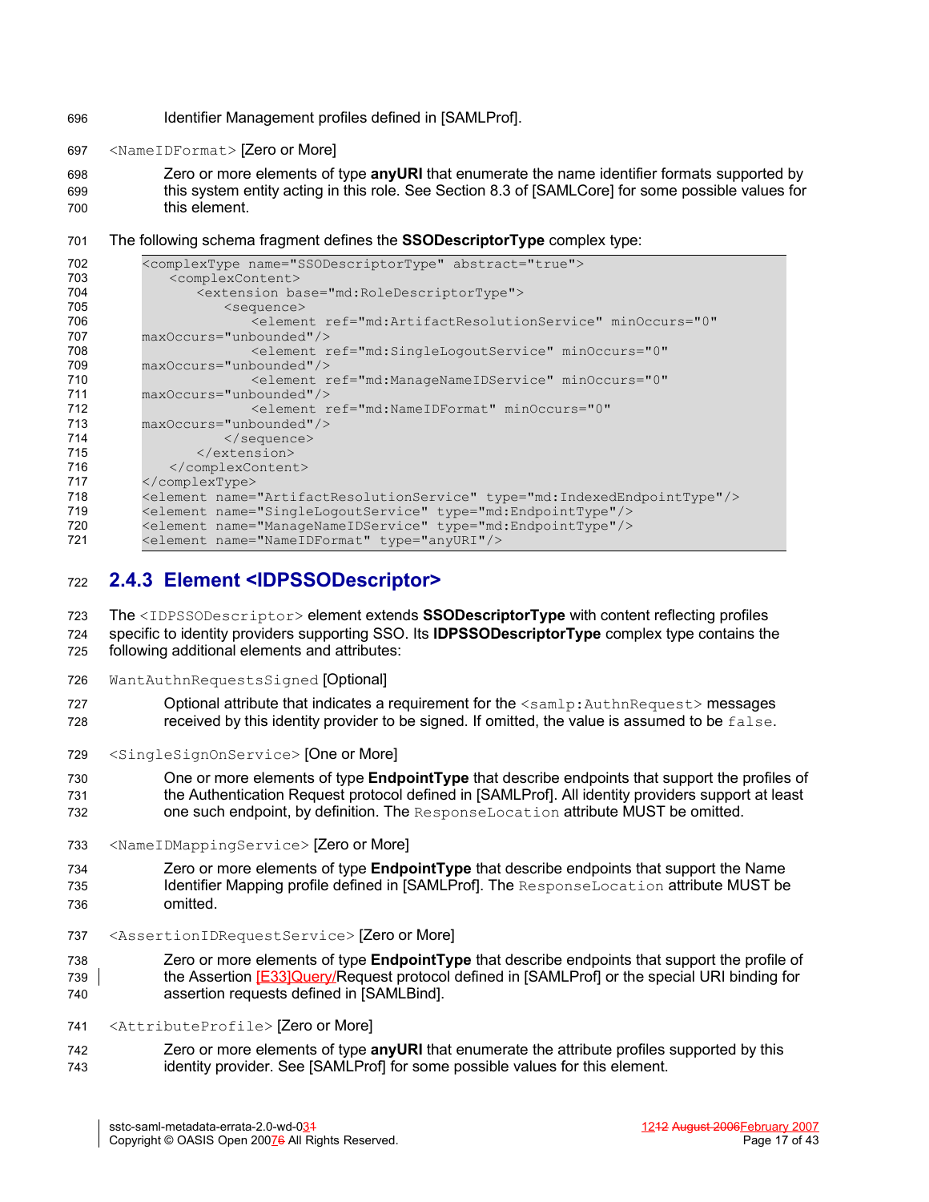Identifier Management profiles defined in [SAMLProf].

`<NameIDFormat>` [Zero or More]

Zero or more elements of type **anyURI** that enumerate the name identifier formats supported by this system entity acting in this role. See Section 8.3 of [SAMLCore] for some possible values for this element.

The following schema fragment defines the **SSODescriptorType** complex type:

```
<complexType name="SSODescriptorType" abstract="true">
    <complexContent>
        <extension base="md:RoleDescriptorType">
            <sequence>
                <element ref="md:ArtifactResolutionService" minOccurs="0"
maxOccurs="unbounded"/>
                <element ref="md:SingleLogoutService" minOccurs="0"
maxOccurs="unbounded"/>
                <element ref="md:ManageNameIDService" minOccurs="0"
maxOccurs="unbounded"/>
                <element ref="md:NameIDFormat" minOccurs="0"
maxOccurs="unbounded"/>
            </sequence>
        </extension>
    </complexContent>
</complexType>
<element name="ArtifactResolutionService" type="md:IndexedEndpointType"/>
<element name="SingleLogoutService" type="md:EndpointType"/>
<element name="ManageNameIDService" type="md:EndpointType"/>
<element name="NameIDFormat" type="anyURI"/>
```

### 2.4.3 Element <IDPSSODescriptor>

The `<IDPSSODescriptor>` element extends **SSODescriptorType** with content reflecting profiles specific to identity providers supporting SSO. Its **IDPSSODescriptorType** complex type contains the following additional elements and attributes:

`WantAuthnRequestsSigned` [Optional]

Optional attribute that indicates a requirement for the `<samlp:AuthnRequest>` messages received by this identity provider to be signed. If omitted, the value is assumed to be `false`.

`<SingleSignOnService>` [One or More]

One or more elements of type **EndpointType** that describe endpoints that support the profiles of the Authentication Request protocol defined in [SAMLProf]. All identity providers support at least one such endpoint, by definition. The `ResponseLocation` attribute MUST be omitted.

`<NameIDMappingService>` [Zero or More]

Zero or more elements of type **EndpointType** that describe endpoints that support the Name Identifier Mapping profile defined in [SAMLProf]. The `ResponseLocation` attribute MUST be omitted.

`<AssertionIDRequestService>` [Zero or More]

Zero or more elements of type **EndpointType** that describe endpoints that support the profile of the Assertion [E33]Query/Request protocol defined in [SAMLProf] or the special URI binding for assertion requests defined in [SAMLBind].

`<AttributeProfile>` [Zero or More]

Zero or more elements of type **anyURI** that enumerate the attribute profiles supported by this identity provider. See [SAMLProf] for some possible values for this element.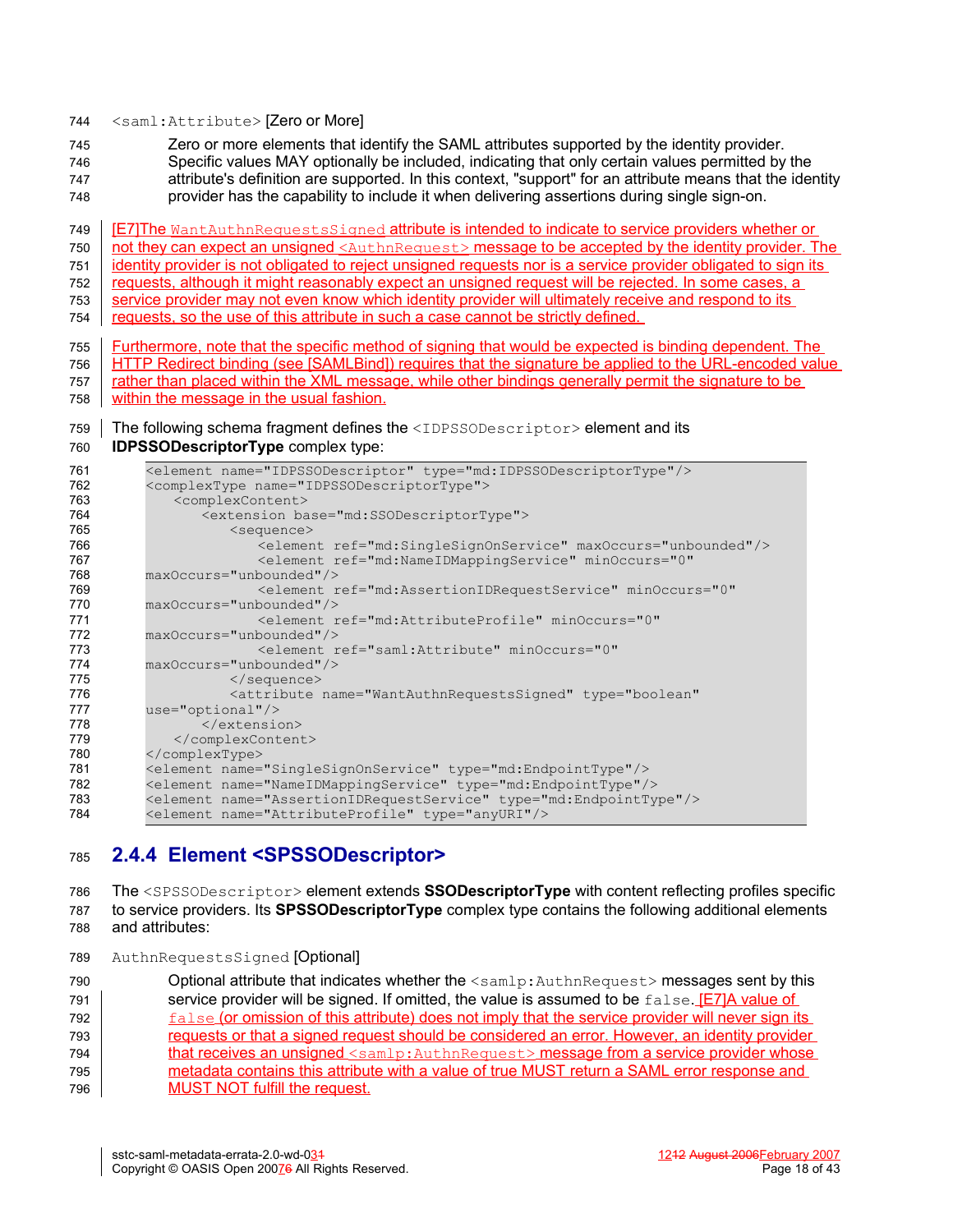`<saml:Attribute>` [Zero or More]

Zero or more elements that identify the SAML attributes supported by the identity provider. Specific values MAY optionally be included, indicating that only certain values permitted by the attribute's definition are supported. In this context, "support" for an attribute means that the identity provider has the capability to include it when delivering assertions during single sign-on.

[E7]The `WantAuthnRequestsSigned` attribute is intended to indicate to service providers whether or not they can expect an unsigned `<AuthnRequest>` message to be accepted by the identity provider. The identity provider is not obligated to reject unsigned requests nor is a service provider obligated to sign its requests, although it might reasonably expect an unsigned request will be rejected. In some cases, a service provider may not even know which identity provider will ultimately receive and respond to its requests, so the use of this attribute in such a case cannot be strictly defined.

Furthermore, note that the specific method of signing that would be expected is binding dependent. The HTTP Redirect binding (see [SAMLBind]) requires that the signature be applied to the URL-encoded value rather than placed within the XML message, while other bindings generally permit the signature to be within the message in the usual fashion.

The following schema fragment defines the `<IDPSSODescriptor>` element and its **IDPSSODescriptorType** complex type:

```
<element name="IDPSSODescriptor" type="md:IDPSSODescriptorType"/>
<complexType name="IDPSSODescriptorType">
    <complexContent>
        <extension base="md:SSODescriptorType">
            <sequence>
                <element ref="md:SingleSignOnService" maxOccurs="unbounded"/>
                <element ref="md:NameIDMappingService" minOccurs="0"
maxOccurs="unbounded"/>
                <element ref="md:AssertionIDRequestService" minOccurs="0"
maxOccurs="unbounded"/>
                <element ref="md:AttributeProfile" minOccurs="0"
maxOccurs="unbounded"/>
                <element ref="saml:Attribute" minOccurs="0"
maxOccurs="unbounded"/>
            </sequence>
            <attribute name="WantAuthnRequestsSigned" type="boolean"
use="optional"/>
        </extension>
    </complexContent>
</complexType>
<element name="SingleSignOnService" type="md:EndpointType"/>
<element name="NameIDMappingService" type="md:EndpointType"/>
<element name="AssertionIDRequestService" type="md:EndpointType"/>
<element name="AttributeProfile" type="anyURI"/>
```

## 2.4.4 Element <SPSSODescriptor>

The `<SPSSODescriptor>` element extends **SSODescriptorType** with content reflecting profiles specific to service providers. Its **SPSSODescriptorType** complex type contains the following additional elements and attributes:

`AuthnRequestsSigned` [Optional]

Optional attribute that indicates whether the `<samlp:AuthnRequest>` messages sent by this service provider will be signed. If omitted, the value is assumed to be `false`. [E7]A value of `false` (or omission of this attribute) does not imply that the service provider will never sign its requests or that a signed request should be considered an error. However, an identity provider that receives an unsigned `<samlp:AuthnRequest>` message from a service provider whose metadata contains this attribute with a value of true MUST return a SAML error response and MUST NOT fulfill the request.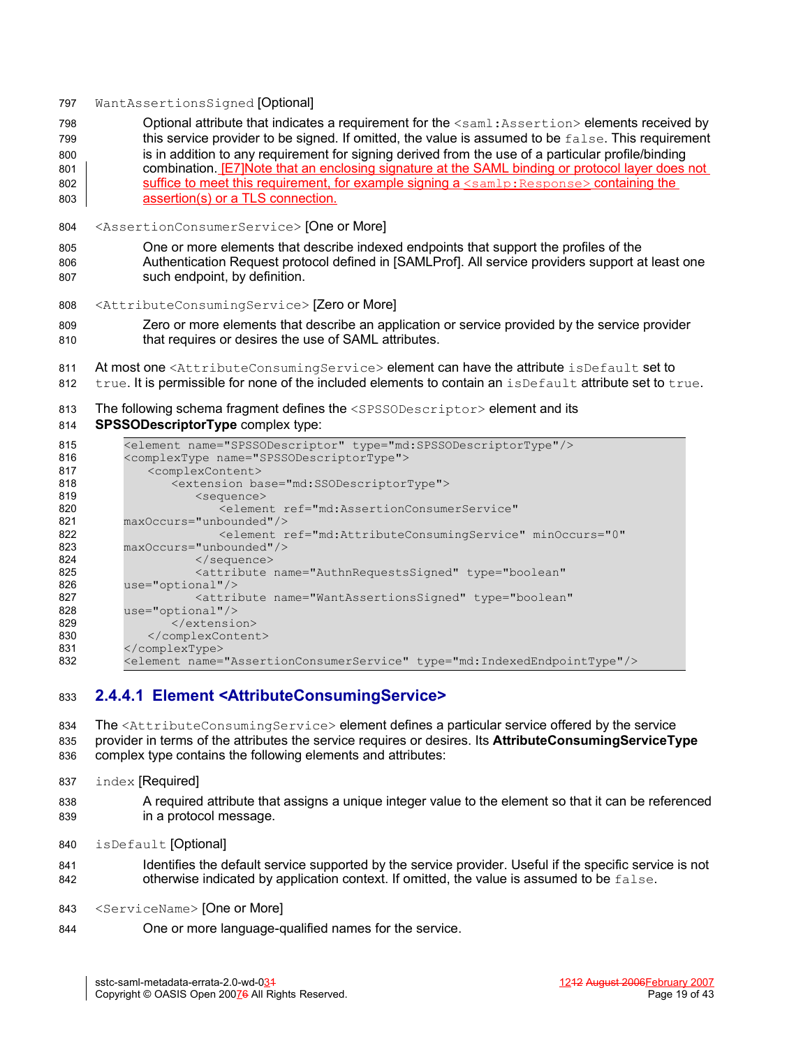`WantAssertionsSigned` [Optional]

> Optional attribute that indicates a requirement for the `<saml:Assertion>` elements received by this service provider to be signed. If omitted, the value is assumed to be `false`. This requirement is in addition to any requirement for signing derived from the use of a particular profile/binding combination. [E7]Note that an enclosing signature at the SAML binding or protocol layer does not suffice to meet this requirement, for example signing a `<samlp:Response>` containing the assertion(s) or a TLS connection.

`<AssertionConsumerService>` [One or More]

> One or more elements that describe indexed endpoints that support the profiles of the Authentication Request protocol defined in [SAMLProf]. All service providers support at least one such endpoint, by definition.

`<AttributeConsumingService>` [Zero or More]

> Zero or more elements that describe an application or service provided by the service provider that requires or desires the use of SAML attributes.

At most one `<AttributeConsumingService>` element can have the attribute `isDefault` set to `true`. It is permissible for none of the included elements to contain an `isDefault` attribute set to `true`.

The following schema fragment defines the `<SPSSODescriptor>` element and its **SPSSODescriptorType** complex type:

```
<element name="SPSSODescriptor" type="md:SPSSODescriptorType"/>
<complexType name="SPSSODescriptorType">
    <complexContent>
        <extension base="md:SSODescriptorType">
            <sequence>
                <element ref="md:AssertionConsumerService"
maxOccurs="unbounded"/>
                <element ref="md:AttributeConsumingService" minOccurs="0"
maxOccurs="unbounded"/>
            </sequence>
            <attribute name="AuthnRequestsSigned" type="boolean"
use="optional"/>
            <attribute name="WantAssertionsSigned" type="boolean"
use="optional"/>
        </extension>
    </complexContent>
</complexType>
<element name="AssertionConsumerService" type="md:IndexedEndpointType"/>
```

### 2.4.4.1 Element <AttributeConsumingService>

The `<AttributeConsumingService>` element defines a particular service offered by the service provider in terms of the attributes the service requires or desires. Its **AttributeConsumingServiceType** complex type contains the following elements and attributes:

`index` [Required]

> A required attribute that assigns a unique integer value to the element so that it can be referenced in a protocol message.

`isDefault` [Optional]

> Identifies the default service supported by the service provider. Useful if the specific service is not otherwise indicated by application context. If omitted, the value is assumed to be `false`.

`<ServiceName>` [One or More]

> One or more language-qualified names for the service.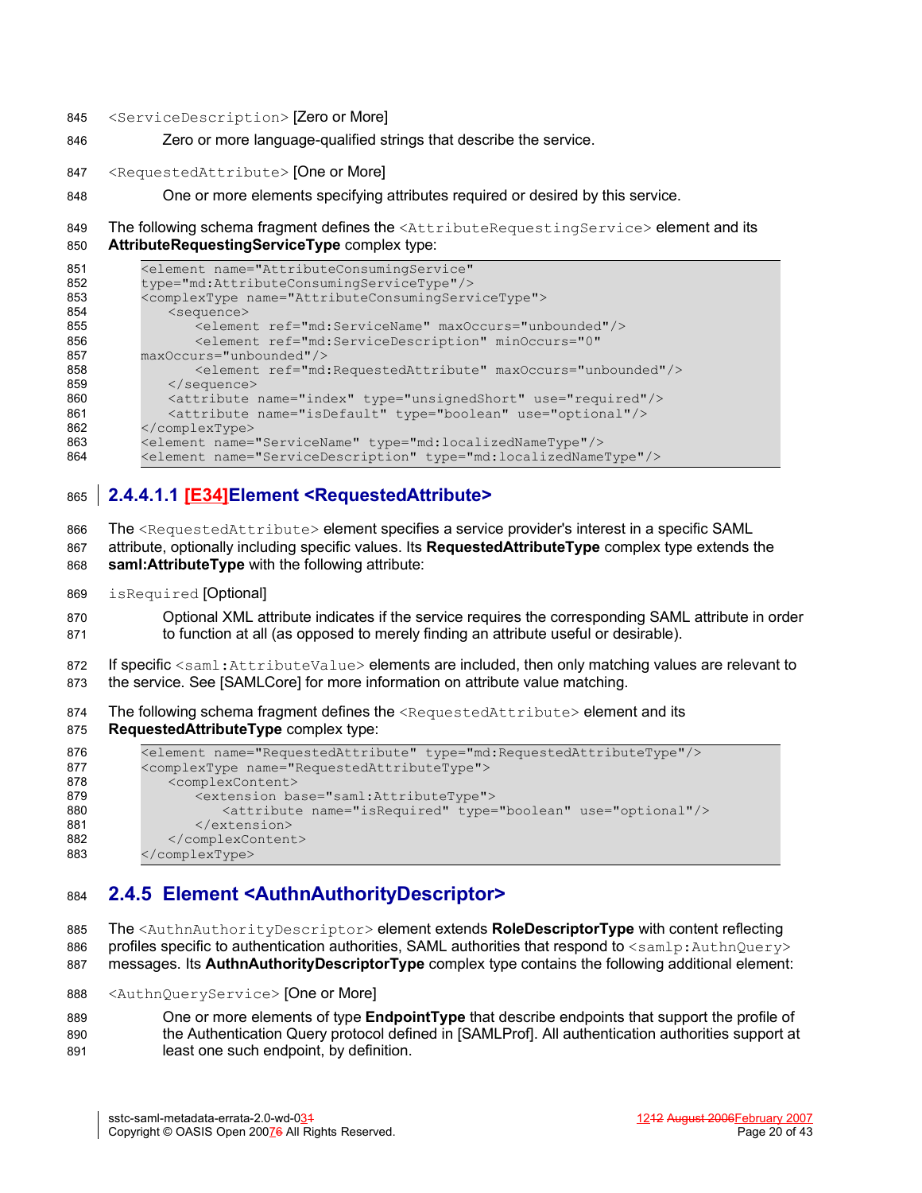`<ServiceDescription>` [Zero or More]

Zero or more language-qualified strings that describe the service.

`<RequestedAttribute>` [One or More]

One or more elements specifying attributes required or desired by this service.

The following schema fragment defines the `<AttributeRequestingService>` element and its **AttributeRequestingServiceType** complex type:

```
<element name="AttributeConsumingService"
type="md:AttributeConsumingServiceType"/>
<complexType name="AttributeConsumingServiceType">
    <sequence>
        <element ref="md:ServiceName" maxOccurs="unbounded"/>
        <element ref="md:ServiceDescription" minOccurs="0"
maxOccurs="unbounded"/>
        <element ref="md:RequestedAttribute" maxOccurs="unbounded"/>
    </sequence>
    <attribute name="index" type="unsignedShort" use="required"/>
    <attribute name="isDefault" type="boolean" use="optional"/>
</complexType>
<element name="ServiceName" type="md:localizedNameType"/>
<element name="ServiceDescription" type="md:localizedNameType"/>
```

#### 2.4.4.1.1 [E34]Element <RequestedAttribute>

The `<RequestedAttribute>` element specifies a service provider's interest in a specific SAML attribute, optionally including specific values. Its **RequestedAttributeType** complex type extends the **saml:AttributeType** with the following attribute:

`isRequired` [Optional]

Optional XML attribute indicates if the service requires the corresponding SAML attribute in order to function at all (as opposed to merely finding an attribute useful or desirable).

If specific `<saml:AttributeValue>` elements are included, then only matching values are relevant to the service. See [SAMLCore] for more information on attribute value matching.

The following schema fragment defines the `<RequestedAttribute>` element and its **RequestedAttributeType** complex type:

```
<element name="RequestedAttribute" type="md:RequestedAttributeType"/>
<complexType name="RequestedAttributeType">
    <complexContent>
        <extension base="saml:AttributeType">
            <attribute name="isRequired" type="boolean" use="optional"/>
        </extension>
    </complexContent>
</complexType>
```

### 2.4.5 Element <AuthnAuthorityDescriptor>

The `<AuthnAuthorityDescriptor>` element extends **RoleDescriptorType** with content reflecting profiles specific to authentication authorities, SAML authorities that respond to `<samlp:AuthnQuery>` messages. Its **AuthnAuthorityDescriptorType** complex type contains the following additional element:

`<AuthnQueryService>` [One or More]

One or more elements of type **EndpointType** that describe endpoints that support the profile of the Authentication Query protocol defined in [SAMLProf]. All authentication authorities support at least one such endpoint, by definition.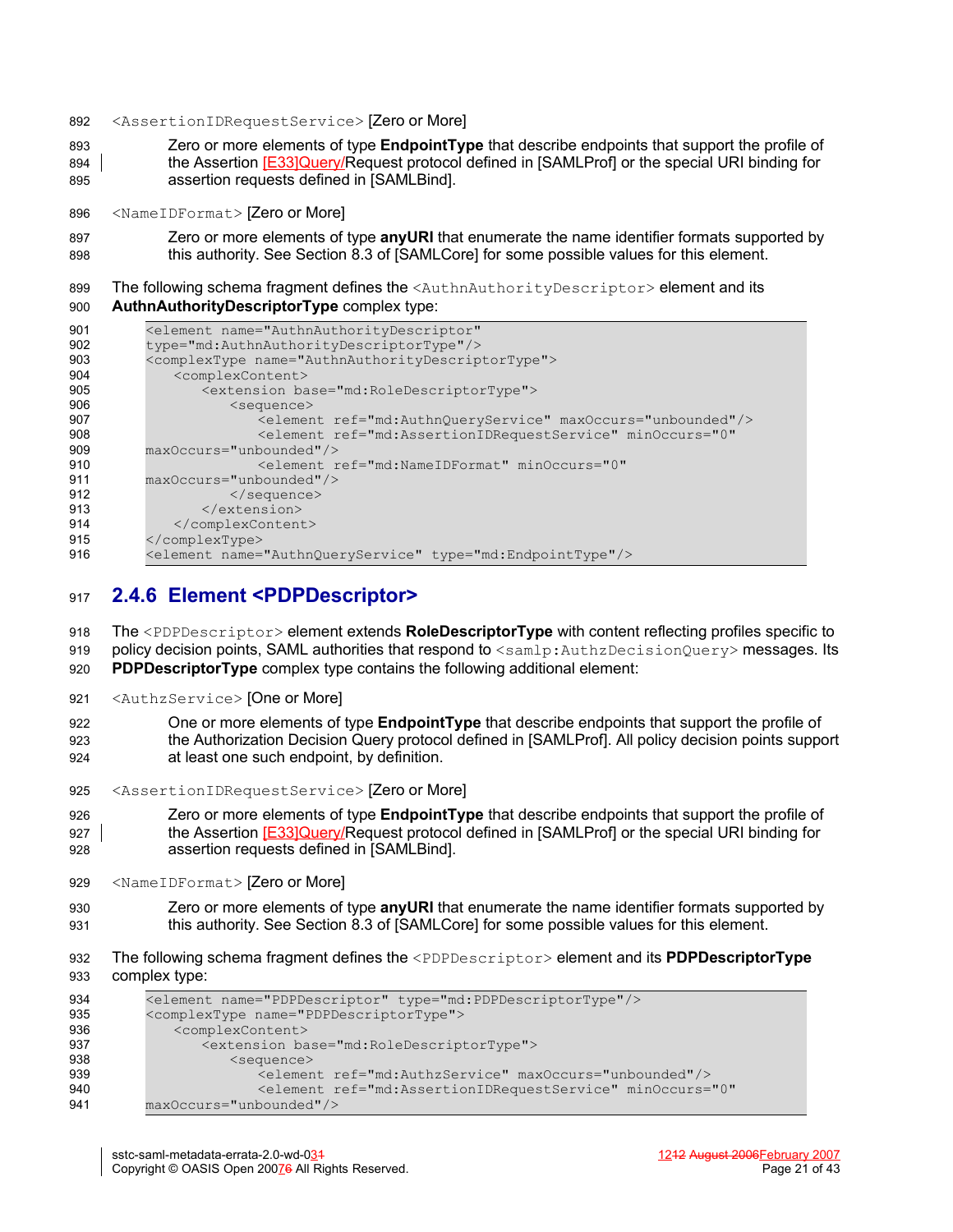`<AssertionIDRequestService>` [Zero or More]

> Zero or more elements of type **EndpointType** that describe endpoints that support the profile of the Assertion [E33]Query/Request protocol defined in [SAMLProf] or the special URI binding for assertion requests defined in [SAMLBind].

`<NameIDFormat>` [Zero or More]

> Zero or more elements of type **anyURI** that enumerate the name identifier formats supported by this authority. See Section 8.3 of [SAMLCore] for some possible values for this element.

The following schema fragment defines the `<AuthnAuthorityDescriptor>` element and its **AuthnAuthorityDescriptorType** complex type:

```
<element name="AuthnAuthorityDescriptor"
type="md:AuthnAuthorityDescriptorType"/>
<complexType name="AuthnAuthorityDescriptorType">
    <complexContent>
        <extension base="md:RoleDescriptorType">
            <sequence>
                <element ref="md:AuthnQueryService" maxOccurs="unbounded"/>
                <element ref="md:AssertionIDRequestService" minOccurs="0"
maxOccurs="unbounded"/>
                <element ref="md:NameIDFormat" minOccurs="0"
maxOccurs="unbounded"/>
            </sequence>
        </extension>
    </complexContent>
</complexType>
<element name="AuthnQueryService" type="md:EndpointType"/>
```

### 2.4.6 Element <PDPDescriptor>

The `<PDPDescriptor>` element extends **RoleDescriptorType** with content reflecting profiles specific to policy decision points, SAML authorities that respond to `<samlp:AuthzDecisionQuery>` messages. Its **PDPDescriptorType** complex type contains the following additional element:

`<AuthzService>` [One or More]

> One or more elements of type **EndpointType** that describe endpoints that support the profile of the Authorization Decision Query protocol defined in [SAMLProf]. All policy decision points support at least one such endpoint, by definition.

`<AssertionIDRequestService>` [Zero or More]

> Zero or more elements of type **EndpointType** that describe endpoints that support the profile of the Assertion [E33]Query/Request protocol defined in [SAMLProf] or the special URI binding for assertion requests defined in [SAMLBind].

`<NameIDFormat>` [Zero or More]

> Zero or more elements of type **anyURI** that enumerate the name identifier formats supported by this authority. See Section 8.3 of [SAMLCore] for some possible values for this element.

The following schema fragment defines the `<PDPDescriptor>` element and its **PDPDescriptorType** complex type:

```
<element name="PDPDescriptor" type="md:PDPDescriptorType"/>
<complexType name="PDPDescriptorType">
    <complexContent>
        <extension base="md:RoleDescriptorType">
            <sequence>
                <element ref="md:AuthzService" maxOccurs="unbounded"/>
                <element ref="md:AssertionIDRequestService" minOccurs="0"
maxOccurs="unbounded"/>
```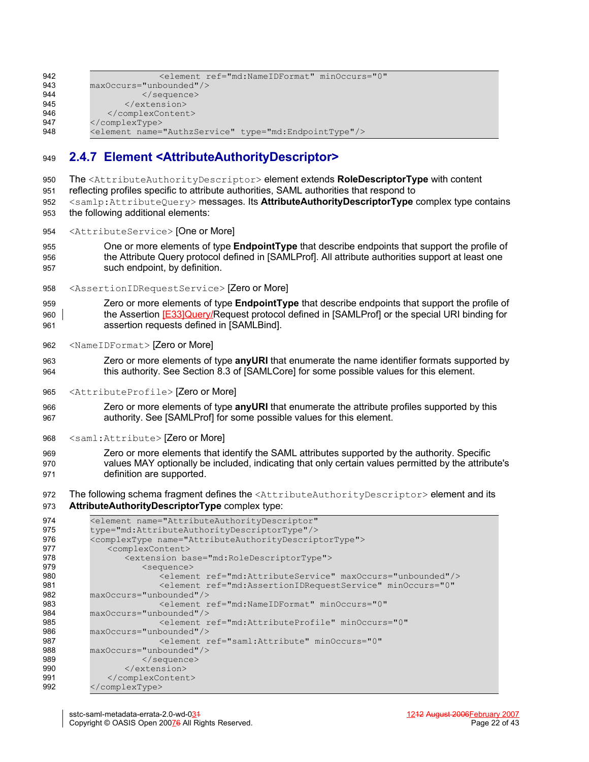```
                <element ref="md:NameIDFormat" minOccurs="0"
maxOccurs="unbounded"/>
            </sequence>
        </extension>
    </complexContent>
</complexType>
<element name="AuthzService" type="md:EndpointType"/>
```

## 2.4.7 Element <AttributeAuthorityDescriptor>

The `<AttributeAuthorityDescriptor>` element extends **RoleDescriptorType** with content reflecting profiles specific to attribute authorities, SAML authorities that respond to `<samlp:AttributeQuery>` messages. Its **AttributeAuthorityDescriptorType** complex type contains the following additional elements:

`<AttributeService>` [One or More]

One or more elements of type **EndpointType** that describe endpoints that support the profile of the Attribute Query protocol defined in [SAMLProf]. All attribute authorities support at least one such endpoint, by definition.

`<AssertionIDRequestService>` [Zero or More]

Zero or more elements of type **EndpointType** that describe endpoints that support the profile of the Assertion [E33]Query/Request protocol defined in [SAMLProf] or the special URI binding for assertion requests defined in [SAMLBind].

`<NameIDFormat>` [Zero or More]

Zero or more elements of type **anyURI** that enumerate the name identifier formats supported by this authority. See Section 8.3 of [SAMLCore] for some possible values for this element.

`<AttributeProfile>` [Zero or More]

Zero or more elements of type **anyURI** that enumerate the attribute profiles supported by this authority. See [SAMLProf] for some possible values for this element.

`<saml:Attribute>` [Zero or More]

Zero or more elements that identify the SAML attributes supported by the authority. Specific values MAY optionally be included, indicating that only certain values permitted by the attribute's definition are supported.

The following schema fragment defines the `<AttributeAuthorityDescriptor>` element and its **AttributeAuthorityDescriptorType** complex type:

```
<element name="AttributeAuthorityDescriptor"
type="md:AttributeAuthorityDescriptorType"/>
<complexType name="AttributeAuthorityDescriptorType">
    <complexContent>
        <extension base="md:RoleDescriptorType">
            <sequence>
                <element ref="md:AttributeService" maxOccurs="unbounded"/>
                <element ref="md:AssertionIDRequestService" minOccurs="0"
maxOccurs="unbounded"/>
                <element ref="md:NameIDFormat" minOccurs="0"
maxOccurs="unbounded"/>
                <element ref="md:AttributeProfile" minOccurs="0"
maxOccurs="unbounded"/>
                <element ref="saml:Attribute" minOccurs="0"
maxOccurs="unbounded"/>
            </sequence>
        </extension>
    </complexContent>
</complexType>
```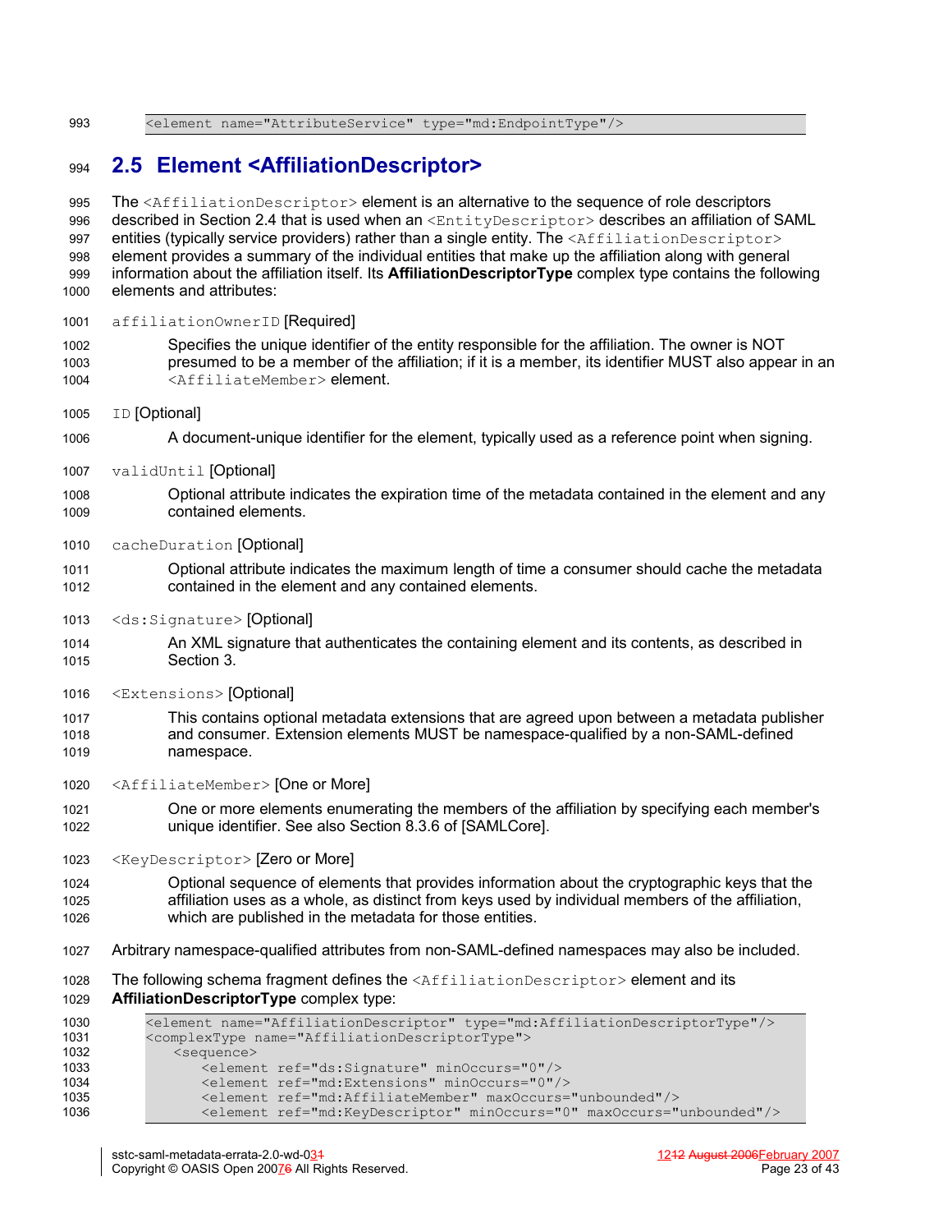```
<element name="AttributeService" type="md:EndpointType"/>
```

## 2.5 Element <AffiliationDescriptor>

The `<AffiliationDescriptor>` element is an alternative to the sequence of role descriptors described in Section 2.4 that is used when an `<EntityDescriptor>` describes an affiliation of SAML entities (typically service providers) rather than a single entity. The `<AffiliationDescriptor>` element provides a summary of the individual entities that make up the affiliation along with general information about the affiliation itself. Its **AffiliationDescriptorType** complex type contains the following elements and attributes:

`affiliationOwnerID` [Required]

> Specifies the unique identifier of the entity responsible for the affiliation. The owner is NOT presumed to be a member of the affiliation; if it is a member, its identifier MUST also appear in an `<AffiliateMember>` element.

`ID` [Optional]

> A document-unique identifier for the element, typically used as a reference point when signing.

`validUntil` [Optional]

> Optional attribute indicates the expiration time of the metadata contained in the element and any contained elements.

`cacheDuration` [Optional]

> Optional attribute indicates the maximum length of time a consumer should cache the metadata contained in the element and any contained elements.

`<ds:Signature>` [Optional]

> An XML signature that authenticates the containing element and its contents, as described in Section 3.

`<Extensions>` [Optional]

> This contains optional metadata extensions that are agreed upon between a metadata publisher and consumer. Extension elements MUST be namespace-qualified by a non-SAML-defined namespace.

`<AffiliateMember>` [One or More]

> One or more elements enumerating the members of the affiliation by specifying each member's unique identifier. See also Section 8.3.6 of [SAMLCore].

`<KeyDescriptor>` [Zero or More]

> Optional sequence of elements that provides information about the cryptographic keys that the affiliation uses as a whole, as distinct from keys used by individual members of the affiliation, which are published in the metadata for those entities.

Arbitrary namespace-qualified attributes from non-SAML-defined namespaces may also be included.

The following schema fragment defines the `<AffiliationDescriptor>` element and its **AffiliationDescriptorType** complex type:

```
<element name="AffiliationDescriptor" type="md:AffiliationDescriptorType"/>
<complexType name="AffiliationDescriptorType">
    <sequence>
        <element ref="ds:Signature" minOccurs="0"/>
        <element ref="md:Extensions" minOccurs="0"/>
        <element ref="md:AffiliateMember" maxOccurs="unbounded"/>
        <element ref="md:KeyDescriptor" minOccurs="0" maxOccurs="unbounded"/>
```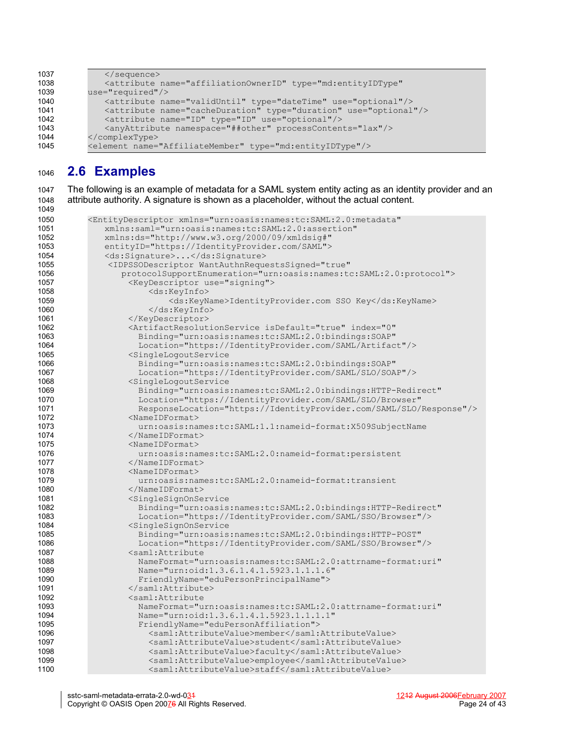```
   </sequence>
   <attribute name="affiliationOwnerID" type="md:entityIDType"
use="required"/>
   <attribute name="validUntil" type="dateTime" use="optional"/>
   <attribute name="cacheDuration" type="duration" use="optional"/>
   <attribute name="ID" type="ID" use="optional"/>
   <anyAttribute namespace="##other" processContents="lax"/>
</complexType>
<element name="AffiliateMember" type="md:entityIDType"/>
```

## 2.6 Examples

The following is an example of metadata for a SAML system entity acting as an identity provider and an attribute authority. A signature is shown as a placeholder, without the actual content.

```
<EntityDescriptor xmlns="urn:oasis:names:tc:SAML:2.0:metadata"
   xmlns:saml="urn:oasis:names:tc:SAML:2.0:assertion"
   xmlns:ds="http://www.w3.org/2000/09/xmldsig#"
   entityID="https://IdentityProvider.com/SAML">
   <ds:Signature>...</ds:Signature>
    <IDPSSODescriptor WantAuthnRequestsSigned="true"
      protocolSupportEnumeration="urn:oasis:names:tc:SAML:2.0:protocol">
      <KeyDescriptor use="signing">
         <ds:KeyInfo>
            <ds:KeyName>IdentityProvider.com SSO Key</ds:KeyName>
         </ds:KeyInfo>
      </KeyDescriptor>
      <ArtifactResolutionService isDefault="true" index="0"
        Binding="urn:oasis:names:tc:SAML:2.0:bindings:SOAP"
        Location="https://IdentityProvider.com/SAML/Artifact"/>
      <SingleLogoutService
        Binding="urn:oasis:names:tc:SAML:2.0:bindings:SOAP"
        Location="https://IdentityProvider.com/SAML/SLO/SOAP"/>
      <SingleLogoutService
        Binding="urn:oasis:names:tc:SAML:2.0:bindings:HTTP-Redirect"
        Location="https://IdentityProvider.com/SAML/SLO/Browser"
        ResponseLocation="https://IdentityProvider.com/SAML/SLO/Response"/>
      <NameIDFormat>
        urn:oasis:names:tc:SAML:1.1:nameid-format:X509SubjectName
      </NameIDFormat>
      <NameIDFormat>
        urn:oasis:names:tc:SAML:2.0:nameid-format:persistent
      </NameIDFormat>
      <NameIDFormat>
        urn:oasis:names:tc:SAML:2.0:nameid-format:transient
      </NameIDFormat>
      <SingleSignOnService
        Binding="urn:oasis:names:tc:SAML:2.0:bindings:HTTP-Redirect"
        Location="https://IdentityProvider.com/SAML/SSO/Browser"/>
      <SingleSignOnService
        Binding="urn:oasis:names:tc:SAML:2.0:bindings:HTTP-POST"
        Location="https://IdentityProvider.com/SAML/SSO/Browser"/>
      <saml:Attribute
        NameFormat="urn:oasis:names:tc:SAML:2.0:attrname-format:uri"
        Name="urn:oid:1.3.6.1.4.1.5923.1.1.1.6"
        FriendlyName="eduPersonPrincipalName">
      </saml:Attribute>
      <saml:Attribute
        NameFormat="urn:oasis:names:tc:SAML:2.0:attrname-format:uri"
        Name="urn:oid:1.3.6.1.4.1.5923.1.1.1.1"
        FriendlyName="eduPersonAffiliation">
          <saml:AttributeValue>member</saml:AttributeValue>
          <saml:AttributeValue>student</saml:AttributeValue>
          <saml:AttributeValue>faculty</saml:AttributeValue>
          <saml:AttributeValue>employee</saml:AttributeValue>
          <saml:AttributeValue>staff</saml:AttributeValue>
```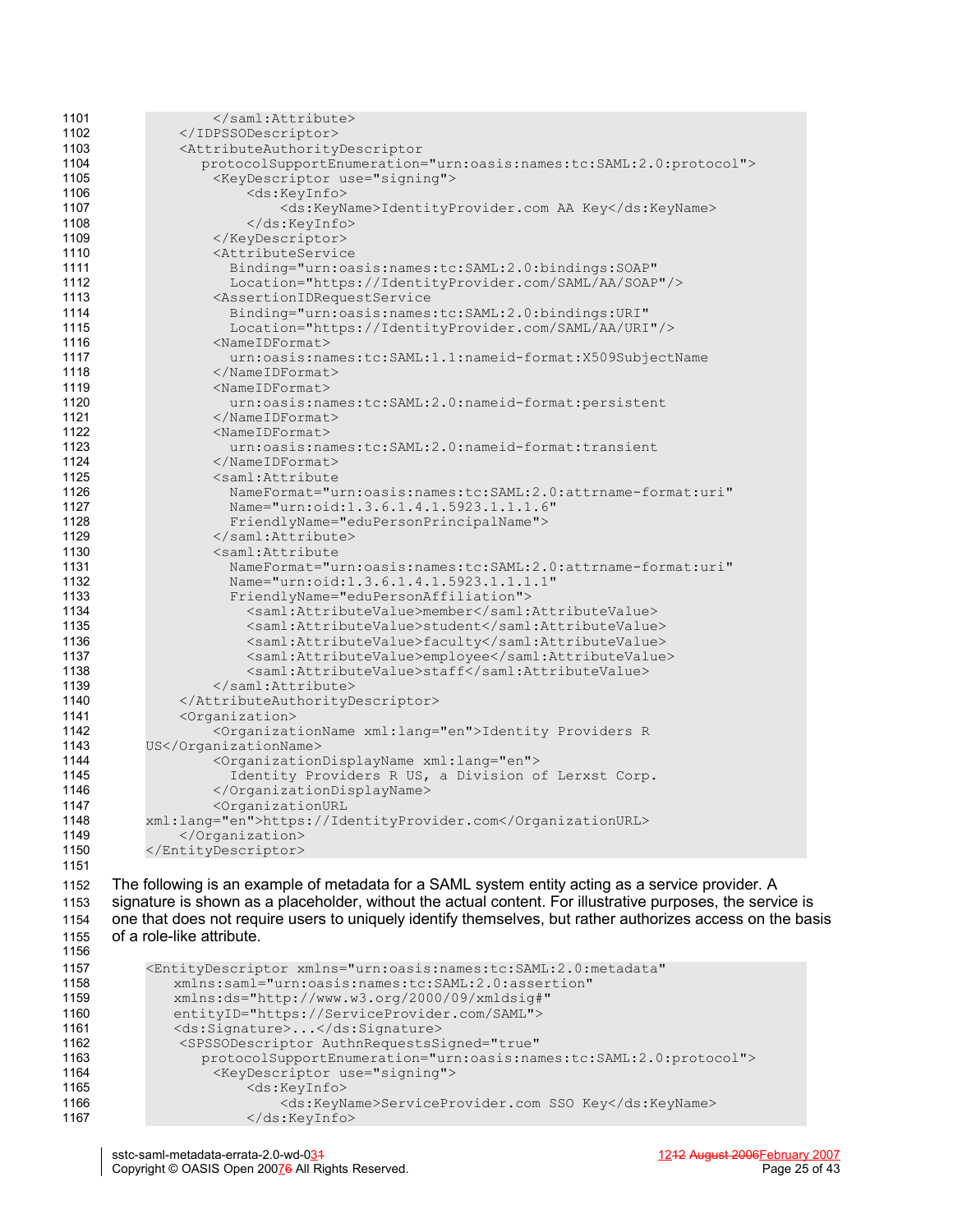```
            </saml:Attribute>
        </IDPSSODescriptor>
        <AttributeAuthorityDescriptor
            protocolSupportEnumeration="urn:oasis:names:tc:SAML:2.0:protocol">
            <KeyDescriptor use="signing">
                <ds:KeyInfo>
                    <ds:KeyName>IdentityProvider.com AA Key</ds:KeyName>
                </ds:KeyInfo>
            </KeyDescriptor>
            <AttributeService
              Binding="urn:oasis:names:tc:SAML:2.0:bindings:SOAP"
              Location="https://IdentityProvider.com/SAML/AA/SOAP"/>
            <AssertionIDRequestService
              Binding="urn:oasis:names:tc:SAML:2.0:bindings:URI"
              Location="https://IdentityProvider.com/SAML/AA/URI"/>
            <NameIDFormat>
              urn:oasis:names:tc:SAML:1.1:nameid-format:X509SubjectName
            </NameIDFormat>
            <NameIDFormat>
              urn:oasis:names:tc:SAML:2.0:nameid-format:persistent
            </NameIDFormat>
            <NameIDFormat>
              urn:oasis:names:tc:SAML:2.0:nameid-format:transient
            </NameIDFormat>
            <saml:Attribute
              NameFormat="urn:oasis:names:tc:SAML:2.0:attrname-format:uri"
              Name="urn:oid:1.3.6.1.4.1.5923.1.1.1.6"
              FriendlyName="eduPersonPrincipalName">
            </saml:Attribute>
            <saml:Attribute
              NameFormat="urn:oasis:names:tc:SAML:2.0:attrname-format:uri"
              Name="urn:oid:1.3.6.1.4.1.5923.1.1.1.1"
              FriendlyName="eduPersonAffiliation">
                <saml:AttributeValue>member</saml:AttributeValue>
                <saml:AttributeValue>student</saml:AttributeValue>
                <saml:AttributeValue>faculty</saml:AttributeValue>
                <saml:AttributeValue>employee</saml:AttributeValue>
                <saml:AttributeValue>staff</saml:AttributeValue>
            </saml:Attribute>
        </AttributeAuthorityDescriptor>
        <Organization>
            <OrganizationName xml:lang="en">Identity Providers R
    US</OrganizationName>
            <OrganizationDisplayName xml:lang="en">
              Identity Providers R US, a Division of Lerxst Corp.
            </OrganizationDisplayName>
            <OrganizationURL
    xml:lang="en">https://IdentityProvider.com</OrganizationURL>
        </Organization>
    </EntityDescriptor>
```

The following is an example of metadata for a SAML system entity acting as a service provider. A signature is shown as a placeholder, without the actual content. For illustrative purposes, the service is one that does not require users to uniquely identify themselves, but rather authorizes access on the basis of a role-like attribute.

```
    <EntityDescriptor xmlns="urn:oasis:names:tc:SAML:2.0:metadata"
        xmlns:saml="urn:oasis:names:tc:SAML:2.0:assertion"
        xmlns:ds="http://www.w3.org/2000/09/xmldsig#"
        entityID="https://ServiceProvider.com/SAML">
        <ds:Signature>...</ds:Signature>
         <SPSSODescriptor AuthnRequestsSigned="true"
            protocolSupportEnumeration="urn:oasis:names:tc:SAML:2.0:protocol">
            <KeyDescriptor use="signing">
                <ds:KeyInfo>
                    <ds:KeyName>ServiceProvider.com SSO Key</ds:KeyName>
                </ds:KeyInfo>
```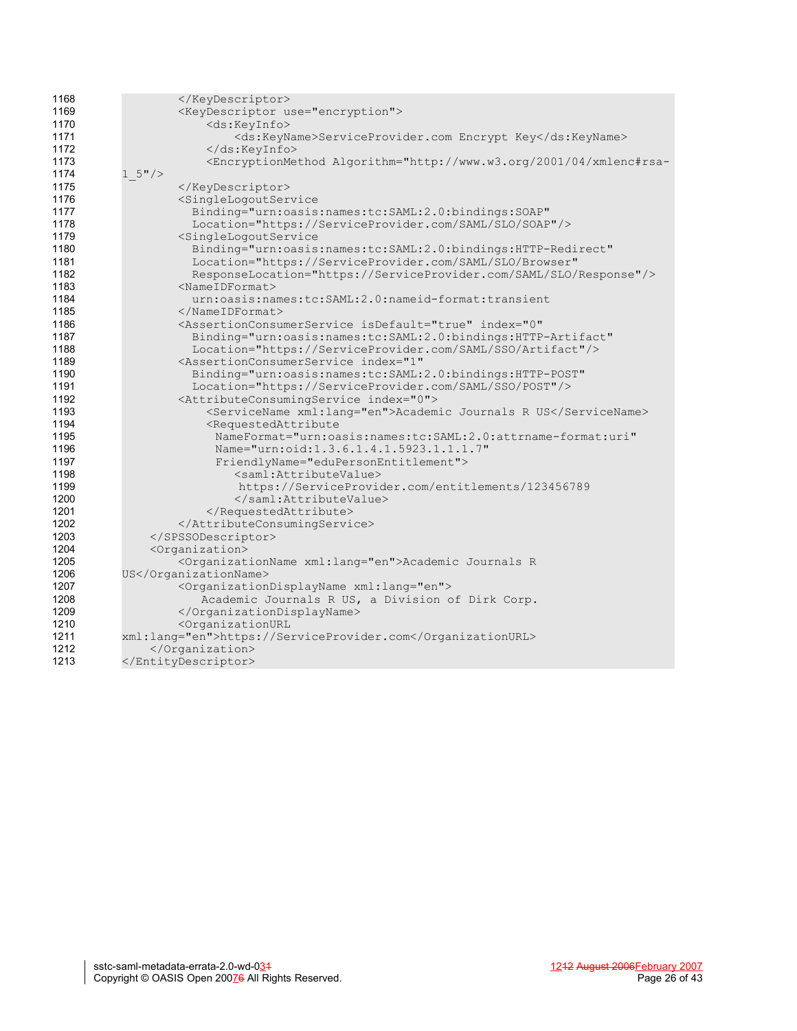```
1168            </KeyDescriptor>
1169            <KeyDescriptor use="encryption">
1170                <ds:KeyInfo>
1171                    <ds:KeyName>ServiceProvider.com Encrypt Key</ds:KeyName>
1172                </ds:KeyInfo>
1173                <EncryptionMethod Algorithm="http://www.w3.org/2001/04/xmlenc#rsa-
1174    1_5"/>
1175            </KeyDescriptor>
1176            <SingleLogoutService
1177              Binding="urn:oasis:names:tc:SAML:2.0:bindings:SOAP"
1178              Location="https://ServiceProvider.com/SAML/SLO/SOAP"/>
1179            <SingleLogoutService
1180              Binding="urn:oasis:names:tc:SAML:2.0:bindings:HTTP-Redirect"
1181              Location="https://ServiceProvider.com/SAML/SLO/Browser"
1182              ResponseLocation="https://ServiceProvider.com/SAML/SLO/Response"/>
1183            <NameIDFormat>
1184              urn:oasis:names:tc:SAML:2.0:nameid-format:transient
1185            </NameIDFormat>
1186            <AssertionConsumerService isDefault="true" index="0"
1187              Binding="urn:oasis:names:tc:SAML:2.0:bindings:HTTP-Artifact"
1188              Location="https://ServiceProvider.com/SAML/SSO/Artifact"/>
1189            <AssertionConsumerService index="1"
1190              Binding="urn:oasis:names:tc:SAML:2.0:bindings:HTTP-POST"
1191              Location="https://ServiceProvider.com/SAML/SSO/POST"/>
1192            <AttributeConsumingService index="0">
1193                <ServiceName xml:lang="en">Academic Journals R US</ServiceName>
1194                <RequestedAttribute
1195                  NameFormat="urn:oasis:names:tc:SAML:2.0:attrname-format:uri"
1196                  Name="urn:oid:1.3.6.1.4.1.5923.1.1.1.7"
1197                  FriendlyName="eduPersonEntitlement">
1198                    <saml:AttributeValue>
1199                     https://ServiceProvider.com/entitlements/123456789
1200                    </saml:AttributeValue>
1201                </RequestedAttribute>
1202            </AttributeConsumingService>
1203        </SPSSODescriptor>
1204        <Organization>
1205            <OrganizationName xml:lang="en">Academic Journals R
1206    US</OrganizationName>
1207            <OrganizationDisplayName xml:lang="en">
1208               Academic Journals R US, a Division of Dirk Corp.
1209            </OrganizationDisplayName>
1210            <OrganizationURL
1211    xml:lang="en">https://ServiceProvider.com</OrganizationURL>
1212        </Organization>
1213    </EntityDescriptor>
```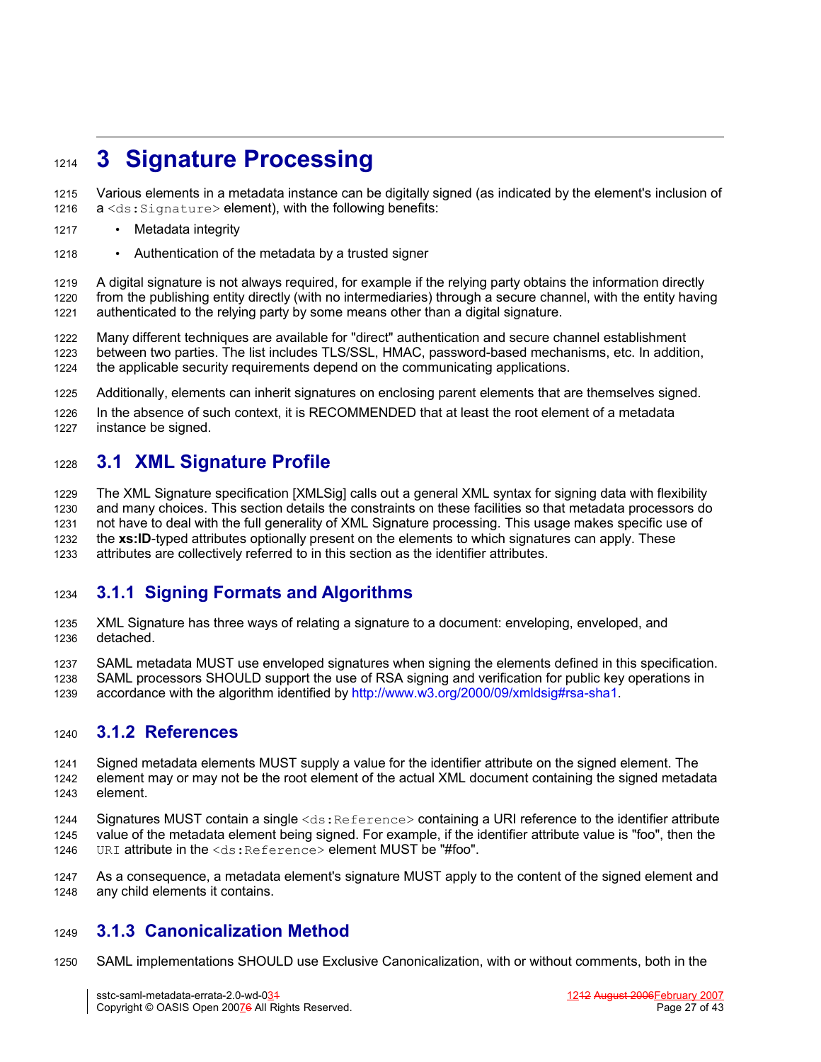# 3 Signature Processing

Various elements in a metadata instance can be digitally signed (as indicated by the element's inclusion of a `<ds:Signature>` element), with the following benefits:

- Metadata integrity
- Authentication of the metadata by a trusted signer

A digital signature is not always required, for example if the relying party obtains the information directly from the publishing entity directly (with no intermediaries) through a secure channel, with the entity having authenticated to the relying party by some means other than a digital signature.

Many different techniques are available for "direct" authentication and secure channel establishment between two parties. The list includes TLS/SSL, HMAC, password-based mechanisms, etc. In addition, the applicable security requirements depend on the communicating applications.

Additionally, elements can inherit signatures on enclosing parent elements that are themselves signed.

In the absence of such context, it is RECOMMENDED that at least the root element of a metadata instance be signed.

## 3.1 XML Signature Profile

The XML Signature specification [XMLSig] calls out a general XML syntax for signing data with flexibility and many choices. This section details the constraints on these facilities so that metadata processors do not have to deal with the full generality of XML Signature processing. This usage makes specific use of the **xs:ID**-typed attributes optionally present on the elements to which signatures can apply. These attributes are collectively referred to in this section as the identifier attributes.

### 3.1.1 Signing Formats and Algorithms

XML Signature has three ways of relating a signature to a document: enveloping, enveloped, and detached.

SAML metadata MUST use enveloped signatures when signing the elements defined in this specification. SAML processors SHOULD support the use of RSA signing and verification for public key operations in accordance with the algorithm identified by http://www.w3.org/2000/09/xmldsig#rsa-sha1.

### 3.1.2 References

Signed metadata elements MUST supply a value for the identifier attribute on the signed element. The element may or may not be the root element of the actual XML document containing the signed metadata element.

Signatures MUST contain a single `<ds:Reference>` containing a URI reference to the identifier attribute value of the metadata element being signed. For example, if the identifier attribute value is "foo", then the `URI` attribute in the `<ds:Reference>` element MUST be "#foo".

As a consequence, a metadata element's signature MUST apply to the content of the signed element and any child elements it contains.

### 3.1.3 Canonicalization Method

SAML implementations SHOULD use Exclusive Canonicalization, with or without comments, both in the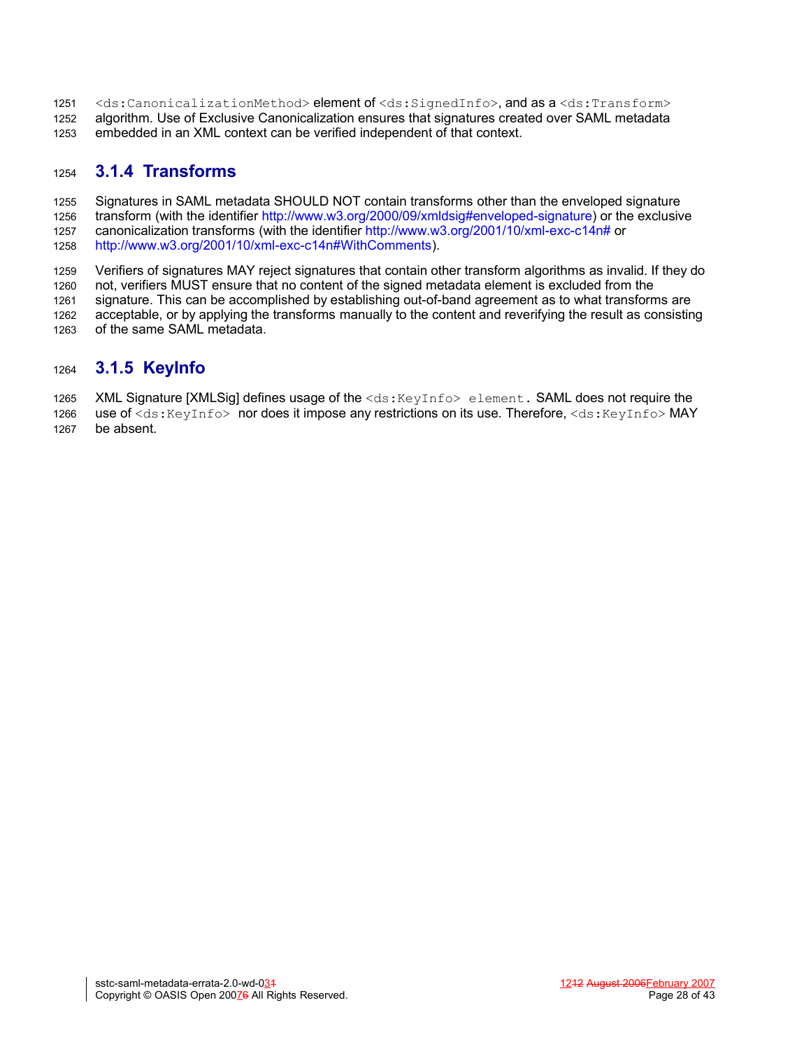`<ds:CanonicalizationMethod>` element of `<ds:SignedInfo>`, and as a `<ds:Transform>` algorithm. Use of Exclusive Canonicalization ensures that signatures created over SAML metadata embedded in an XML context can be verified independent of that context.

### 3.1.4 Transforms

Signatures in SAML metadata SHOULD NOT contain transforms other than the enveloped signature transform (with the identifier http://www.w3.org/2000/09/xmldsig#enveloped-signature) or the exclusive canonicalization transforms (with the identifier http://www.w3.org/2001/10/xml-exc-c14n# or http://www.w3.org/2001/10/xml-exc-c14n#WithComments).

Verifiers of signatures MAY reject signatures that contain other transform algorithms as invalid. If they do not, verifiers MUST ensure that no content of the signed metadata element is excluded from the signature. This can be accomplished by establishing out-of-band agreement as to what transforms are acceptable, or by applying the transforms manually to the content and reverifying the result as consisting of the same SAML metadata.

### 3.1.5 KeyInfo

XML Signature [XMLSig] defines usage of the `<ds:KeyInfo> element`. SAML does not require the use of `<ds:KeyInfo>` nor does it impose any restrictions on its use. Therefore, `<ds:KeyInfo>` MAY be absent.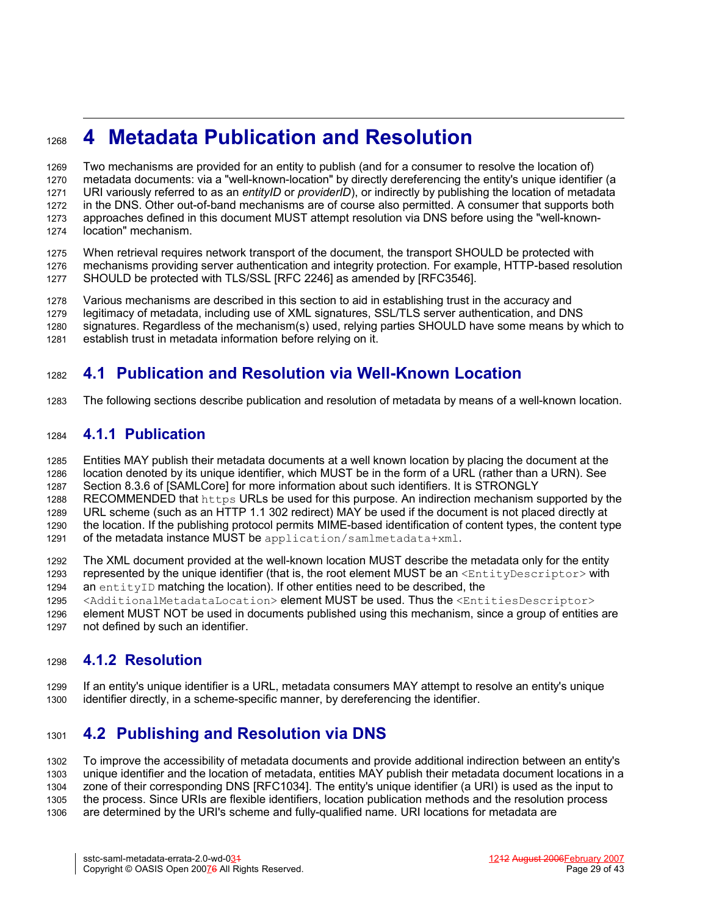# 4 Metadata Publication and Resolution

Two mechanisms are provided for an entity to publish (and for a consumer to resolve the location of) metadata documents: via a "well-known-location" by directly dereferencing the entity's unique identifier (a URI variously referred to as an *entityID* or *providerID*), or indirectly by publishing the location of metadata in the DNS. Other out-of-band mechanisms are of course also permitted. A consumer that supports both approaches defined in this document MUST attempt resolution via DNS before using the "well-known-location" mechanism.

When retrieval requires network transport of the document, the transport SHOULD be protected with mechanisms providing server authentication and integrity protection. For example, HTTP-based resolution SHOULD be protected with TLS/SSL [RFC 2246] as amended by [RFC3546].

Various mechanisms are described in this section to aid in establishing trust in the accuracy and legitimacy of metadata, including use of XML signatures, SSL/TLS server authentication, and DNS signatures. Regardless of the mechanism(s) used, relying parties SHOULD have some means by which to establish trust in metadata information before relying on it.

## 4.1 Publication and Resolution via Well-Known Location

The following sections describe publication and resolution of metadata by means of a well-known location.

### 4.1.1 Publication

Entities MAY publish their metadata documents at a well known location by placing the document at the location denoted by its unique identifier, which MUST be in the form of a URL (rather than a URN). See Section 8.3.6 of [SAMLCore] for more information about such identifiers. It is STRONGLY RECOMMENDED that `https` URLs be used for this purpose. An indirection mechanism supported by the URL scheme (such as an HTTP 1.1 302 redirect) MAY be used if the document is not placed directly at the location. If the publishing protocol permits MIME-based identification of content types, the content type of the metadata instance MUST be `application/samlmetadata+xml`.

The XML document provided at the well-known location MUST describe the metadata only for the entity represented by the unique identifier (that is, the root element MUST be an `<EntityDescriptor>` with an `entityID` matching the location). If other entities need to be described, the `<AdditionalMetadataLocation>` element MUST be used. Thus the `<EntitiesDescriptor>` element MUST NOT be used in documents published using this mechanism, since a group of entities are not defined by such an identifier.

### 4.1.2 Resolution

If an entity's unique identifier is a URL, metadata consumers MAY attempt to resolve an entity's unique identifier directly, in a scheme-specific manner, by dereferencing the identifier.

## 4.2 Publishing and Resolution via DNS

To improve the accessibility of metadata documents and provide additional indirection between an entity's unique identifier and the location of metadata, entities MAY publish their metadata document locations in a zone of their corresponding DNS [RFC1034]. The entity's unique identifier (a URI) is used as the input to the process. Since URIs are flexible identifiers, location publication methods and the resolution process are determined by the URI's scheme and fully-qualified name. URI locations for metadata are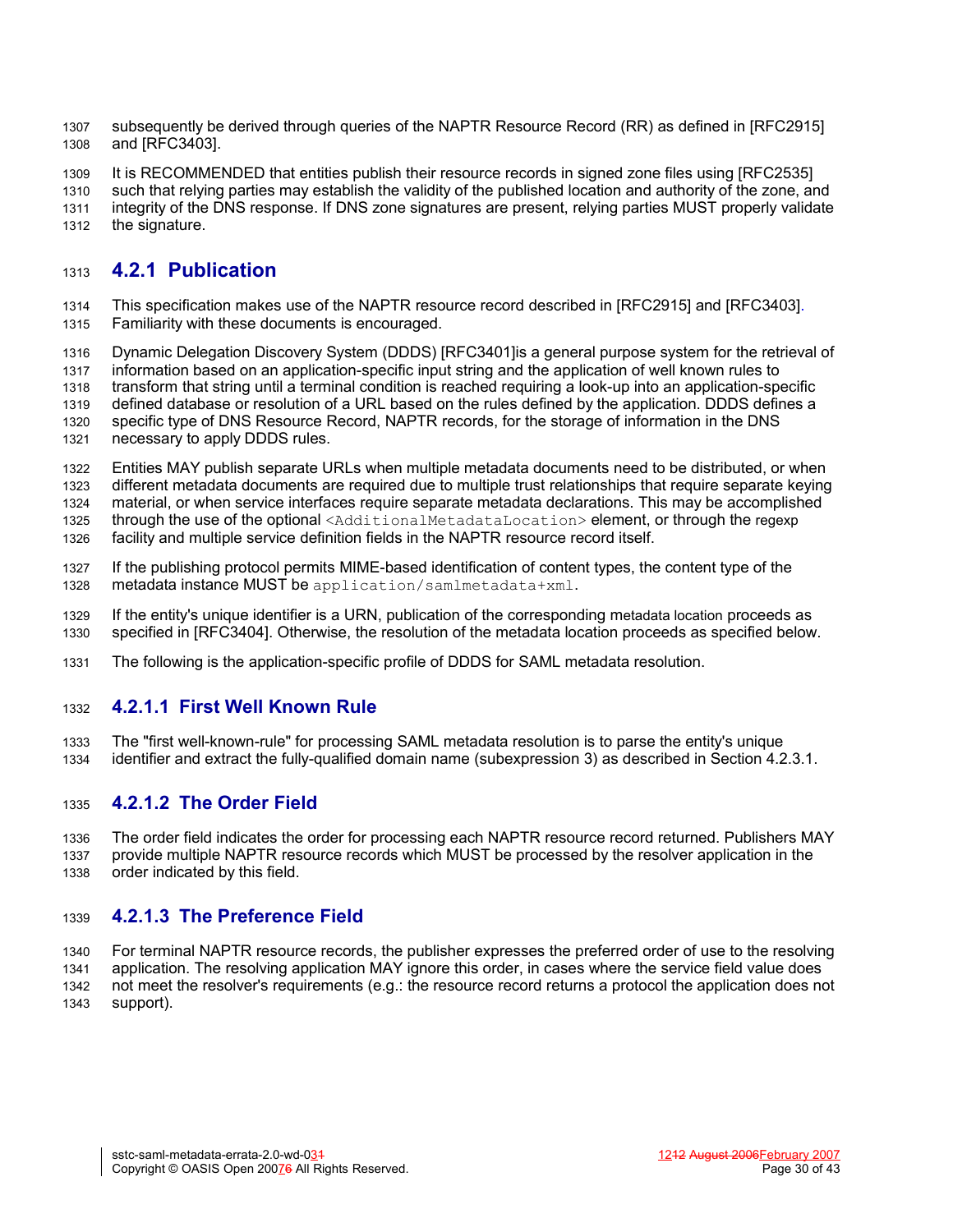subsequently be derived through queries of the NAPTR Resource Record (RR) as defined in [RFC2915] and [RFC3403].

It is RECOMMENDED that entities publish their resource records in signed zone files using [RFC2535] such that relying parties may establish the validity of the published location and authority of the zone, and integrity of the DNS response. If DNS zone signatures are present, relying parties MUST properly validate the signature.

### 4.2.1 Publication

This specification makes use of the NAPTR resource record described in [RFC2915] and [RFC3403]. Familiarity with these documents is encouraged.

Dynamic Delegation Discovery System (DDDS) [RFC3401]is a general purpose system for the retrieval of information based on an application-specific input string and the application of well known rules to transform that string until a terminal condition is reached requiring a look-up into an application-specific defined database or resolution of a URL based on the rules defined by the application. DDDS defines a specific type of DNS Resource Record, NAPTR records, for the storage of information in the DNS necessary to apply DDDS rules.

Entities MAY publish separate URLs when multiple metadata documents need to be distributed, or when different metadata documents are required due to multiple trust relationships that require separate keying material, or when service interfaces require separate metadata declarations. This may be accomplished through the use of the optional `<AdditionalMetadataLocation>` element, or through the regexp facility and multiple service definition fields in the NAPTR resource record itself.

If the publishing protocol permits MIME-based identification of content types, the content type of the metadata instance MUST be `application/samlmetadata+xml`.

If the entity's unique identifier is a URN, publication of the corresponding metadata location proceeds as specified in [RFC3404]. Otherwise, the resolution of the metadata location proceeds as specified below.

The following is the application-specific profile of DDDS for SAML metadata resolution.

#### 4.2.1.1 First Well Known Rule

The "first well-known-rule" for processing SAML metadata resolution is to parse the entity's unique identifier and extract the fully-qualified domain name (subexpression 3) as described in Section 4.2.3.1.

#### 4.2.1.2 The Order Field

The order field indicates the order for processing each NAPTR resource record returned. Publishers MAY provide multiple NAPTR resource records which MUST be processed by the resolver application in the order indicated by this field.

#### 4.2.1.3 The Preference Field

For terminal NAPTR resource records, the publisher expresses the preferred order of use to the resolving application. The resolving application MAY ignore this order, in cases where the service field value does not meet the resolver's requirements (e.g.: the resource record returns a protocol the application does not support).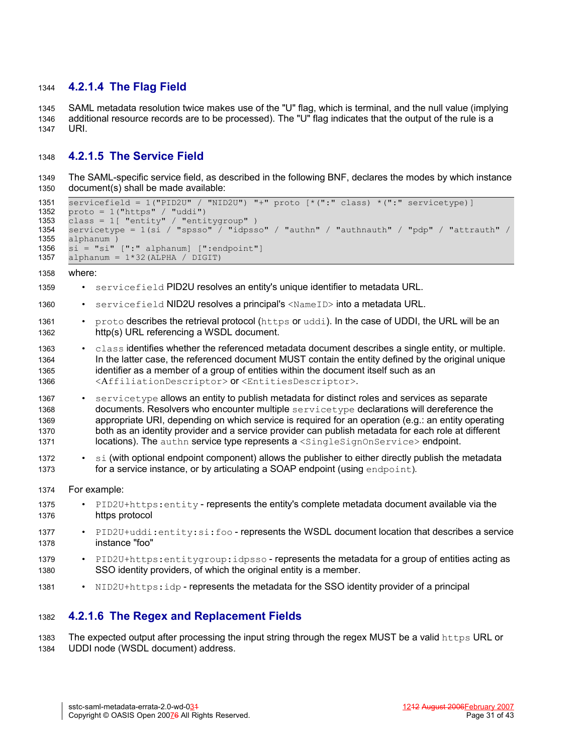#### 4.2.1.4 The Flag Field

SAML metadata resolution twice makes use of the "U" flag, which is terminal, and the null value (implying additional resource records are to be processed). The "U" flag indicates that the output of the rule is a URI.

#### 4.2.1.5 The Service Field

The SAML-specific service field, as described in the following BNF, declares the modes by which instance document(s) shall be made available:

```
servicefield = 1("PID2U" / "NID2U") "+" proto [*(":" class) *(":" servicetype)]
proto = 1("https" / "uddi")
class = 1[ "entity" / "entitygroup" )
servicetype = 1(si / "spsso" / "idpsso" / "authn" / "authnauth" / "pdp" / "attrauth" /
alphanum )
si = "si" [":" alphanum] [":endpoint"]
alphanum = 1*32(ALPHA / DIGIT)
```

where:

- `servicefield` PID2U resolves an entity's unique identifier to metadata URL.
- `servicefield` NID2U resolves a principal's `<NameID>` into a metadata URL.
- `proto` describes the retrieval protocol (`https` or `uddi`). In the case of UDDI, the URL will be an http(s) URL referencing a WSDL document.
- `class` identifies whether the referenced metadata document describes a single entity, or multiple. In the latter case, the referenced document MUST contain the entity defined by the original unique identifier as a member of a group of entities within the document itself such as an `<AffiliationDescriptor>` or `<EntitiesDescriptor>`.
- `servicetype` allows an entity to publish metadata for distinct roles and services as separate documents. Resolvers who encounter multiple `servicetype` declarations will dereference the appropriate URI, depending on which service is required for an operation (e.g.: an entity operating both as an identity provider and a service provider can publish metadata for each role at different locations). The `authn` service type represents a `<SingleSignOnService>` endpoint.
- `si` (with optional endpoint component) allows the publisher to either directly publish the metadata for a service instance, or by articulating a SOAP endpoint (using `endpoint`).

For example:

- `PID2U+https:entity` - represents the entity's complete metadata document available via the https protocol
- `PID2U+uddi:entity:si:foo` - represents the WSDL document location that describes a service instance "foo"
- `PID2U+https:entitygroup:idpsso` - represents the metadata for a group of entities acting as SSO identity providers, of which the original entity is a member.
- `NID2U+https:idp` - represents the metadata for the SSO identity provider of a principal

#### 4.2.1.6 The Regex and Replacement Fields

The expected output after processing the input string through the regex MUST be a valid `https` URL or UDDI node (WSDL document) address.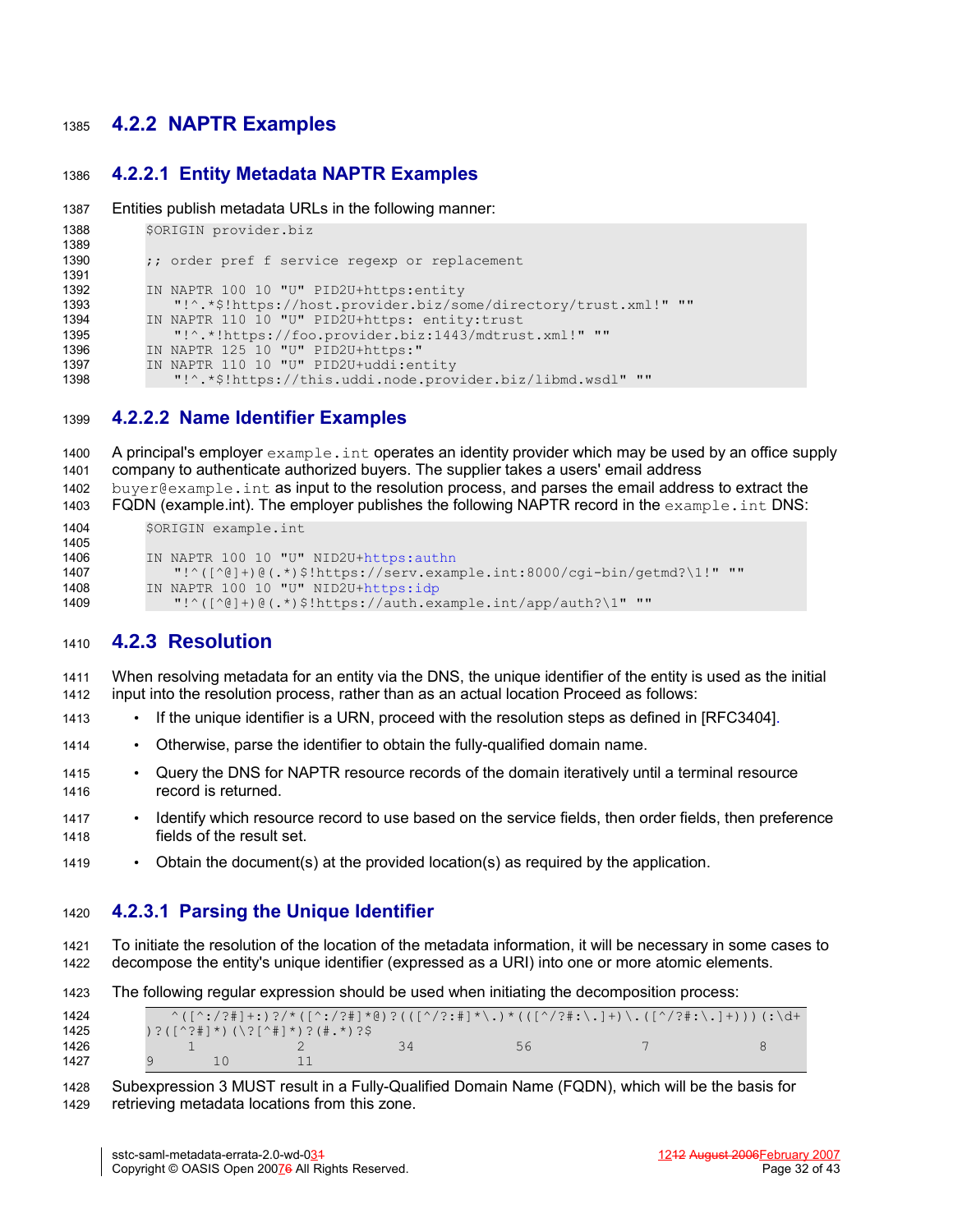## 4.2.2 NAPTR Examples

### 4.2.2.1 Entity Metadata NAPTR Examples

Entities publish metadata URLs in the following manner:

```
$ORIGIN provider.biz

;; order pref f service regexp or replacement

IN NAPTR 100 10 "U" PID2U+https:entity
   "!^.*$!https://host.provider.biz/some/directory/trust.xml!" ""
IN NAPTR 110 10 "U" PID2U+https: entity:trust
   "!^.*!https://foo.provider.biz:1443/mdtrust.xml!" ""
IN NAPTR 125 10 "U" PID2U+https:"
IN NAPTR 110 10 "U" PID2U+uddi:entity
   "!^.*$!https://this.uddi.node.provider.biz/libmd.wsdl" ""
```

### 4.2.2.2 Name Identifier Examples

A principal's employer `example.int` operates an identity provider which may be used by an office supply company to authenticate authorized buyers. The supplier takes a users' email address `buyer@example.int` as input to the resolution process, and parses the email address to extract the FQDN (example.int). The employer publishes the following NAPTR record in the `example.int` DNS:

```
$ORIGIN example.int

IN NAPTR 100 10 "U" NID2U+https:authn
   "!^([^@]+)@(.*)$!https://serv.example.int:8000/cgi-bin/getmd?\1!" ""
IN NAPTR 100 10 "U" NID2U+https:idp
   "!^([^@]+)@(.*)$!https://auth.example.int/app/auth?\1" ""
```

## 4.2.3 Resolution

When resolving metadata for an entity via the DNS, the unique identifier of the entity is used as the initial input into the resolution process, rather than as an actual location Proceed as follows:

- If the unique identifier is a URN, proceed with the resolution steps as defined in [RFC3404].
- Otherwise, parse the identifier to obtain the fully-qualified domain name.
- Query the DNS for NAPTR resource records of the domain iteratively until a terminal resource record is returned.
- Identify which resource record to use based on the service fields, then order fields, then preference fields of the result set.
- Obtain the document(s) at the provided location(s) as required by the application.

### 4.2.3.1 Parsing the Unique Identifier

To initiate the resolution of the location of the metadata information, it will be necessary in some cases to decompose the entity's unique identifier (expressed as a URI) into one or more atomic elements.

The following regular expression should be used when initiating the decomposition process:

```
   ^([^:/?#]+:)?/*([^:/?#]*@)?(([^/?:#]*\.)*(([^/?#:\.]+)\.([^/?#:\.]+)))(:\d+
)?([^?#]*)(\?[^#]*)?(#.*)?$
     1                 2          34              56                7                8
9        10         11
```

Subexpression 3 MUST result in a Fully-Qualified Domain Name (FQDN), which will be the basis for retrieving metadata locations from this zone.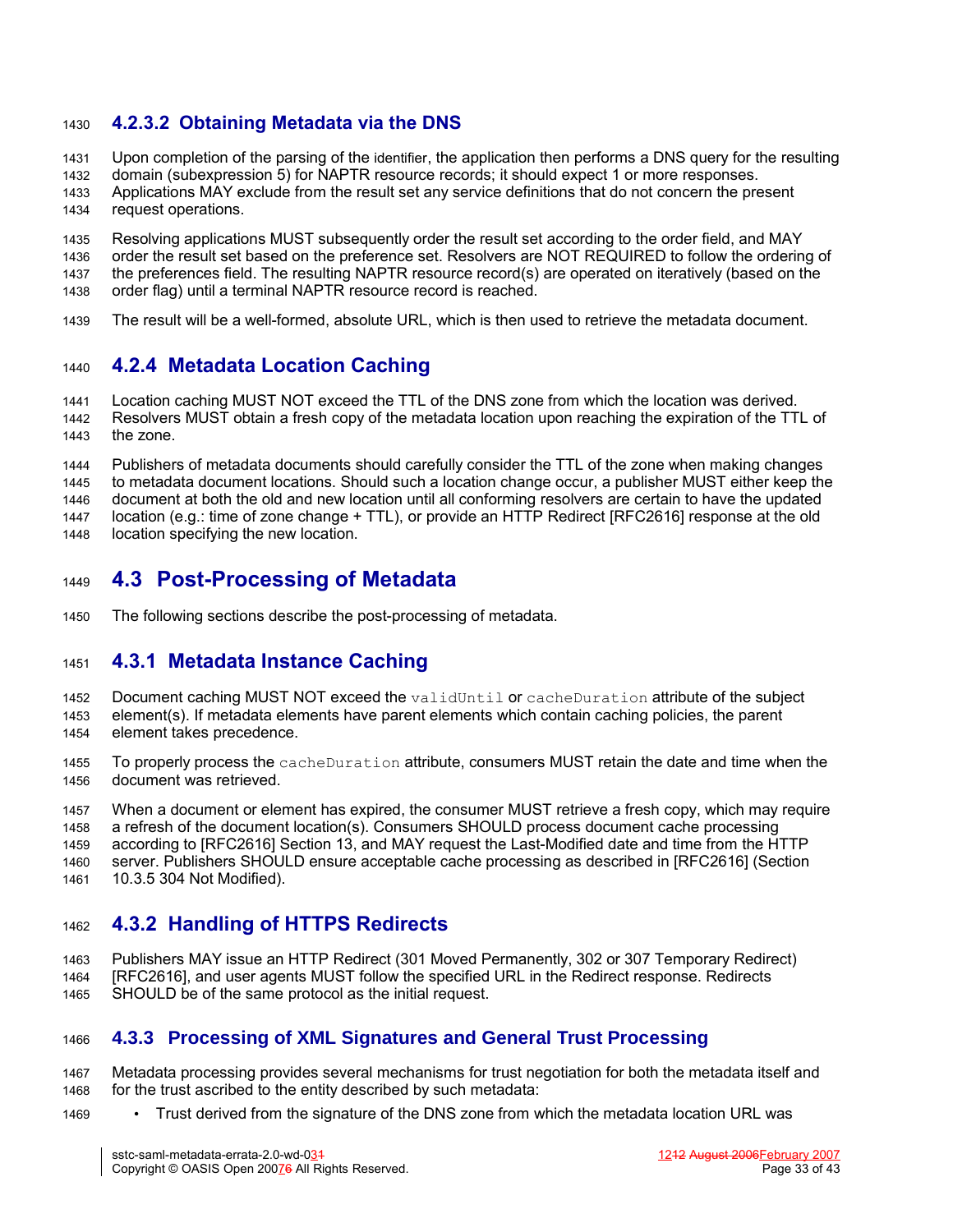#### 4.2.3.2 Obtaining Metadata via the DNS

Upon completion of the parsing of the identifier, the application then performs a DNS query for the resulting domain (subexpression 5) for NAPTR resource records; it should expect 1 or more responses. Applications MAY exclude from the result set any service definitions that do not concern the present request operations.

Resolving applications MUST subsequently order the result set according to the order field, and MAY order the result set based on the preference set. Resolvers are NOT REQUIRED to follow the ordering of the preferences field. The resulting NAPTR resource record(s) are operated on iteratively (based on the order flag) until a terminal NAPTR resource record is reached.

The result will be a well-formed, absolute URL, which is then used to retrieve the metadata document.

### 4.2.4 Metadata Location Caching

Location caching MUST NOT exceed the TTL of the DNS zone from which the location was derived. Resolvers MUST obtain a fresh copy of the metadata location upon reaching the expiration of the TTL of the zone.

Publishers of metadata documents should carefully consider the TTL of the zone when making changes to metadata document locations. Should such a location change occur, a publisher MUST either keep the document at both the old and new location until all conforming resolvers are certain to have the updated location (e.g.: time of zone change + TTL), or provide an HTTP Redirect [RFC2616] response at the old location specifying the new location.

## 4.3 Post-Processing of Metadata

The following sections describe the post-processing of metadata.

### 4.3.1 Metadata Instance Caching

Document caching MUST NOT exceed the `validUntil` or `cacheDuration` attribute of the subject element(s). If metadata elements have parent elements which contain caching policies, the parent element takes precedence.

To properly process the `cacheDuration` attribute, consumers MUST retain the date and time when the document was retrieved.

When a document or element has expired, the consumer MUST retrieve a fresh copy, which may require a refresh of the document location(s). Consumers SHOULD process document cache processing according to [RFC2616] Section 13, and MAY request the Last-Modified date and time from the HTTP server. Publishers SHOULD ensure acceptable cache processing as described in [RFC2616] (Section 10.3.5 304 Not Modified).

### 4.3.2 Handling of HTTPS Redirects

Publishers MAY issue an HTTP Redirect (301 Moved Permanently, 302 or 307 Temporary Redirect) [RFC2616], and user agents MUST follow the specified URL in the Redirect response. Redirects SHOULD be of the same protocol as the initial request.

### 4.3.3 Processing of XML Signatures and General Trust Processing

Metadata processing provides several mechanisms for trust negotiation for both the metadata itself and for the trust ascribed to the entity described by such metadata:

- Trust derived from the signature of the DNS zone from which the metadata location URL was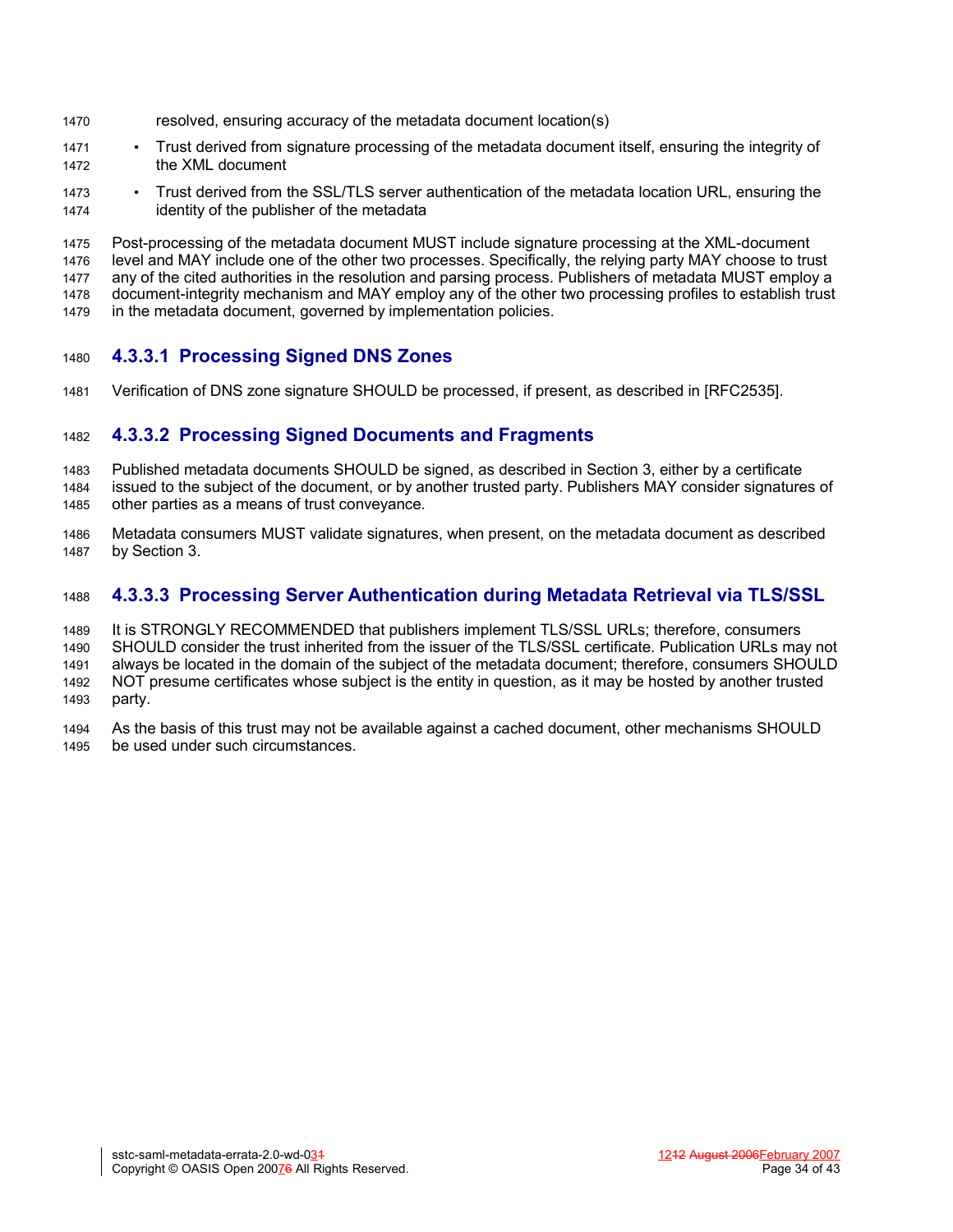resolved, ensuring accuracy of the metadata document location(s)

- Trust derived from signature processing of the metadata document itself, ensuring the integrity of the XML document
- Trust derived from the SSL/TLS server authentication of the metadata location URL, ensuring the identity of the publisher of the metadata

Post-processing of the metadata document MUST include signature processing at the XML-document level and MAY include one of the other two processes. Specifically, the relying party MAY choose to trust any of the cited authorities in the resolution and parsing process. Publishers of metadata MUST employ a document-integrity mechanism and MAY employ any of the other two processing profiles to establish trust in the metadata document, governed by implementation policies.

#### 4.3.3.1 Processing Signed DNS Zones

Verification of DNS zone signature SHOULD be processed, if present, as described in [RFC2535].

#### 4.3.3.2 Processing Signed Documents and Fragments

Published metadata documents SHOULD be signed, as described in Section 3, either by a certificate issued to the subject of the document, or by another trusted party. Publishers MAY consider signatures of other parties as a means of trust conveyance.

Metadata consumers MUST validate signatures, when present, on the metadata document as described by Section 3.

#### 4.3.3.3 Processing Server Authentication during Metadata Retrieval via TLS/SSL

It is STRONGLY RECOMMENDED that publishers implement TLS/SSL URLs; therefore, consumers SHOULD consider the trust inherited from the issuer of the TLS/SSL certificate. Publication URLs may not always be located in the domain of the subject of the metadata document; therefore, consumers SHOULD NOT presume certificates whose subject is the entity in question, as it may be hosted by another trusted party.

As the basis of this trust may not be available against a cached document, other mechanisms SHOULD be used under such circumstances.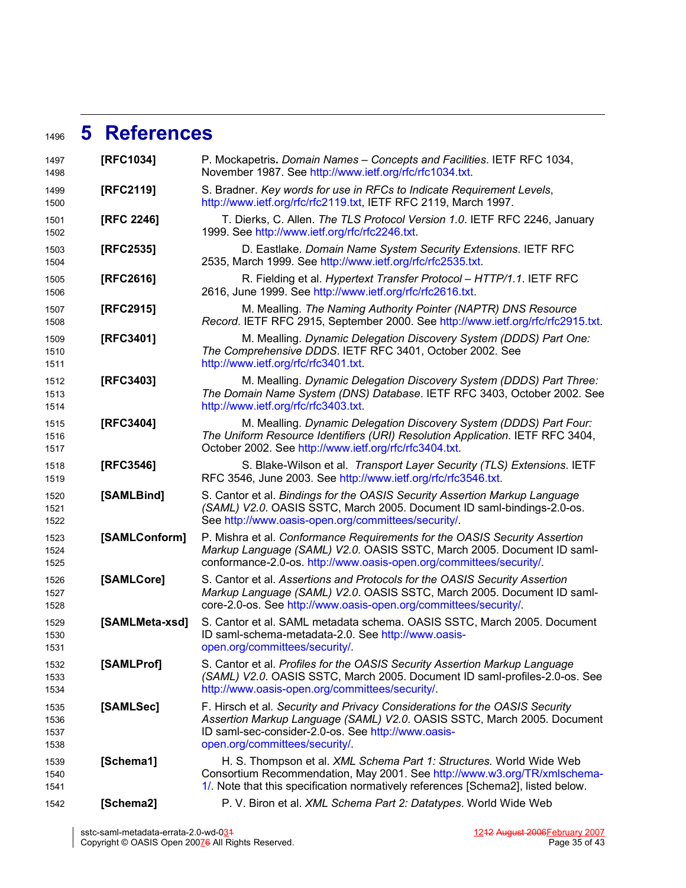# 5 References

| | |
|---|---|
| **[RFC1034]** | P. Mockapetris**.** *Domain Names – Concepts and Facilities*. IETF RFC 1034, November 1987. See http://www.ietf.org/rfc/rfc1034.txt. |
| **[RFC2119]** | S. Bradner. *Key words for use in RFCs to Indicate Requirement Levels*, http://www.ietf.org/rfc/rfc2119.txt, IETF RFC 2119, March 1997. |
| **[RFC 2246]** | T. Dierks, C. Allen. *The TLS Protocol Version 1.0*. IETF RFC 2246, January 1999. See http://www.ietf.org/rfc/rfc2246.txt. |
| **[RFC2535]** | D. Eastlake. *Domain Name System Security Extensions*. IETF RFC 2535, March 1999. See http://www.ietf.org/rfc/rfc2535.txt. |
| **[RFC2616]** | R. Fielding et al. *Hypertext Transfer Protocol – HTTP/1.1*. IETF RFC 2616, June 1999. See http://www.ietf.org/rfc/rfc2616.txt. |
| **[RFC2915]** | M. Mealling. *The Naming Authority Pointer (NAPTR) DNS Resource Record*. IETF RFC 2915, September 2000. See http://www.ietf.org/rfc/rfc2915.txt. |
| **[RFC3401]** | M. Mealling. *Dynamic Delegation Discovery System (DDDS) Part One: The Comprehensive DDDS*. IETF RFC 3401, October 2002. See http://www.ietf.org/rfc/rfc3401.txt. |
| **[RFC3403]** | M. Mealling. *Dynamic Delegation Discovery System (DDDS) Part Three: The Domain Name System (DNS) Database*. IETF RFC 3403, October 2002. See http://www.ietf.org/rfc/rfc3403.txt. |
| **[RFC3404]** | M. Mealling. *Dynamic Delegation Discovery System (DDDS) Part Four: The Uniform Resource Identifiers (URI) Resolution Application*. IETF RFC 3404, October 2002. See http://www.ietf.org/rfc/rfc3404.txt. |
| **[RFC3546]** | S. Blake-Wilson et al. *Transport Layer Security (TLS) Extensions*. IETF RFC 3546, June 2003. See http://www.ietf.org/rfc/rfc3546.txt. |
| **[SAMLBind]** | S. Cantor et al. *Bindings for the OASIS Security Assertion Markup Language (SAML) V2.0*. OASIS SSTC, March 2005. Document ID saml-bindings-2.0-os. See http://www.oasis-open.org/committees/security/. |
| **[SAMLConform]** | P. Mishra et al. *Conformance Requirements for the OASIS Security Assertion Markup Language (SAML) V2.0.* OASIS SSTC, March 2005. Document ID saml-conformance-2.0-os. http://www.oasis-open.org/committees/security/. |
| **[SAMLCore]** | S. Cantor et al. *Assertions and Protocols for the OASIS Security Assertion Markup Language (SAML) V2.0*. OASIS SSTC, March 2005. Document ID saml-core-2.0-os. See http://www.oasis-open.org/committees/security/. |
| **[SAMLMeta-xsd]** | S. Cantor et al. SAML metadata schema. OASIS SSTC, March 2005. Document ID saml-schema-metadata-2.0. See http://www.oasis-open.org/committees/security/. |
| **[SAMLProf]** | S. Cantor et al. *Profiles for the OASIS Security Assertion Markup Language (SAML) V2.0*. OASIS SSTC, March 2005. Document ID saml-profiles-2.0-os. See http://www.oasis-open.org/committees/security/. |
| **[SAMLSec]** | F. Hirsch et al. *Security and Privacy Considerations for the OASIS Security Assertion Markup Language (SAML) V2.0*. OASIS SSTC, March 2005. Document ID saml-sec-consider-2.0-os. See http://www.oasis-open.org/committees/security/. |
| **[Schema1]** | H. S. Thompson et al. *XML Schema Part 1: Structures.* World Wide Web Consortium Recommendation, May 2001. See http://www.w3.org/TR/xmlschema-1/. Note that this specification normatively references [Schema2], listed below. |
| **[Schema2]** | P. V. Biron et al. *XML Schema Part 2: Datatypes*. World Wide Web |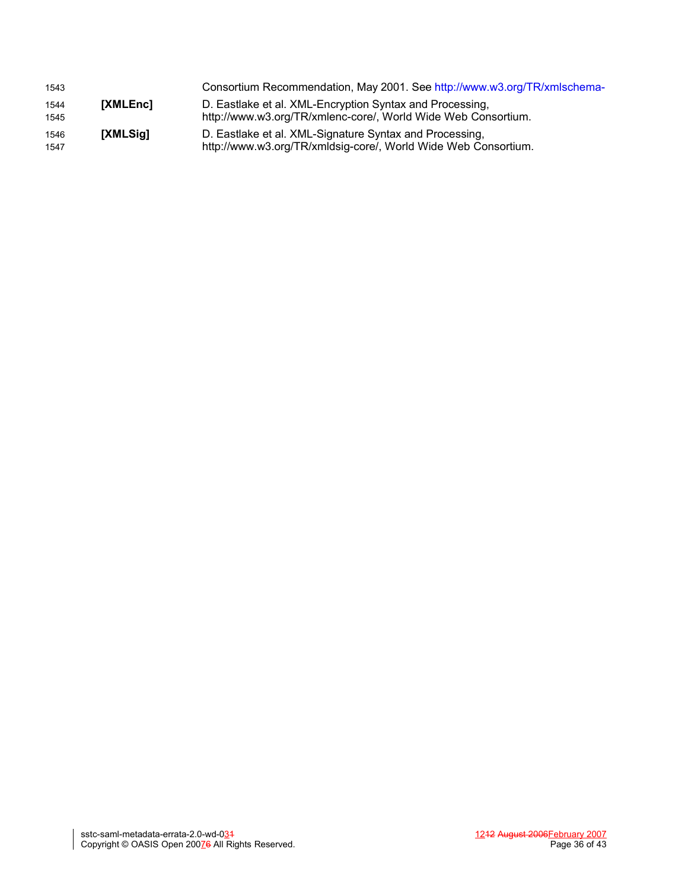Consortium Recommendation, May 2001. See http://www.w3.org/TR/xmlschema-

**[XMLEnc]** D. Eastlake et al. XML-Encryption Syntax and Processing, http://www.w3.org/TR/xmlenc-core/, World Wide Web Consortium.

**[XMLSig]** D. Eastlake et al. XML-Signature Syntax and Processing, http://www.w3.org/TR/xmldsig-core/, World Wide Web Consortium.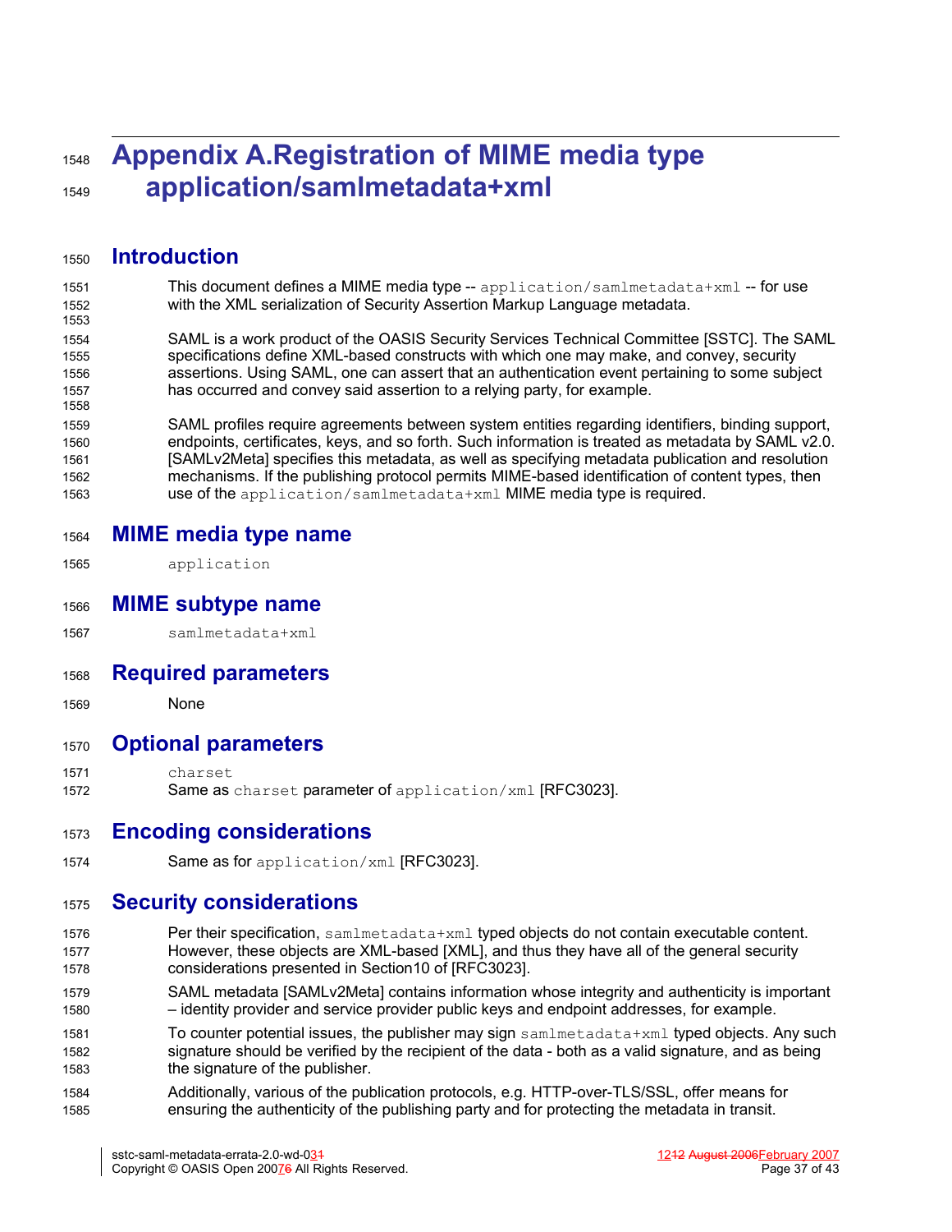# Appendix A. Registration of MIME media type application/samlmetadata+xml

## Introduction

This document defines a MIME media type -- `application/samlmetadata+xml` -- for use with the XML serialization of Security Assertion Markup Language metadata.

SAML is a work product of the OASIS Security Services Technical Committee [SSTC]. The SAML specifications define XML-based constructs with which one may make, and convey, security assertions. Using SAML, one can assert that an authentication event pertaining to some subject has occurred and convey said assertion to a relying party, for example.

SAML profiles require agreements between system entities regarding identifiers, binding support, endpoints, certificates, keys, and so forth. Such information is treated as metadata by SAML v2.0. [SAMLv2Meta] specifies this metadata, as well as specifying metadata publication and resolution mechanisms. If the publishing protocol permits MIME-based identification of content types, then use of the `application/samlmetadata+xml` MIME media type is required.

## MIME media type name

`application`

## MIME subtype name

`samlmetadata+xml`

## Required parameters

None

## Optional parameters

`charset`

Same as `charset` parameter of `application/xml` [RFC3023].

## Encoding considerations

Same as for `application/xml` [RFC3023].

## Security considerations

Per their specification, `samlmetadata+xml` typed objects do not contain executable content. However, these objects are XML-based [XML], and thus they have all of the general security considerations presented in Section10 of [RFC3023].

SAML metadata [SAMLv2Meta] contains information whose integrity and authenticity is important – identity provider and service provider public keys and endpoint addresses, for example.

To counter potential issues, the publisher may sign `samlmetadata+xml` typed objects. Any such signature should be verified by the recipient of the data - both as a valid signature, and as being the signature of the publisher.

Additionally, various of the publication protocols, e.g. HTTP-over-TLS/SSL, offer means for ensuring the authenticity of the publishing party and for protecting the metadata in transit.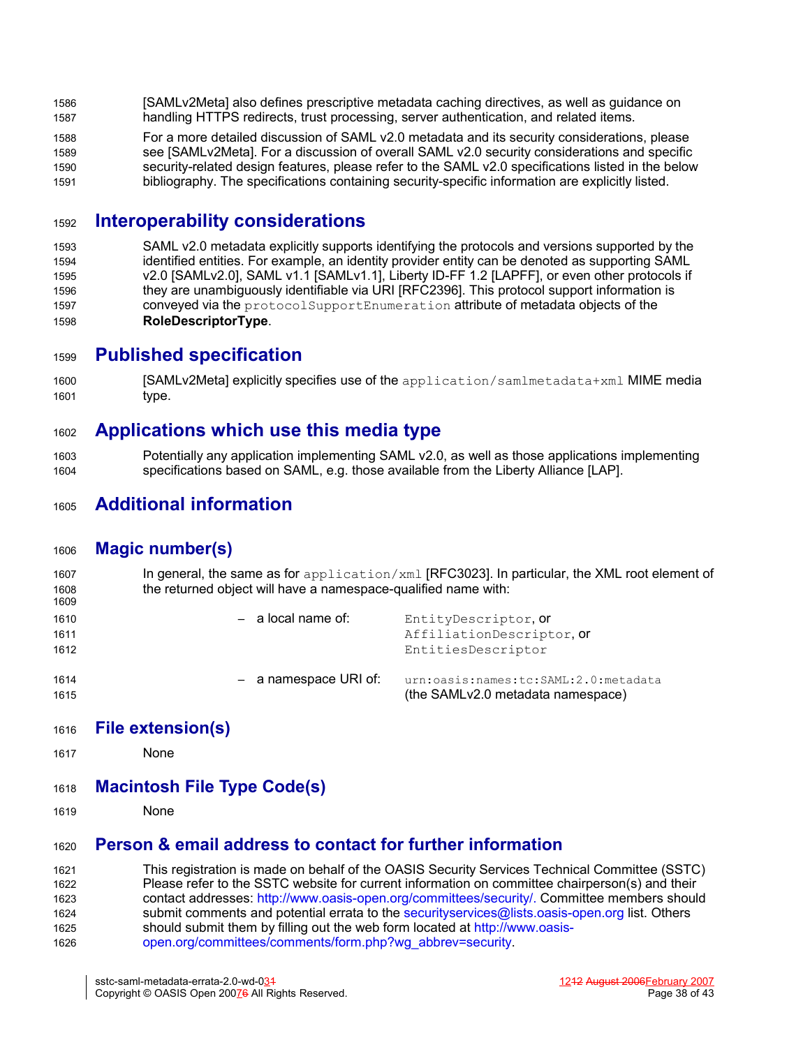[SAMLv2Meta] also defines prescriptive metadata caching directives, as well as guidance on handling HTTPS redirects, trust processing, server authentication, and related items.

For a more detailed discussion of SAML v2.0 metadata and its security considerations, please see [SAMLv2Meta]. For a discussion of overall SAML v2.0 security considerations and specific security-related design features, please refer to the SAML v2.0 specifications listed in the below bibliography. The specifications containing security-specific information are explicitly listed.

## Interoperability considerations

SAML v2.0 metadata explicitly supports identifying the protocols and versions supported by the identified entities. For example, an identity provider entity can be denoted as supporting SAML v2.0 [SAMLv2.0], SAML v1.1 [SAMLv1.1], Liberty ID-FF 1.2 [LAPFF], or even other protocols if they are unambiguously identifiable via URI [RFC2396]. This protocol support information is conveyed via the `protocolSupportEnumeration` attribute of metadata objects of the **RoleDescriptorType**.

## Published specification

[SAMLv2Meta] explicitly specifies use of the `application/samlmetadata+xml` MIME media type.

## Applications which use this media type

Potentially any application implementing SAML v2.0, as well as those applications implementing specifications based on SAML, e.g. those available from the Liberty Alliance [LAP].

## Additional information

## Magic number(s)

In general, the same as for `application/xml` [RFC3023]. In particular, the XML root element of the returned object will have a namespace-qualified name with:

- a local name of: `EntityDescriptor`, or `AffiliationDescriptor`, or `EntitiesDescriptor`
- a namespace URI of: `urn:oasis:names:tc:SAML:2.0:metadata` (the SAMLv2.0 metadata namespace)

## File extension(s)

None

## Macintosh File Type Code(s)

None

## Person & email address to contact for further information

This registration is made on behalf of the OASIS Security Services Technical Committee (SSTC) Please refer to the SSTC website for current information on committee chairperson(s) and their contact addresses: http://www.oasis-open.org/committees/security/. Committee members should submit comments and potential errata to the securityservices@lists.oasis-open.org list. Others should submit them by filling out the web form located at http://www.oasis-open.org/committees/comments/form.php?wg_abbrev=security.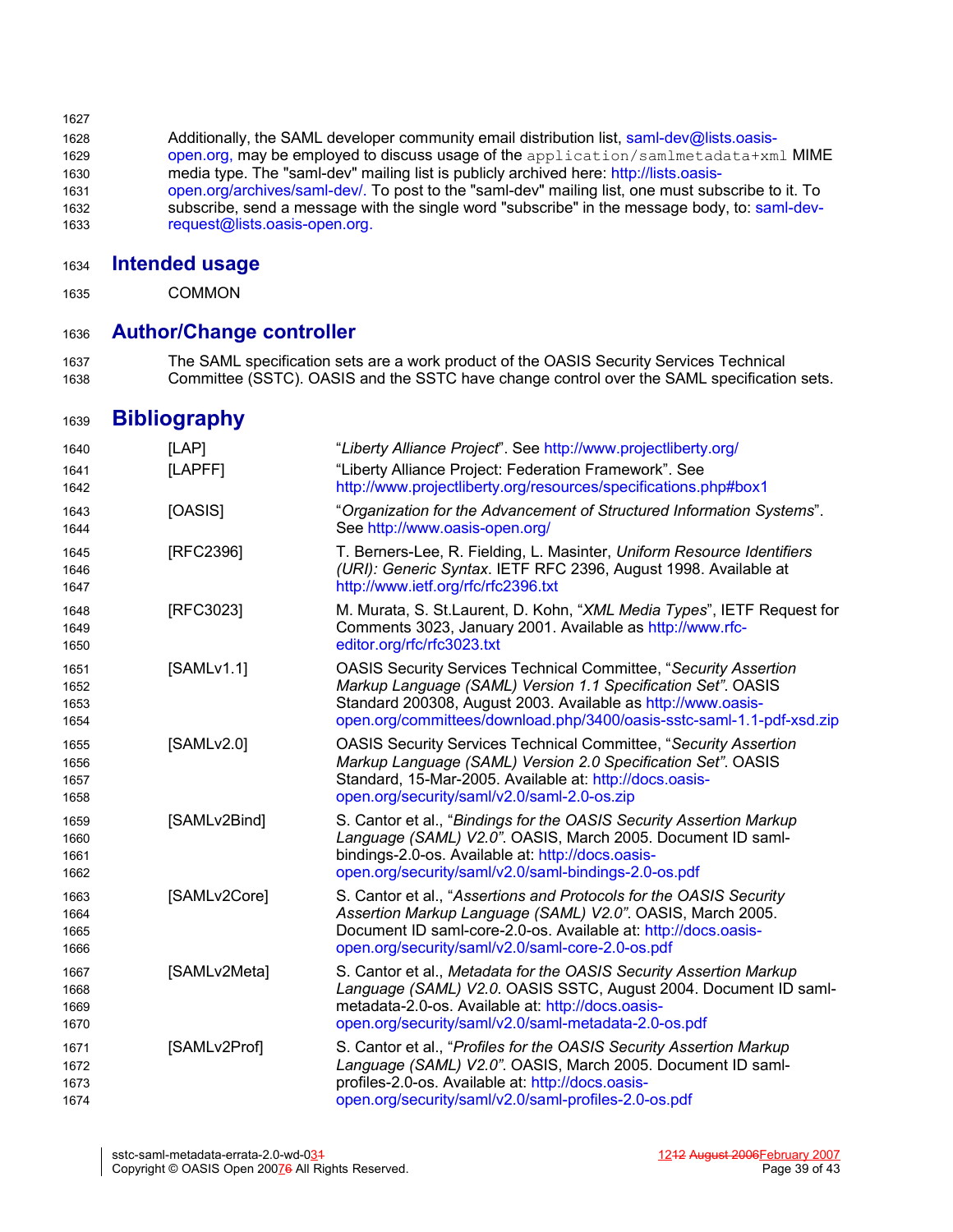Additionally, the SAML developer community email distribution list, saml-dev@lists.oasis-open.org, may be employed to discuss usage of the `application/samlmetadata+xml` MIME media type. The "saml-dev" mailing list is publicly archived here: http://lists.oasis-open.org/archives/saml-dev/. To post to the "saml-dev" mailing list, one must subscribe to it. To subscribe, send a message with the single word "subscribe" in the message body, to: saml-dev-request@lists.oasis-open.org.

## Intended usage

COMMON

## Author/Change controller

The SAML specification sets are a work product of the OASIS Security Services Technical Committee (SSTC). OASIS and the SSTC have change control over the SAML specification sets.

# Bibliography

| | |
|---|---|
| [LAP] | "*Liberty Alliance Project*". See http://www.projectliberty.org/ |
| [LAPFF] | "Liberty Alliance Project: Federation Framework". See http://www.projectliberty.org/resources/specifications.php#box1 |
| [OASIS] | "*Organization for the Advancement of Structured Information Systems*". See http://www.oasis-open.org/ |
| [RFC2396] | T. Berners-Lee, R. Fielding, L. Masinter, *Uniform Resource Identifiers (URI): Generic Syntax*. IETF RFC 2396, August 1998. Available at http://www.ietf.org/rfc/rfc2396.txt |
| [RFC3023] | M. Murata, S. St.Laurent, D. Kohn, "*XML Media Types*", IETF Request for Comments 3023, January 2001. Available as http://www.rfc-editor.org/rfc/rfc3023.txt |
| [SAMLv1.1] | OASIS Security Services Technical Committee, "*Security Assertion Markup Language (SAML) Version 1.1 Specification Set*". OASIS Standard 200308, August 2003. Available as http://www.oasis-open.org/committees/download.php/3400/oasis-sstc-saml-1.1-pdf-xsd.zip |
| [SAMLv2.0] | OASIS Security Services Technical Committee, "*Security Assertion Markup Language (SAML) Version 2.0 Specification Set*". OASIS Standard, 15-Mar-2005. Available at: http://docs.oasis-open.org/security/saml/v2.0/saml-2.0-os.zip |
| [SAMLv2Bind] | S. Cantor et al., "*Bindings for the OASIS Security Assertion Markup Language (SAML) V2.0*". OASIS, March 2005. Document ID saml-bindings-2.0-os. Available at: http://docs.oasis-open.org/security/saml/v2.0/saml-bindings-2.0-os.pdf |
| [SAMLv2Core] | S. Cantor et al., "*Assertions and Protocols for the OASIS Security Assertion Markup Language (SAML) V2.0*". OASIS, March 2005. Document ID saml-core-2.0-os. Available at: http://docs.oasis-open.org/security/saml/v2.0/saml-core-2.0-os.pdf |
| [SAMLv2Meta] | S. Cantor et al., *Metadata for the OASIS Security Assertion Markup Language (SAML) V2.0*. OASIS SSTC, August 2004. Document ID saml-metadata-2.0-os. Available at: http://docs.oasis-open.org/security/saml/v2.0/saml-metadata-2.0-os.pdf |
| [SAMLv2Prof] | S. Cantor et al., "*Profiles for the OASIS Security Assertion Markup Language (SAML) V2.0*". OASIS, March 2005. Document ID saml-profiles-2.0-os. Available at: http://docs.oasis-open.org/security/saml/v2.0/saml-profiles-2.0-os.pdf |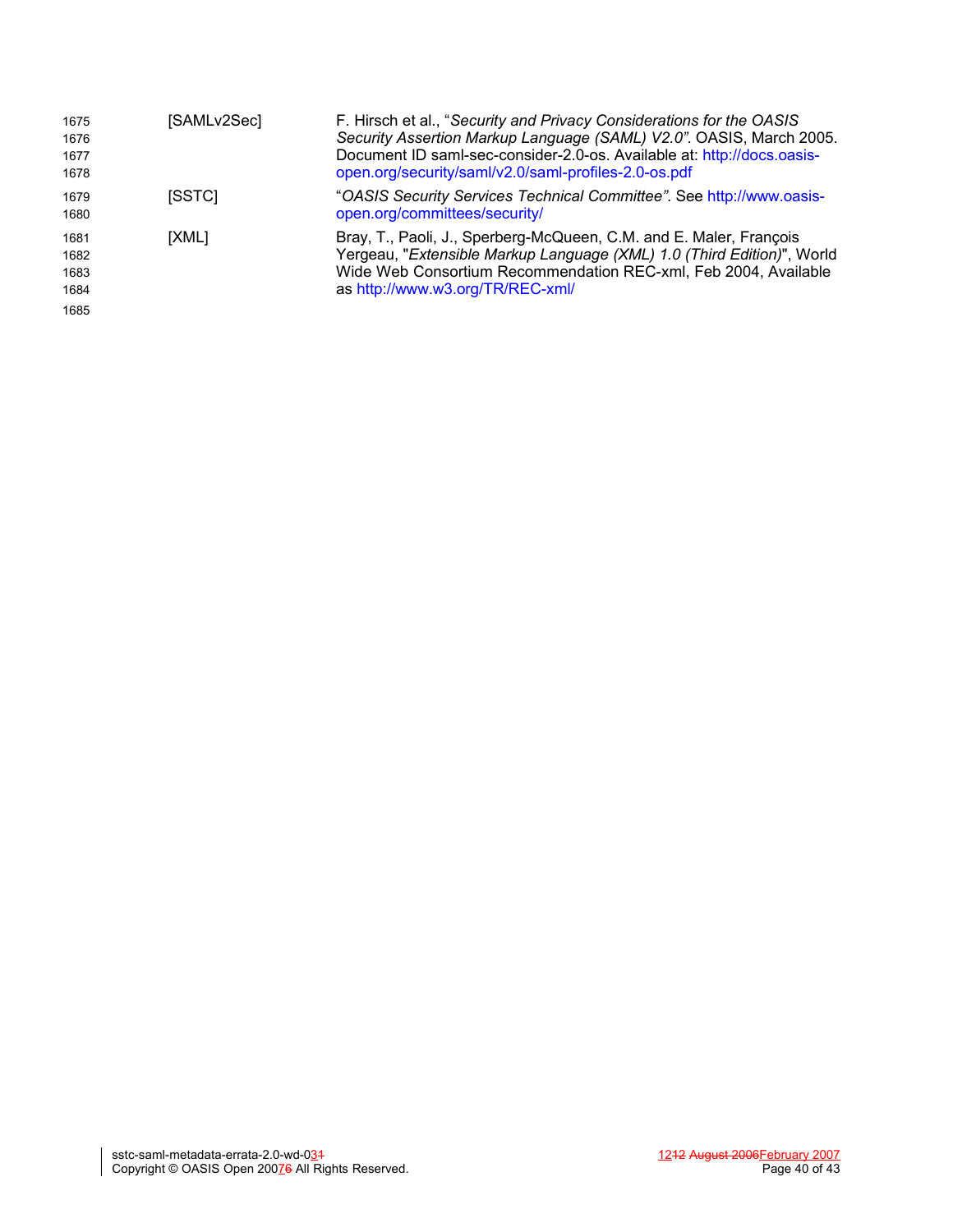[SAMLv2Sec] F. Hirsch et al., "*Security and Privacy Considerations for the OASIS Security Assertion Markup Language (SAML) V2.0*". OASIS, March 2005. Document ID saml-sec-consider-2.0-os. Available at: http://docs.oasis-open.org/security/saml/v2.0/saml-profiles-2.0-os.pdf

[SSTC] "*OASIS Security Services Technical Committee*". See http://www.oasis-open.org/committees/security/

[XML] Bray, T., Paoli, J., Sperberg-McQueen, C.M. and E. Maler, François Yergeau, "*Extensible Markup Language (XML) 1.0 (Third Edition)*", World Wide Web Consortium Recommendation REC-xml, Feb 2004, Available as http://www.w3.org/TR/REC-xml/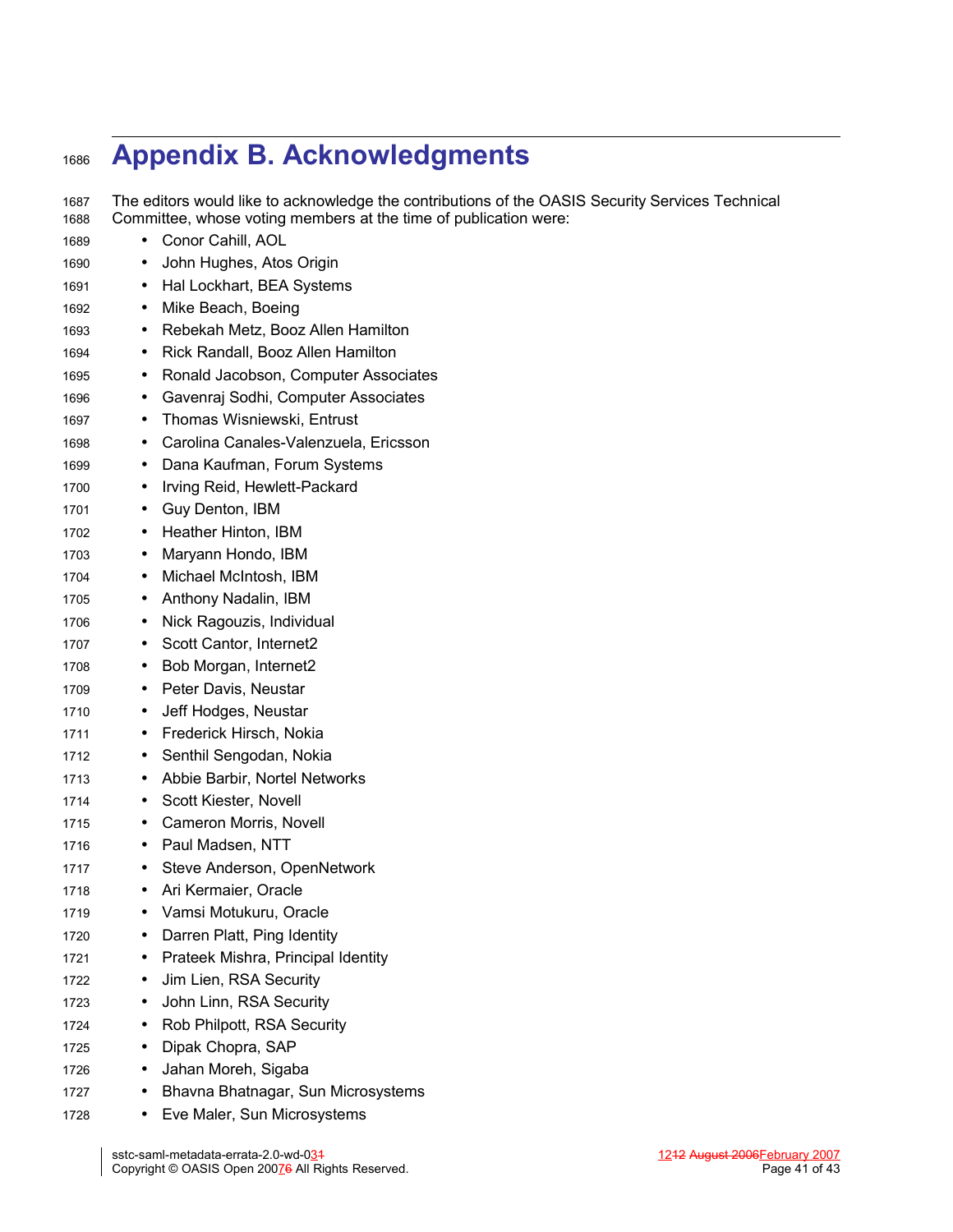# Appendix B. Acknowledgments

The editors would like to acknowledge the contributions of the OASIS Security Services Technical Committee, whose voting members at the time of publication were:

- Conor Cahill, AOL
- John Hughes, Atos Origin
- Hal Lockhart, BEA Systems
- Mike Beach, Boeing
- Rebekah Metz, Booz Allen Hamilton
- Rick Randall, Booz Allen Hamilton
- Ronald Jacobson, Computer Associates
- Gavenraj Sodhi, Computer Associates
- Thomas Wisniewski, Entrust
- Carolina Canales-Valenzuela, Ericsson
- Dana Kaufman, Forum Systems
- Irving Reid, Hewlett-Packard
- Guy Denton, IBM
- Heather Hinton, IBM
- Maryann Hondo, IBM
- Michael McIntosh, IBM
- Anthony Nadalin, IBM
- Nick Ragouzis, Individual
- Scott Cantor, Internet2
- Bob Morgan, Internet2
- Peter Davis, Neustar
- Jeff Hodges, Neustar
- Frederick Hirsch, Nokia
- Senthil Sengodan, Nokia
- Abbie Barbir, Nortel Networks
- Scott Kiester, Novell
- Cameron Morris, Novell
- Paul Madsen, NTT
- Steve Anderson, OpenNetwork
- Ari Kermaier, Oracle
- Vamsi Motukuru, Oracle
- Darren Platt, Ping Identity
- Prateek Mishra, Principal Identity
- Jim Lien, RSA Security
- John Linn, RSA Security
- Rob Philpott, RSA Security
- Dipak Chopra, SAP
- Jahan Moreh, Sigaba
- Bhavna Bhatnagar, Sun Microsystems
- Eve Maler, Sun Microsystems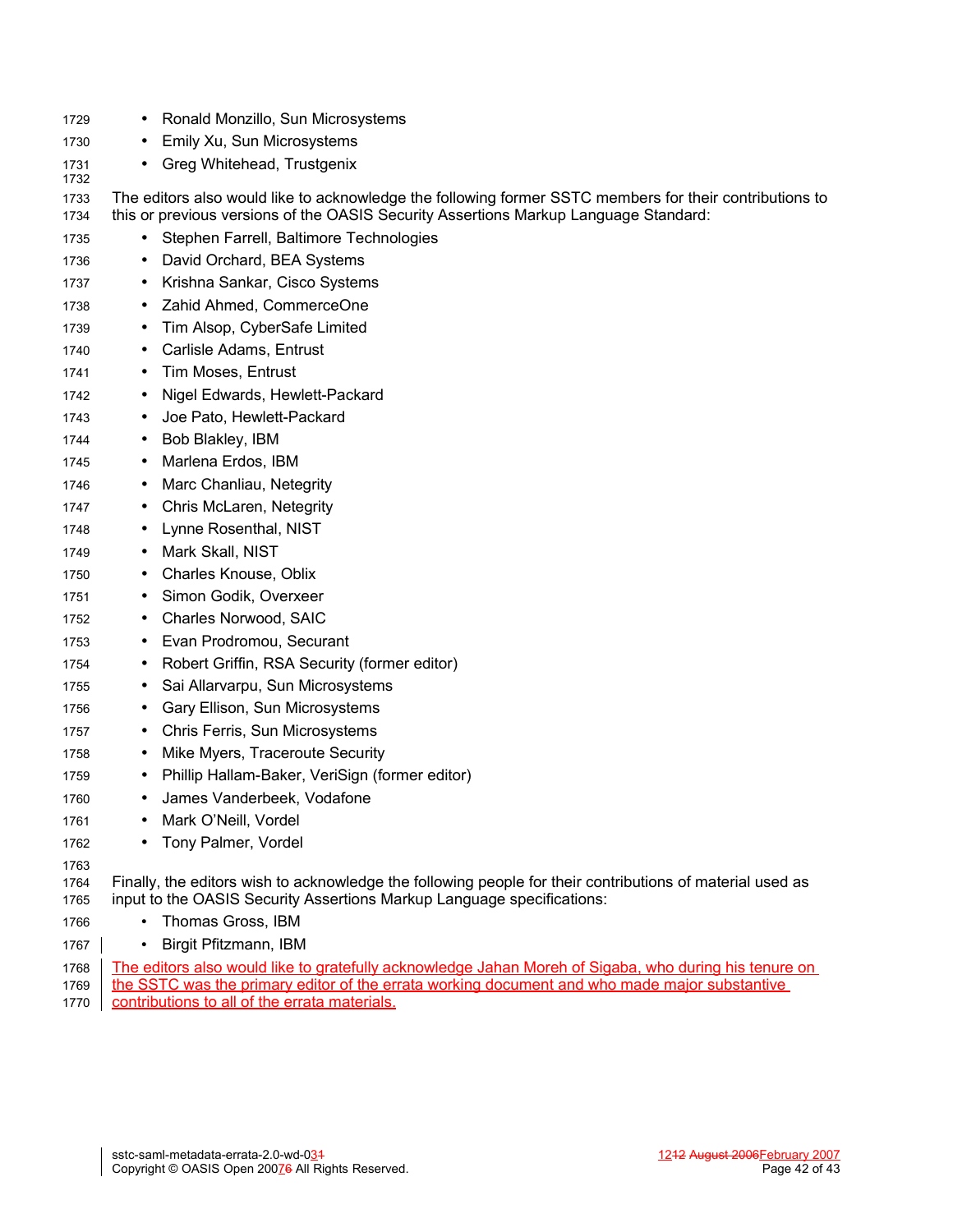- Ronald Monzillo, Sun Microsystems
- Emily Xu, Sun Microsystems
- Greg Whitehead, Trustgenix

The editors also would like to acknowledge the following former SSTC members for their contributions to this or previous versions of the OASIS Security Assertions Markup Language Standard:

- Stephen Farrell, Baltimore Technologies
- David Orchard, BEA Systems
- Krishna Sankar, Cisco Systems
- Zahid Ahmed, CommerceOne
- Tim Alsop, CyberSafe Limited
- Carlisle Adams, Entrust
- Tim Moses, Entrust
- Nigel Edwards, Hewlett-Packard
- Joe Pato, Hewlett-Packard
- Bob Blakley, IBM
- Marlena Erdos, IBM
- Marc Chanliau, Netegrity
- Chris McLaren, Netegrity
- Lynne Rosenthal, NIST
- Mark Skall, NIST
- Charles Knouse, Oblix
- Simon Godik, Overxeer
- Charles Norwood, SAIC
- Evan Prodromou, Securant
- Robert Griffin, RSA Security (former editor)
- Sai Allarvarpu, Sun Microsystems
- Gary Ellison, Sun Microsystems
- Chris Ferris, Sun Microsystems
- Mike Myers, Traceroute Security
- Phillip Hallam-Baker, VeriSign (former editor)
- James Vanderbeek, Vodafone
- Mark O'Neill, Vordel
- Tony Palmer, Vordel

Finally, the editors wish to acknowledge the following people for their contributions of material used as input to the OASIS Security Assertions Markup Language specifications:

- Thomas Gross, IBM
- Birgit Pfitzmann, IBM

The editors also would like to gratefully acknowledge Jahan Moreh of Sigaba, who during his tenure on the SSTC was the primary editor of the errata working document and who made major substantive contributions to all of the errata materials.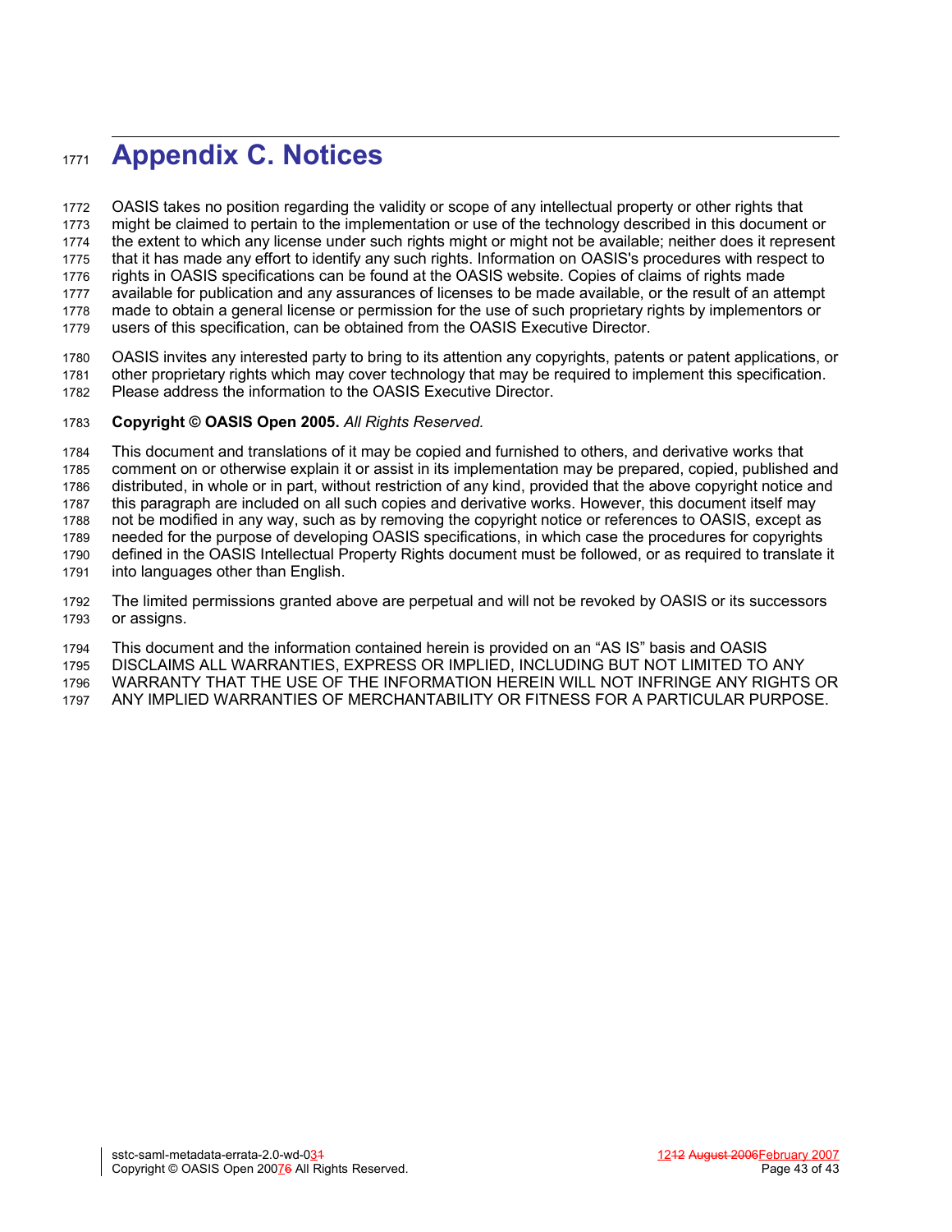# Appendix C. Notices

OASIS takes no position regarding the validity or scope of any intellectual property or other rights that might be claimed to pertain to the implementation or use of the technology described in this document or the extent to which any license under such rights might or might not be available; neither does it represent that it has made any effort to identify any such rights. Information on OASIS's procedures with respect to rights in OASIS specifications can be found at the OASIS website. Copies of claims of rights made available for publication and any assurances of licenses to be made available, or the result of an attempt made to obtain a general license or permission for the use of such proprietary rights by implementors or users of this specification, can be obtained from the OASIS Executive Director.

OASIS invites any interested party to bring to its attention any copyrights, patents or patent applications, or other proprietary rights which may cover technology that may be required to implement this specification. Please address the information to the OASIS Executive Director.

**Copyright © OASIS Open 2005.** *All Rights Reserved.*

This document and translations of it may be copied and furnished to others, and derivative works that comment on or otherwise explain it or assist in its implementation may be prepared, copied, published and distributed, in whole or in part, without restriction of any kind, provided that the above copyright notice and this paragraph are included on all such copies and derivative works. However, this document itself may not be modified in any way, such as by removing the copyright notice or references to OASIS, except as needed for the purpose of developing OASIS specifications, in which case the procedures for copyrights defined in the OASIS Intellectual Property Rights document must be followed, or as required to translate it into languages other than English.

The limited permissions granted above are perpetual and will not be revoked by OASIS or its successors or assigns.

This document and the information contained herein is provided on an "AS IS" basis and OASIS DISCLAIMS ALL WARRANTIES, EXPRESS OR IMPLIED, INCLUDING BUT NOT LIMITED TO ANY WARRANTY THAT THE USE OF THE INFORMATION HEREIN WILL NOT INFRINGE ANY RIGHTS OR ANY IMPLIED WARRANTIES OF MERCHANTABILITY OR FITNESS FOR A PARTICULAR PURPOSE.